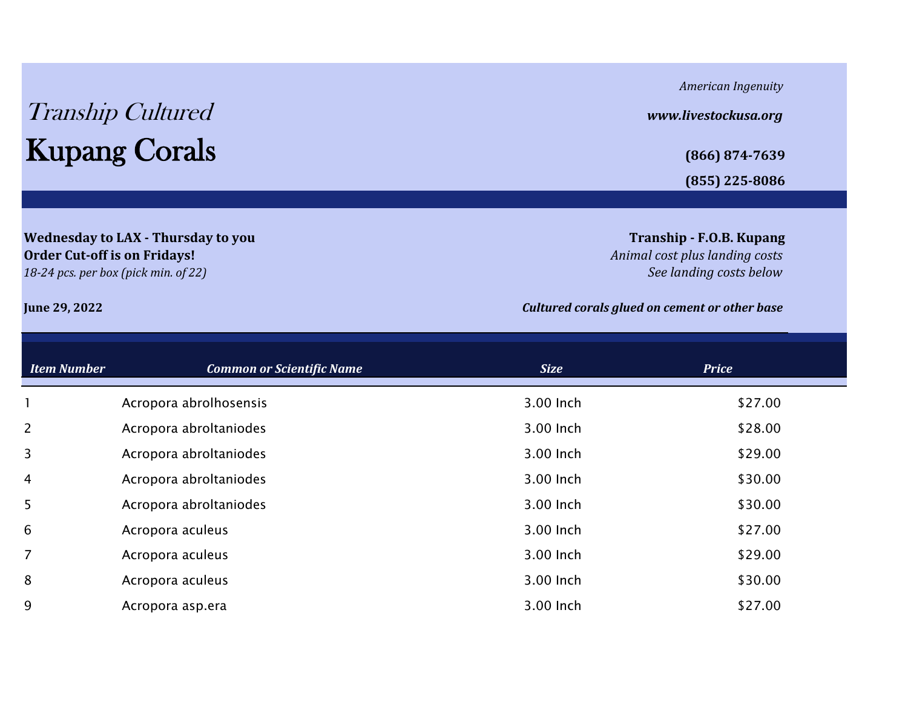# *Transship Cultured*
# Kupang Corals

*American Ingenuity*

***www.livestockusa.org***

**(866) 874-7639**

**(855) 225-8086**

**Wednesday to LAX - Thursday to you**
**Order Cut-off is on Fridays!**
*18-24 pcs. per box (pick min. of 22)*

**Tranship - F.O.B. Kupang**
*Animal cost plus landing costs*
*See landing costs below*

**June 29, 2022**

***Cultured corals glued on cement or other base***

| *Item Number* | *Common or Scientific Name* | *Size* | *Price* |
|---|---|---|---|
| 1 | Acropora abrolhosensis | 3.00 Inch | $27.00 |
| 2 | Acropora abroltaniodes | 3.00 Inch | $28.00 |
| 3 | Acropora abroltaniodes | 3.00 Inch | $29.00 |
| 4 | Acropora abroltaniodes | 3.00 Inch | $30.00 |
| 5 | Acropora abroltaniodes | 3.00 Inch | $30.00 |
| 6 | Acropora aculeus | 3.00 Inch | $27.00 |
| 7 | Acropora aculeus | 3.00 Inch | $29.00 |
| 8 | Acropora aculeus | 3.00 Inch | $30.00 |
| 9 | Acropora asp.era | 3.00 Inch | $27.00 |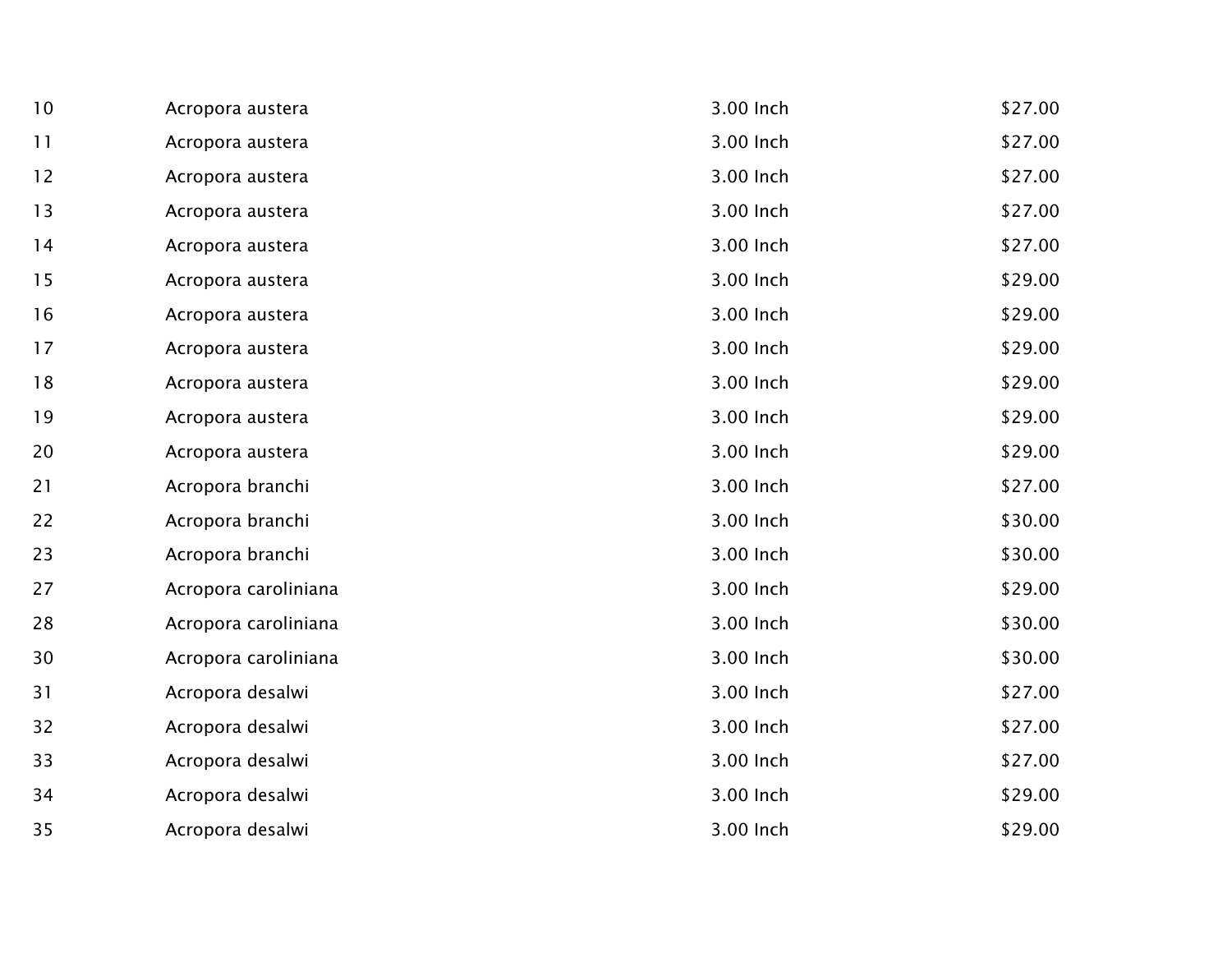| | | | |
|---|---|---|---|
| 10 | Acropora austera | 3.00 Inch | $27.00 |
| 11 | Acropora austera | 3.00 Inch | $27.00 |
| 12 | Acropora austera | 3.00 Inch | $27.00 |
| 13 | Acropora austera | 3.00 Inch | $27.00 |
| 14 | Acropora austera | 3.00 Inch | $27.00 |
| 15 | Acropora austera | 3.00 Inch | $29.00 |
| 16 | Acropora austera | 3.00 Inch | $29.00 |
| 17 | Acropora austera | 3.00 Inch | $29.00 |
| 18 | Acropora austera | 3.00 Inch | $29.00 |
| 19 | Acropora austera | 3.00 Inch | $29.00 |
| 20 | Acropora austera | 3.00 Inch | $29.00 |
| 21 | Acropora branchi | 3.00 Inch | $27.00 |
| 22 | Acropora branchi | 3.00 Inch | $30.00 |
| 23 | Acropora branchi | 3.00 Inch | $30.00 |
| 27 | Acropora caroliniana | 3.00 Inch | $29.00 |
| 28 | Acropora caroliniana | 3.00 Inch | $30.00 |
| 30 | Acropora caroliniana | 3.00 Inch | $30.00 |
| 31 | Acropora desalwi | 3.00 Inch | $27.00 |
| 32 | Acropora desalwi | 3.00 Inch | $27.00 |
| 33 | Acropora desalwi | 3.00 Inch | $27.00 |
| 34 | Acropora desalwi | 3.00 Inch | $29.00 |
| 35 | Acropora desalwi | 3.00 Inch | $29.00 |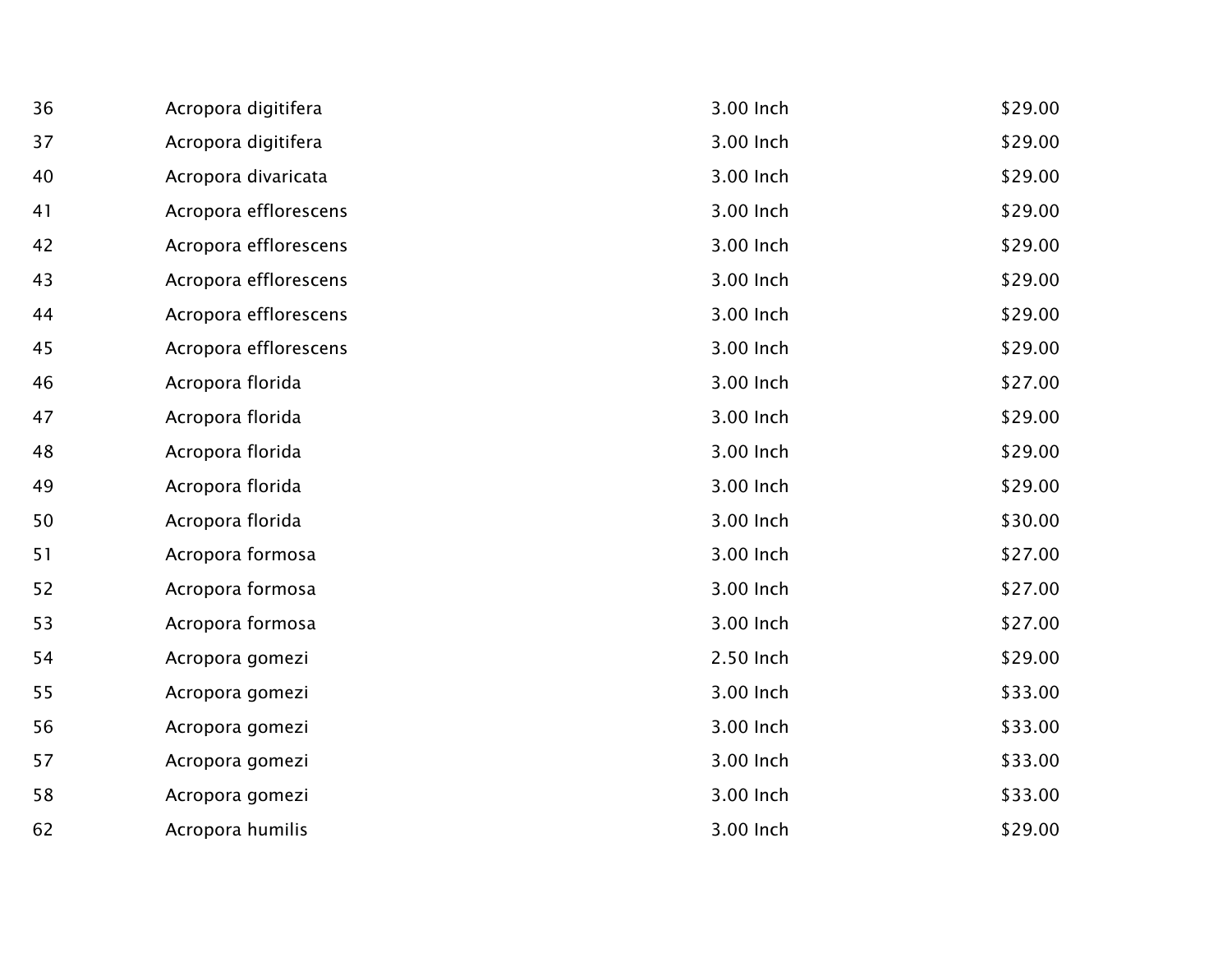| | | | |
|---|---|---|---|
| 36 | Acropora digitifera | 3.00 Inch | $29.00 |
| 37 | Acropora digitifera | 3.00 Inch | $29.00 |
| 40 | Acropora divaricata | 3.00 Inch | $29.00 |
| 41 | Acropora efflorescens | 3.00 Inch | $29.00 |
| 42 | Acropora efflorescens | 3.00 Inch | $29.00 |
| 43 | Acropora efflorescens | 3.00 Inch | $29.00 |
| 44 | Acropora efflorescens | 3.00 Inch | $29.00 |
| 45 | Acropora efflorescens | 3.00 Inch | $29.00 |
| 46 | Acropora florida | 3.00 Inch | $27.00 |
| 47 | Acropora florida | 3.00 Inch | $29.00 |
| 48 | Acropora florida | 3.00 Inch | $29.00 |
| 49 | Acropora florida | 3.00 Inch | $29.00 |
| 50 | Acropora florida | 3.00 Inch | $30.00 |
| 51 | Acropora formosa | 3.00 Inch | $27.00 |
| 52 | Acropora formosa | 3.00 Inch | $27.00 |
| 53 | Acropora formosa | 3.00 Inch | $27.00 |
| 54 | Acropora gomezi | 2.50 Inch | $29.00 |
| 55 | Acropora gomezi | 3.00 Inch | $33.00 |
| 56 | Acropora gomezi | 3.00 Inch | $33.00 |
| 57 | Acropora gomezi | 3.00 Inch | $33.00 |
| 58 | Acropora gomezi | 3.00 Inch | $33.00 |
| 62 | Acropora humilis | 3.00 Inch | $29.00 |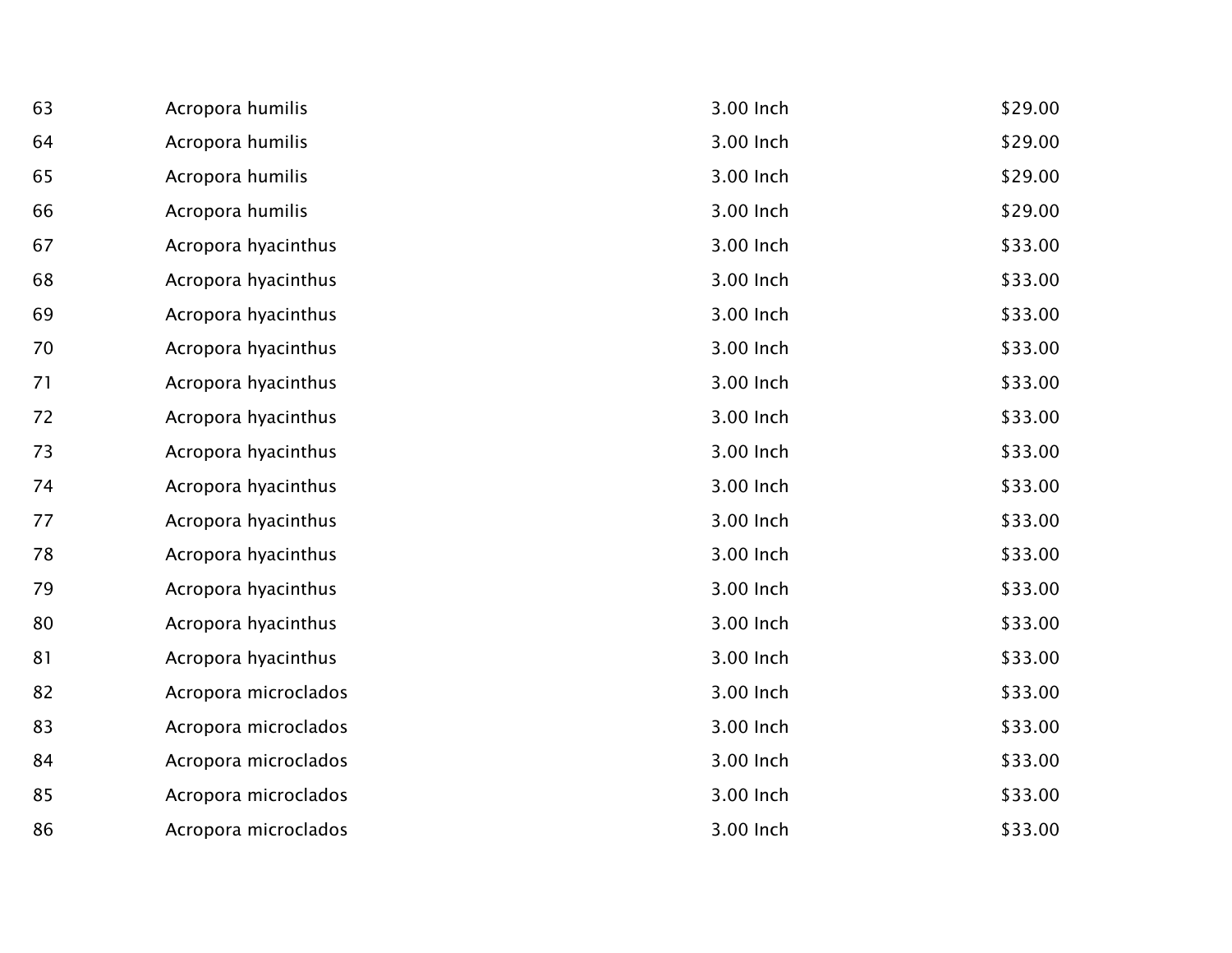| | | | |
|---|---|---|---|
| 63 | Acropora humilis | 3.00 Inch | $29.00 |
| 64 | Acropora humilis | 3.00 Inch | $29.00 |
| 65 | Acropora humilis | 3.00 Inch | $29.00 |
| 66 | Acropora humilis | 3.00 Inch | $29.00 |
| 67 | Acropora hyacinthus | 3.00 Inch | $33.00 |
| 68 | Acropora hyacinthus | 3.00 Inch | $33.00 |
| 69 | Acropora hyacinthus | 3.00 Inch | $33.00 |
| 70 | Acropora hyacinthus | 3.00 Inch | $33.00 |
| 71 | Acropora hyacinthus | 3.00 Inch | $33.00 |
| 72 | Acropora hyacinthus | 3.00 Inch | $33.00 |
| 73 | Acropora hyacinthus | 3.00 Inch | $33.00 |
| 74 | Acropora hyacinthus | 3.00 Inch | $33.00 |
| 77 | Acropora hyacinthus | 3.00 Inch | $33.00 |
| 78 | Acropora hyacinthus | 3.00 Inch | $33.00 |
| 79 | Acropora hyacinthus | 3.00 Inch | $33.00 |
| 80 | Acropora hyacinthus | 3.00 Inch | $33.00 |
| 81 | Acropora hyacinthus | 3.00 Inch | $33.00 |
| 82 | Acropora microclados | 3.00 Inch | $33.00 |
| 83 | Acropora microclados | 3.00 Inch | $33.00 |
| 84 | Acropora microclados | 3.00 Inch | $33.00 |
| 85 | Acropora microclados | 3.00 Inch | $33.00 |
| 86 | Acropora microclados | 3.00 Inch | $33.00 |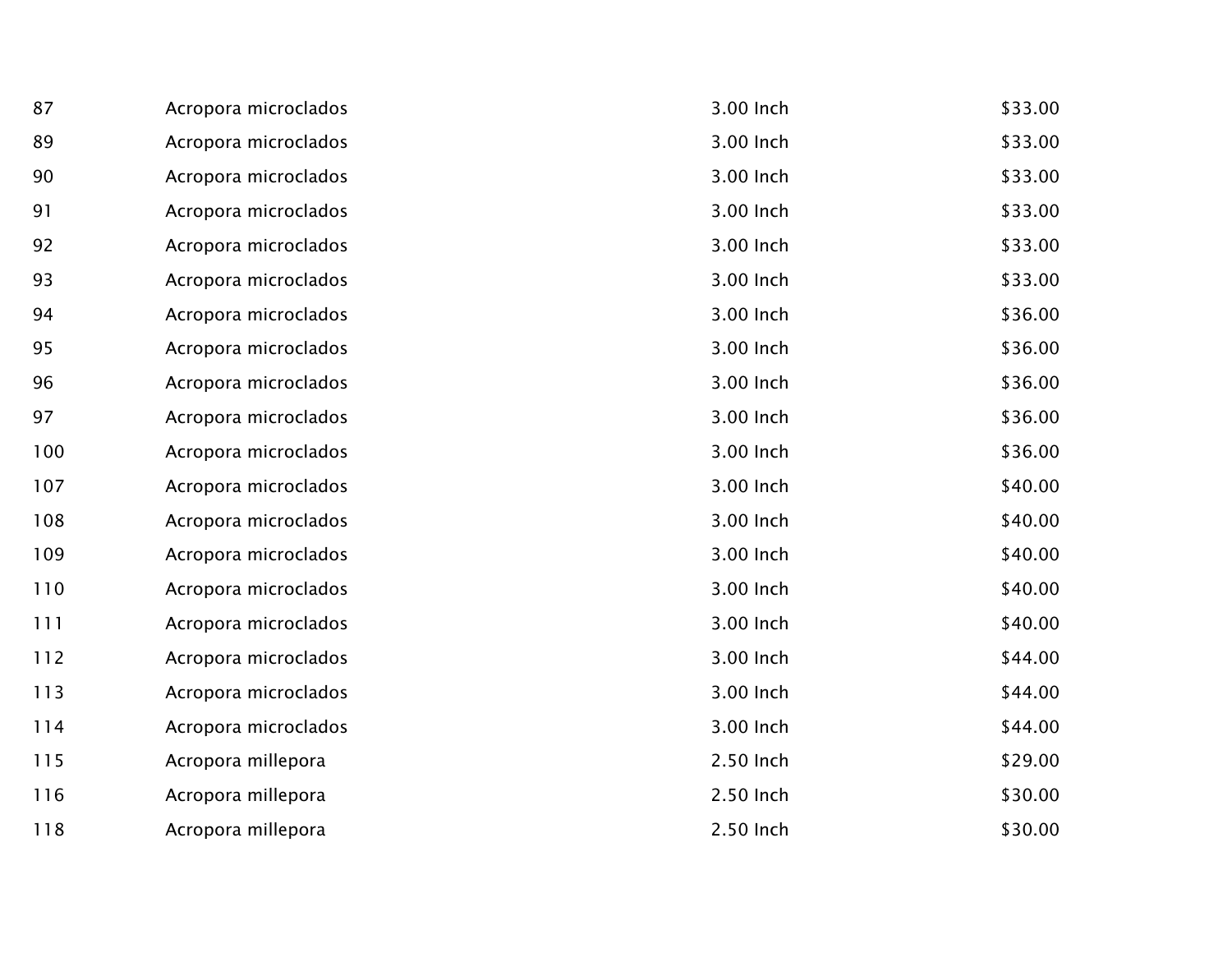| | | | |
|---|---|---|---|
| 87 | Acropora microclados | 3.00 Inch | $33.00 |
| 89 | Acropora microclados | 3.00 Inch | $33.00 |
| 90 | Acropora microclados | 3.00 Inch | $33.00 |
| 91 | Acropora microclados | 3.00 Inch | $33.00 |
| 92 | Acropora microclados | 3.00 Inch | $33.00 |
| 93 | Acropora microclados | 3.00 Inch | $33.00 |
| 94 | Acropora microclados | 3.00 Inch | $36.00 |
| 95 | Acropora microclados | 3.00 Inch | $36.00 |
| 96 | Acropora microclados | 3.00 Inch | $36.00 |
| 97 | Acropora microclados | 3.00 Inch | $36.00 |
| 100 | Acropora microclados | 3.00 Inch | $36.00 |
| 107 | Acropora microclados | 3.00 Inch | $40.00 |
| 108 | Acropora microclados | 3.00 Inch | $40.00 |
| 109 | Acropora microclados | 3.00 Inch | $40.00 |
| 110 | Acropora microclados | 3.00 Inch | $40.00 |
| 111 | Acropora microclados | 3.00 Inch | $40.00 |
| 112 | Acropora microclados | 3.00 Inch | $44.00 |
| 113 | Acropora microclados | 3.00 Inch | $44.00 |
| 114 | Acropora microclados | 3.00 Inch | $44.00 |
| 115 | Acropora millepora | 2.50 Inch | $29.00 |
| 116 | Acropora millepora | 2.50 Inch | $30.00 |
| 118 | Acropora millepora | 2.50 Inch | $30.00 |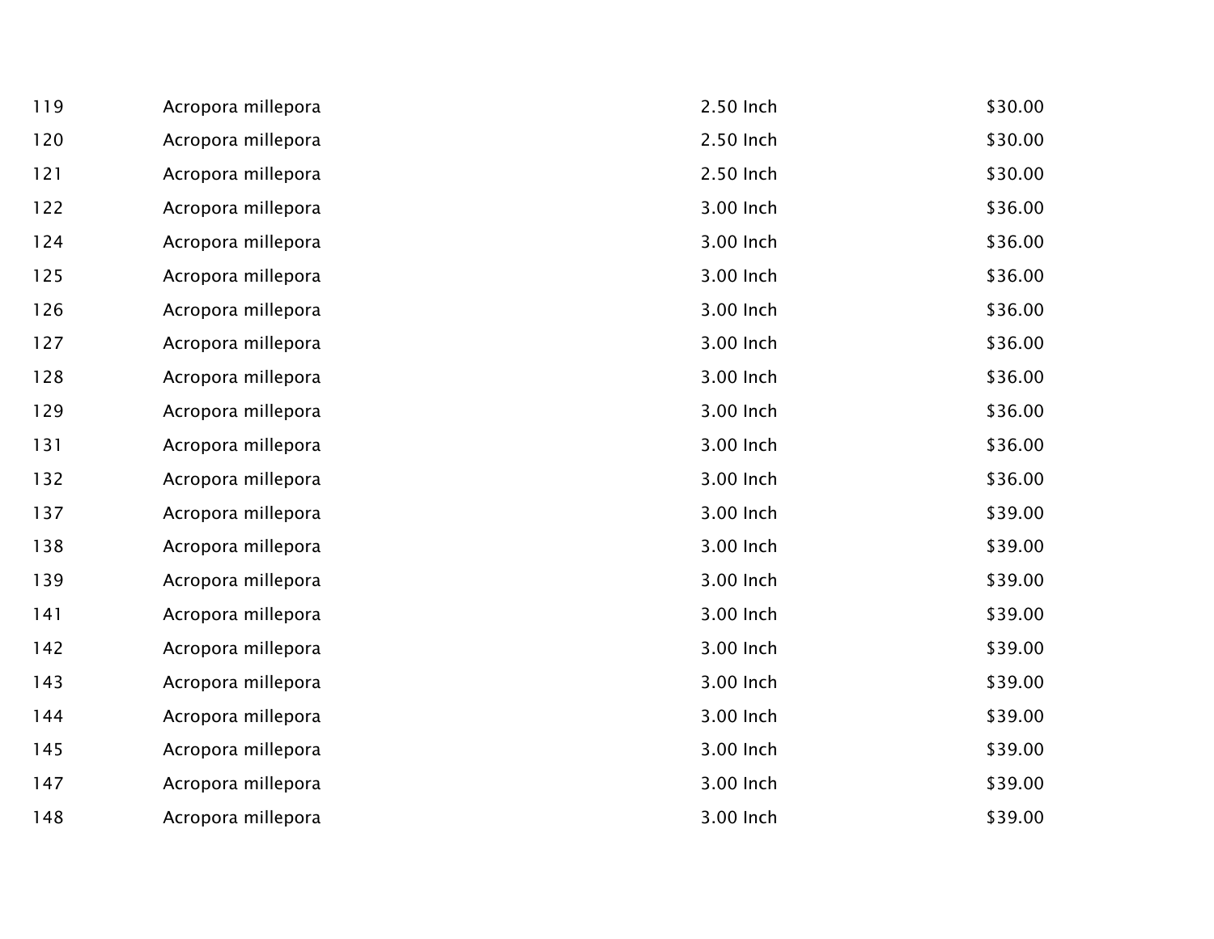| | | | |
|---|---|---|---|
| 119 | Acropora millepora | 2.50 Inch | $30.00 |
| 120 | Acropora millepora | 2.50 Inch | $30.00 |
| 121 | Acropora millepora | 2.50 Inch | $30.00 |
| 122 | Acropora millepora | 3.00 Inch | $36.00 |
| 124 | Acropora millepora | 3.00 Inch | $36.00 |
| 125 | Acropora millepora | 3.00 Inch | $36.00 |
| 126 | Acropora millepora | 3.00 Inch | $36.00 |
| 127 | Acropora millepora | 3.00 Inch | $36.00 |
| 128 | Acropora millepora | 3.00 Inch | $36.00 |
| 129 | Acropora millepora | 3.00 Inch | $36.00 |
| 131 | Acropora millepora | 3.00 Inch | $36.00 |
| 132 | Acropora millepora | 3.00 Inch | $36.00 |
| 137 | Acropora millepora | 3.00 Inch | $39.00 |
| 138 | Acropora millepora | 3.00 Inch | $39.00 |
| 139 | Acropora millepora | 3.00 Inch | $39.00 |
| 141 | Acropora millepora | 3.00 Inch | $39.00 |
| 142 | Acropora millepora | 3.00 Inch | $39.00 |
| 143 | Acropora millepora | 3.00 Inch | $39.00 |
| 144 | Acropora millepora | 3.00 Inch | $39.00 |
| 145 | Acropora millepora | 3.00 Inch | $39.00 |
| 147 | Acropora millepora | 3.00 Inch | $39.00 |
| 148 | Acropora millepora | 3.00 Inch | $39.00 |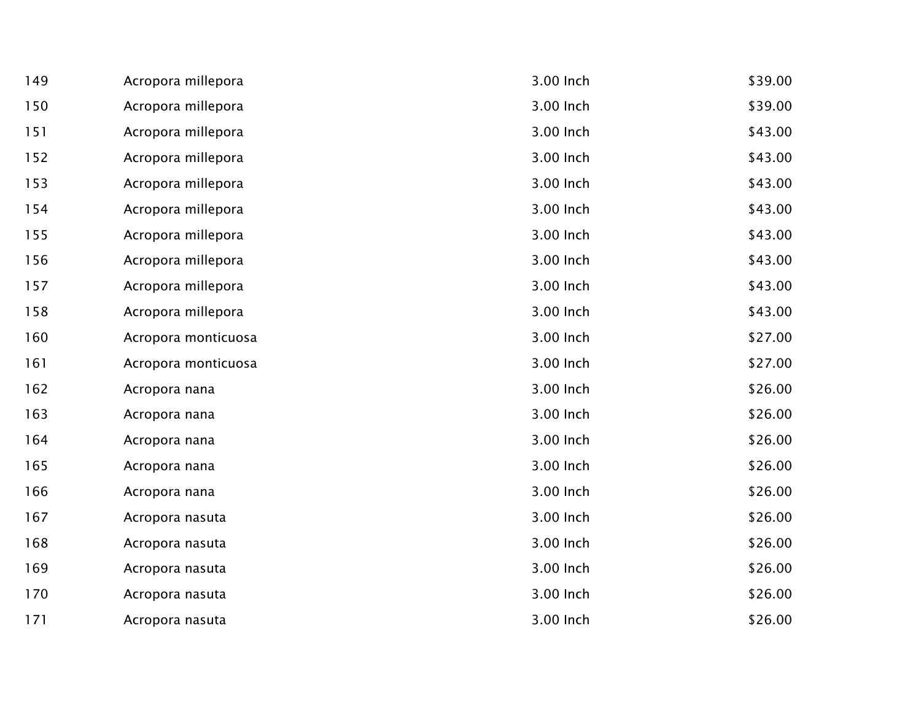| | | | |
|---|---|---|---|
| 149 | Acropora millepora | 3.00 Inch | $39.00 |
| 150 | Acropora millepora | 3.00 Inch | $39.00 |
| 151 | Acropora millepora | 3.00 Inch | $43.00 |
| 152 | Acropora millepora | 3.00 Inch | $43.00 |
| 153 | Acropora millepora | 3.00 Inch | $43.00 |
| 154 | Acropora millepora | 3.00 Inch | $43.00 |
| 155 | Acropora millepora | 3.00 Inch | $43.00 |
| 156 | Acropora millepora | 3.00 Inch | $43.00 |
| 157 | Acropora millepora | 3.00 Inch | $43.00 |
| 158 | Acropora millepora | 3.00 Inch | $43.00 |
| 160 | Acropora monticuosa | 3.00 Inch | $27.00 |
| 161 | Acropora monticuosa | 3.00 Inch | $27.00 |
| 162 | Acropora nana | 3.00 Inch | $26.00 |
| 163 | Acropora nana | 3.00 Inch | $26.00 |
| 164 | Acropora nana | 3.00 Inch | $26.00 |
| 165 | Acropora nana | 3.00 Inch | $26.00 |
| 166 | Acropora nana | 3.00 Inch | $26.00 |
| 167 | Acropora nasuta | 3.00 Inch | $26.00 |
| 168 | Acropora nasuta | 3.00 Inch | $26.00 |
| 169 | Acropora nasuta | 3.00 Inch | $26.00 |
| 170 | Acropora nasuta | 3.00 Inch | $26.00 |
| 171 | Acropora nasuta | 3.00 Inch | $26.00 |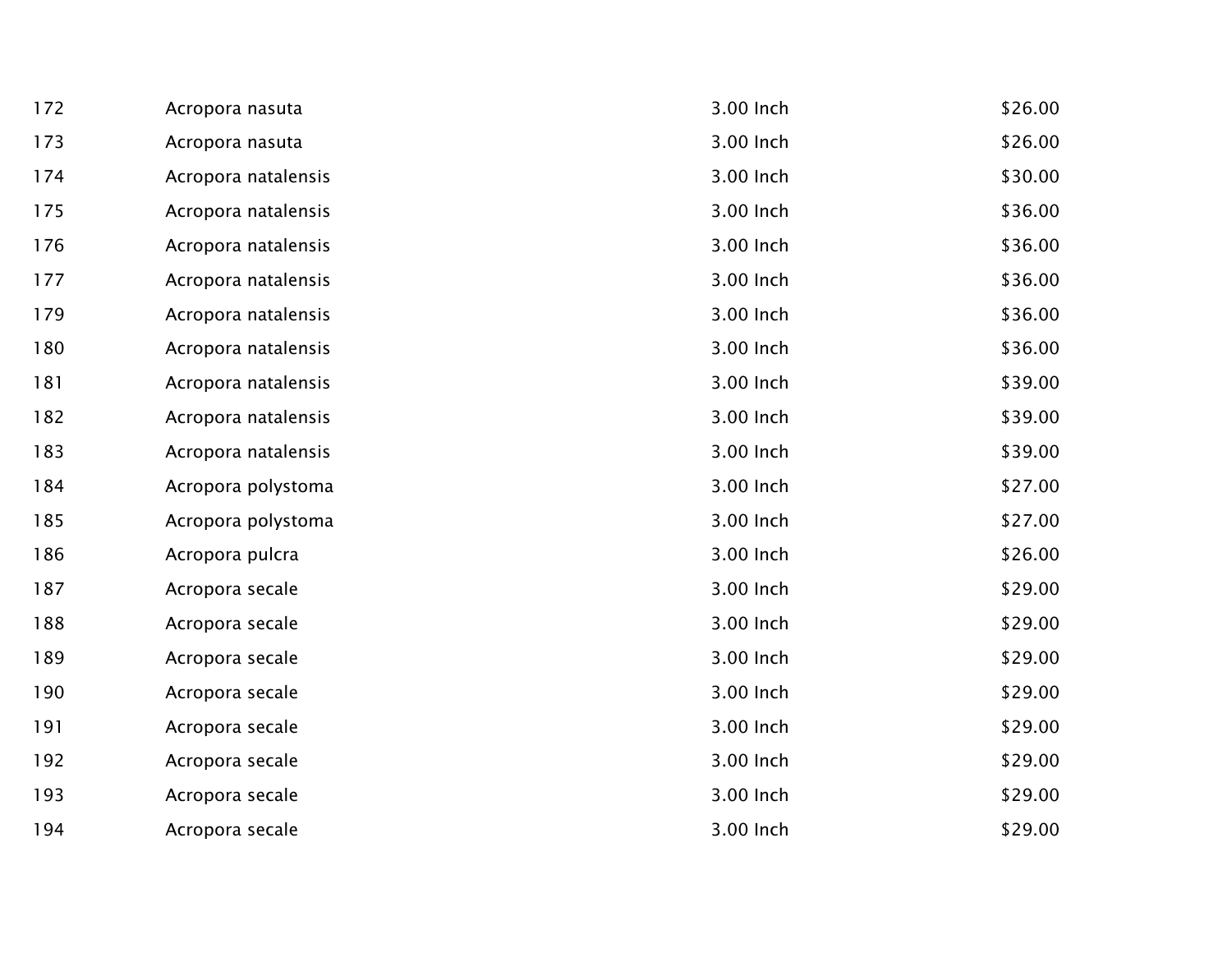| | | | |
|---|---|---|---|
| 172 | Acropora nasuta | 3.00 Inch | $26.00 |
| 173 | Acropora nasuta | 3.00 Inch | $26.00 |
| 174 | Acropora natalensis | 3.00 Inch | $30.00 |
| 175 | Acropora natalensis | 3.00 Inch | $36.00 |
| 176 | Acropora natalensis | 3.00 Inch | $36.00 |
| 177 | Acropora natalensis | 3.00 Inch | $36.00 |
| 179 | Acropora natalensis | 3.00 Inch | $36.00 |
| 180 | Acropora natalensis | 3.00 Inch | $36.00 |
| 181 | Acropora natalensis | 3.00 Inch | $39.00 |
| 182 | Acropora natalensis | 3.00 Inch | $39.00 |
| 183 | Acropora natalensis | 3.00 Inch | $39.00 |
| 184 | Acropora polystoma | 3.00 Inch | $27.00 |
| 185 | Acropora polystoma | 3.00 Inch | $27.00 |
| 186 | Acropora pulcra | 3.00 Inch | $26.00 |
| 187 | Acropora secale | 3.00 Inch | $29.00 |
| 188 | Acropora secale | 3.00 Inch | $29.00 |
| 189 | Acropora secale | 3.00 Inch | $29.00 |
| 190 | Acropora secale | 3.00 Inch | $29.00 |
| 191 | Acropora secale | 3.00 Inch | $29.00 |
| 192 | Acropora secale | 3.00 Inch | $29.00 |
| 193 | Acropora secale | 3.00 Inch | $29.00 |
| 194 | Acropora secale | 3.00 Inch | $29.00 |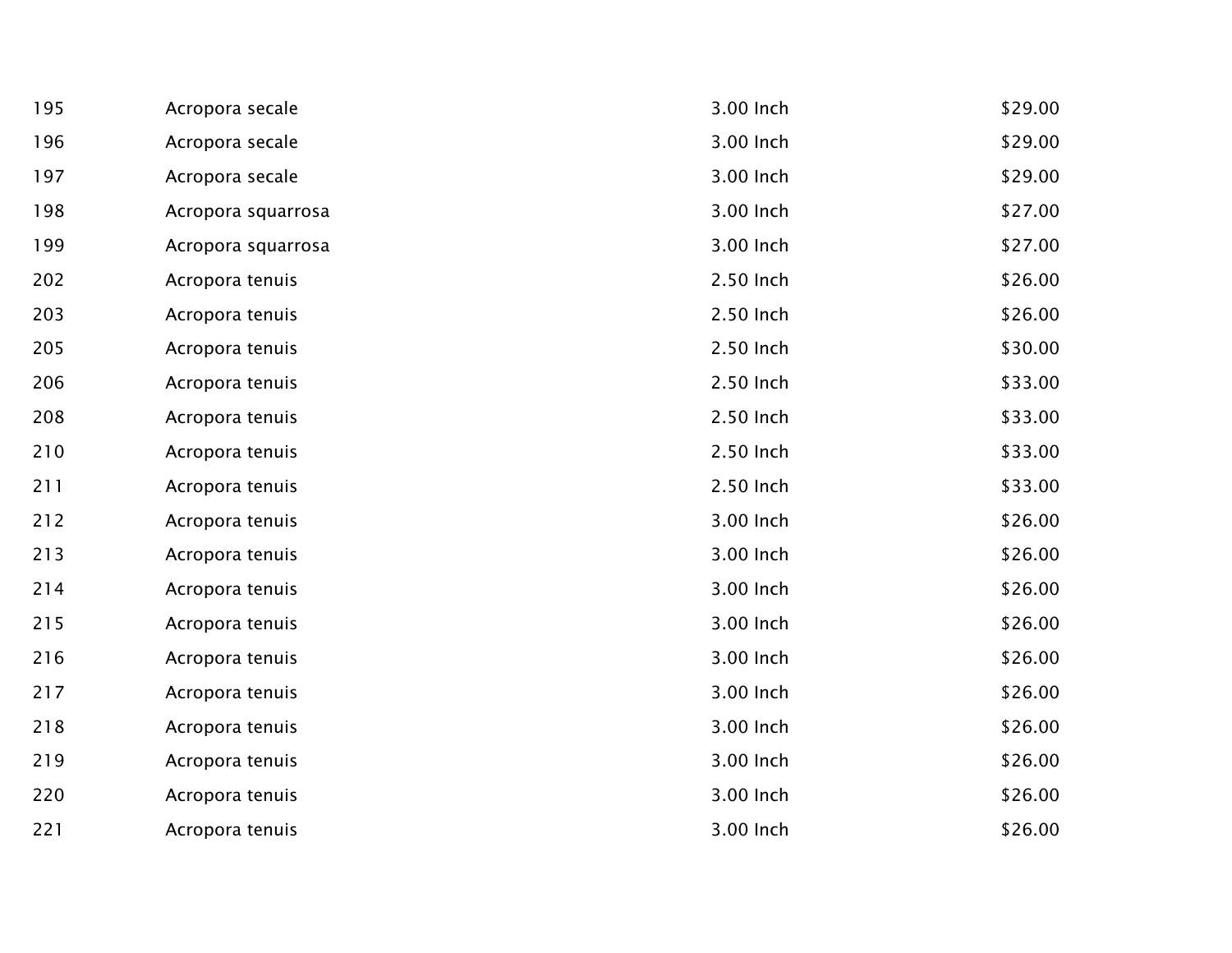| | | | |
|---|---|---|---|
| 195 | Acropora secale | 3.00 Inch | $29.00 |
| 196 | Acropora secale | 3.00 Inch | $29.00 |
| 197 | Acropora secale | 3.00 Inch | $29.00 |
| 198 | Acropora squarrosa | 3.00 Inch | $27.00 |
| 199 | Acropora squarrosa | 3.00 Inch | $27.00 |
| 202 | Acropora tenuis | 2.50 Inch | $26.00 |
| 203 | Acropora tenuis | 2.50 Inch | $26.00 |
| 205 | Acropora tenuis | 2.50 Inch | $30.00 |
| 206 | Acropora tenuis | 2.50 Inch | $33.00 |
| 208 | Acropora tenuis | 2.50 Inch | $33.00 |
| 210 | Acropora tenuis | 2.50 Inch | $33.00 |
| 211 | Acropora tenuis | 2.50 Inch | $33.00 |
| 212 | Acropora tenuis | 3.00 Inch | $26.00 |
| 213 | Acropora tenuis | 3.00 Inch | $26.00 |
| 214 | Acropora tenuis | 3.00 Inch | $26.00 |
| 215 | Acropora tenuis | 3.00 Inch | $26.00 |
| 216 | Acropora tenuis | 3.00 Inch | $26.00 |
| 217 | Acropora tenuis | 3.00 Inch | $26.00 |
| 218 | Acropora tenuis | 3.00 Inch | $26.00 |
| 219 | Acropora tenuis | 3.00 Inch | $26.00 |
| 220 | Acropora tenuis | 3.00 Inch | $26.00 |
| 221 | Acropora tenuis | 3.00 Inch | $26.00 |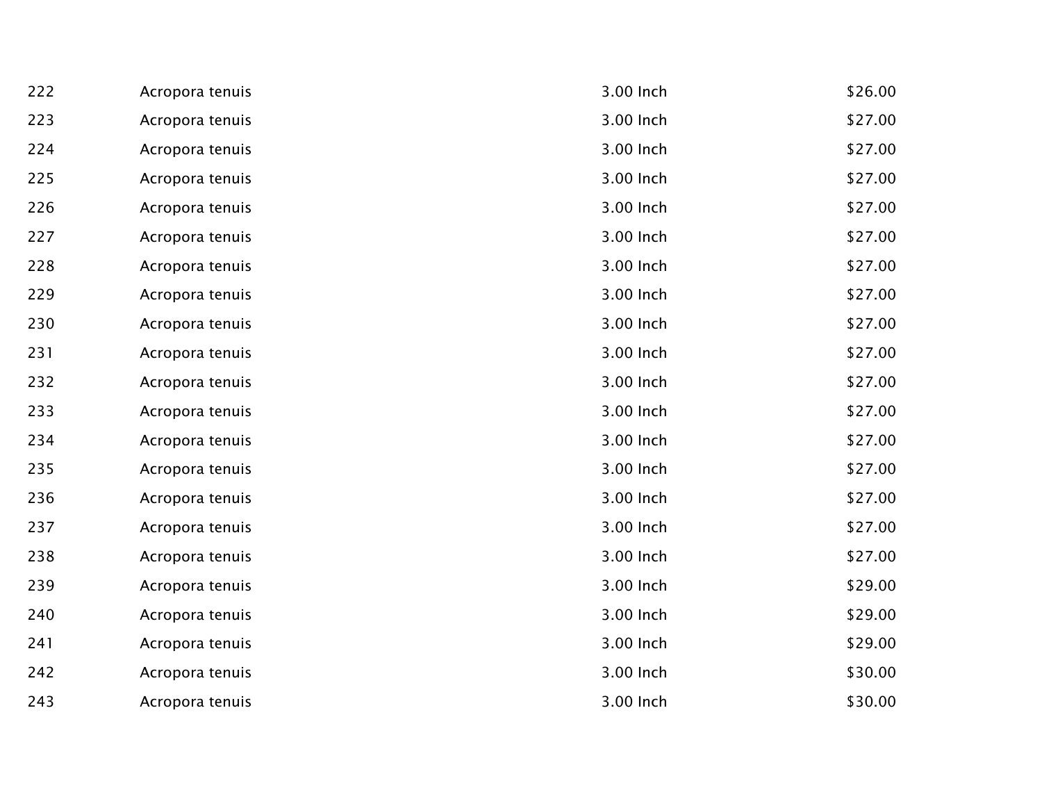| 222 | Acropora tenuis | 3.00 Inch | $26.00 |
|---|---|---|---|
| 223 | Acropora tenuis | 3.00 Inch | $27.00 |
| 224 | Acropora tenuis | 3.00 Inch | $27.00 |
| 225 | Acropora tenuis | 3.00 Inch | $27.00 |
| 226 | Acropora tenuis | 3.00 Inch | $27.00 |
| 227 | Acropora tenuis | 3.00 Inch | $27.00 |
| 228 | Acropora tenuis | 3.00 Inch | $27.00 |
| 229 | Acropora tenuis | 3.00 Inch | $27.00 |
| 230 | Acropora tenuis | 3.00 Inch | $27.00 |
| 231 | Acropora tenuis | 3.00 Inch | $27.00 |
| 232 | Acropora tenuis | 3.00 Inch | $27.00 |
| 233 | Acropora tenuis | 3.00 Inch | $27.00 |
| 234 | Acropora tenuis | 3.00 Inch | $27.00 |
| 235 | Acropora tenuis | 3.00 Inch | $27.00 |
| 236 | Acropora tenuis | 3.00 Inch | $27.00 |
| 237 | Acropora tenuis | 3.00 Inch | $27.00 |
| 238 | Acropora tenuis | 3.00 Inch | $27.00 |
| 239 | Acropora tenuis | 3.00 Inch | $29.00 |
| 240 | Acropora tenuis | 3.00 Inch | $29.00 |
| 241 | Acropora tenuis | 3.00 Inch | $29.00 |
| 242 | Acropora tenuis | 3.00 Inch | $30.00 |
| 243 | Acropora tenuis | 3.00 Inch | $30.00 |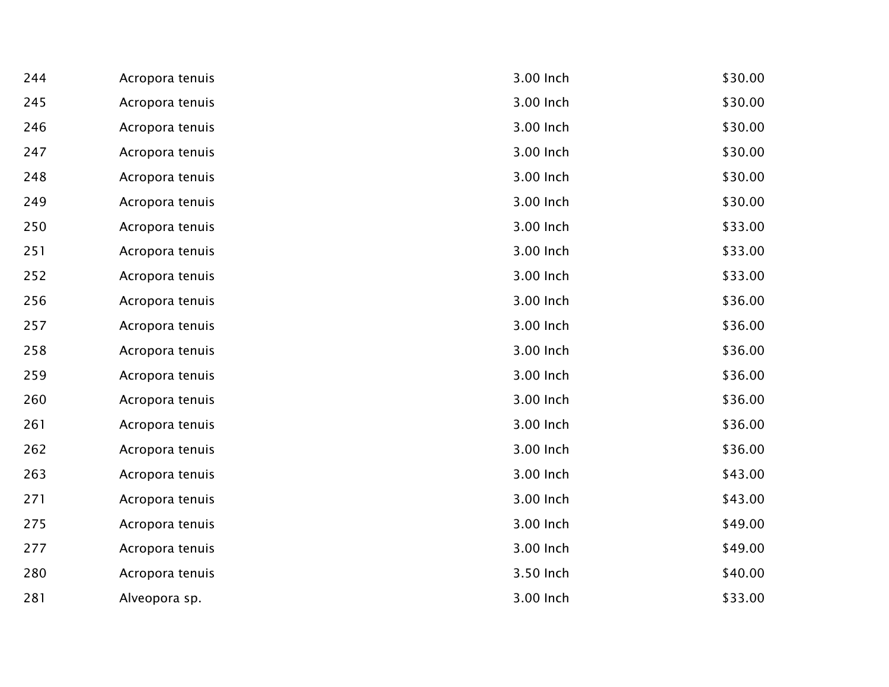| | | | |
|---|---|---|---|
| 244 | Acropora tenuis | 3.00 Inch | $30.00 |
| 245 | Acropora tenuis | 3.00 Inch | $30.00 |
| 246 | Acropora tenuis | 3.00 Inch | $30.00 |
| 247 | Acropora tenuis | 3.00 Inch | $30.00 |
| 248 | Acropora tenuis | 3.00 Inch | $30.00 |
| 249 | Acropora tenuis | 3.00 Inch | $30.00 |
| 250 | Acropora tenuis | 3.00 Inch | $33.00 |
| 251 | Acropora tenuis | 3.00 Inch | $33.00 |
| 252 | Acropora tenuis | 3.00 Inch | $33.00 |
| 256 | Acropora tenuis | 3.00 Inch | $36.00 |
| 257 | Acropora tenuis | 3.00 Inch | $36.00 |
| 258 | Acropora tenuis | 3.00 Inch | $36.00 |
| 259 | Acropora tenuis | 3.00 Inch | $36.00 |
| 260 | Acropora tenuis | 3.00 Inch | $36.00 |
| 261 | Acropora tenuis | 3.00 Inch | $36.00 |
| 262 | Acropora tenuis | 3.00 Inch | $36.00 |
| 263 | Acropora tenuis | 3.00 Inch | $43.00 |
| 271 | Acropora tenuis | 3.00 Inch | $43.00 |
| 275 | Acropora tenuis | 3.00 Inch | $49.00 |
| 277 | Acropora tenuis | 3.00 Inch | $49.00 |
| 280 | Acropora tenuis | 3.50 Inch | $40.00 |
| 281 | Alveopora sp. | 3.00 Inch | $33.00 |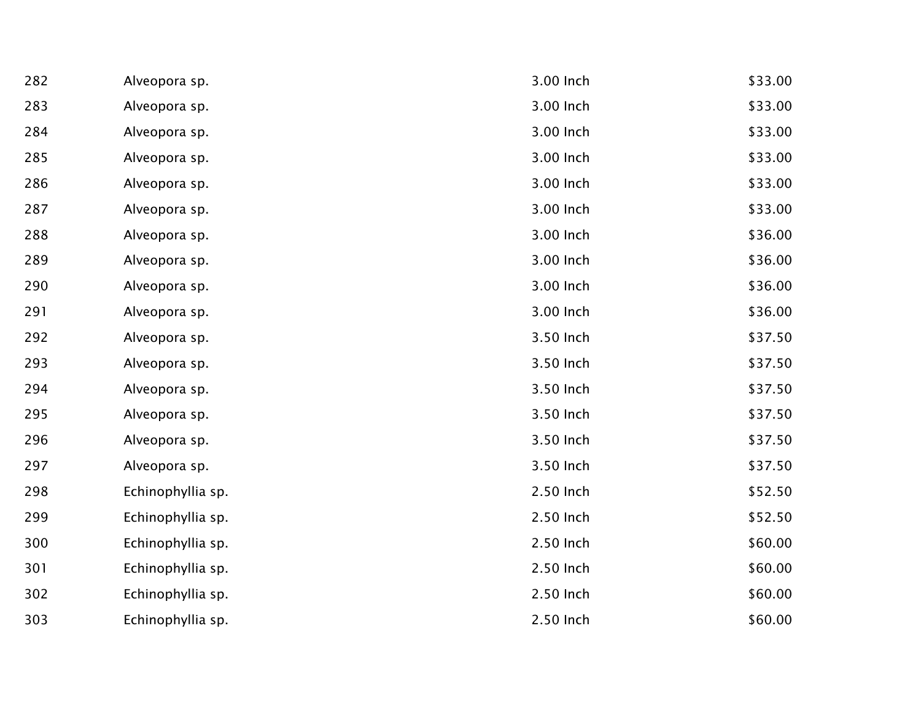| | | | |
|---|---|---|---|
| 282 | Alveopora sp. | 3.00 Inch | $33.00 |
| 283 | Alveopora sp. | 3.00 Inch | $33.00 |
| 284 | Alveopora sp. | 3.00 Inch | $33.00 |
| 285 | Alveopora sp. | 3.00 Inch | $33.00 |
| 286 | Alveopora sp. | 3.00 Inch | $33.00 |
| 287 | Alveopora sp. | 3.00 Inch | $33.00 |
| 288 | Alveopora sp. | 3.00 Inch | $36.00 |
| 289 | Alveopora sp. | 3.00 Inch | $36.00 |
| 290 | Alveopora sp. | 3.00 Inch | $36.00 |
| 291 | Alveopora sp. | 3.00 Inch | $36.00 |
| 292 | Alveopora sp. | 3.50 Inch | $37.50 |
| 293 | Alveopora sp. | 3.50 Inch | $37.50 |
| 294 | Alveopora sp. | 3.50 Inch | $37.50 |
| 295 | Alveopora sp. | 3.50 Inch | $37.50 |
| 296 | Alveopora sp. | 3.50 Inch | $37.50 |
| 297 | Alveopora sp. | 3.50 Inch | $37.50 |
| 298 | Echinophyllia sp. | 2.50 Inch | $52.50 |
| 299 | Echinophyllia sp. | 2.50 Inch | $52.50 |
| 300 | Echinophyllia sp. | 2.50 Inch | $60.00 |
| 301 | Echinophyllia sp. | 2.50 Inch | $60.00 |
| 302 | Echinophyllia sp. | 2.50 Inch | $60.00 |
| 303 | Echinophyllia sp. | 2.50 Inch | $60.00 |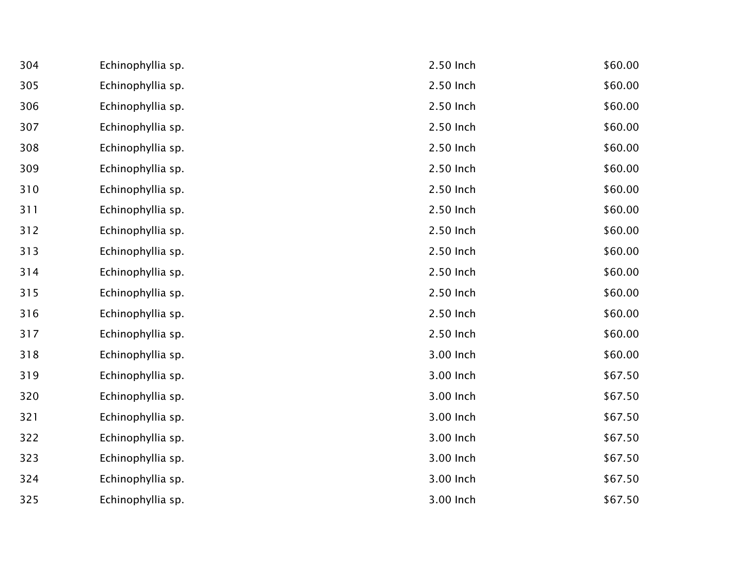| | | | |
|---|---|---|---|
| 304 | Echinophyllia sp. | 2.50 Inch | $60.00 |
| 305 | Echinophyllia sp. | 2.50 Inch | $60.00 |
| 306 | Echinophyllia sp. | 2.50 Inch | $60.00 |
| 307 | Echinophyllia sp. | 2.50 Inch | $60.00 |
| 308 | Echinophyllia sp. | 2.50 Inch | $60.00 |
| 309 | Echinophyllia sp. | 2.50 Inch | $60.00 |
| 310 | Echinophyllia sp. | 2.50 Inch | $60.00 |
| 311 | Echinophyllia sp. | 2.50 Inch | $60.00 |
| 312 | Echinophyllia sp. | 2.50 Inch | $60.00 |
| 313 | Echinophyllia sp. | 2.50 Inch | $60.00 |
| 314 | Echinophyllia sp. | 2.50 Inch | $60.00 |
| 315 | Echinophyllia sp. | 2.50 Inch | $60.00 |
| 316 | Echinophyllia sp. | 2.50 Inch | $60.00 |
| 317 | Echinophyllia sp. | 2.50 Inch | $60.00 |
| 318 | Echinophyllia sp. | 3.00 Inch | $60.00 |
| 319 | Echinophyllia sp. | 3.00 Inch | $67.50 |
| 320 | Echinophyllia sp. | 3.00 Inch | $67.50 |
| 321 | Echinophyllia sp. | 3.00 Inch | $67.50 |
| 322 | Echinophyllia sp. | 3.00 Inch | $67.50 |
| 323 | Echinophyllia sp. | 3.00 Inch | $67.50 |
| 324 | Echinophyllia sp. | 3.00 Inch | $67.50 |
| 325 | Echinophyllia sp. | 3.00 Inch | $67.50 |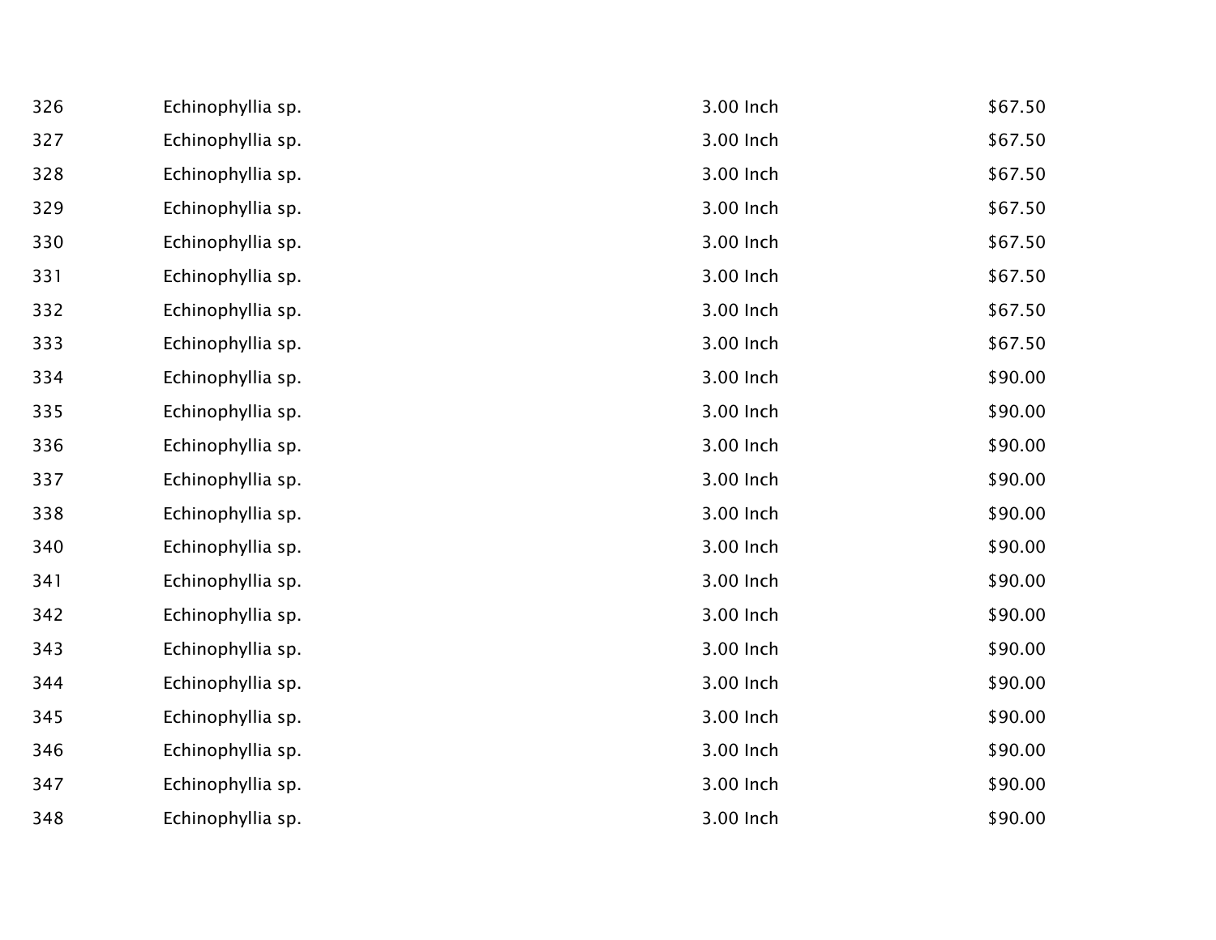| | | | |
|---|---|---|---|
| 326 | Echinophyllia sp. | 3.00 Inch | $67.50 |
| 327 | Echinophyllia sp. | 3.00 Inch | $67.50 |
| 328 | Echinophyllia sp. | 3.00 Inch | $67.50 |
| 329 | Echinophyllia sp. | 3.00 Inch | $67.50 |
| 330 | Echinophyllia sp. | 3.00 Inch | $67.50 |
| 331 | Echinophyllia sp. | 3.00 Inch | $67.50 |
| 332 | Echinophyllia sp. | 3.00 Inch | $67.50 |
| 333 | Echinophyllia sp. | 3.00 Inch | $67.50 |
| 334 | Echinophyllia sp. | 3.00 Inch | $90.00 |
| 335 | Echinophyllia sp. | 3.00 Inch | $90.00 |
| 336 | Echinophyllia sp. | 3.00 Inch | $90.00 |
| 337 | Echinophyllia sp. | 3.00 Inch | $90.00 |
| 338 | Echinophyllia sp. | 3.00 Inch | $90.00 |
| 340 | Echinophyllia sp. | 3.00 Inch | $90.00 |
| 341 | Echinophyllia sp. | 3.00 Inch | $90.00 |
| 342 | Echinophyllia sp. | 3.00 Inch | $90.00 |
| 343 | Echinophyllia sp. | 3.00 Inch | $90.00 |
| 344 | Echinophyllia sp. | 3.00 Inch | $90.00 |
| 345 | Echinophyllia sp. | 3.00 Inch | $90.00 |
| 346 | Echinophyllia sp. | 3.00 Inch | $90.00 |
| 347 | Echinophyllia sp. | 3.00 Inch | $90.00 |
| 348 | Echinophyllia sp. | 3.00 Inch | $90.00 |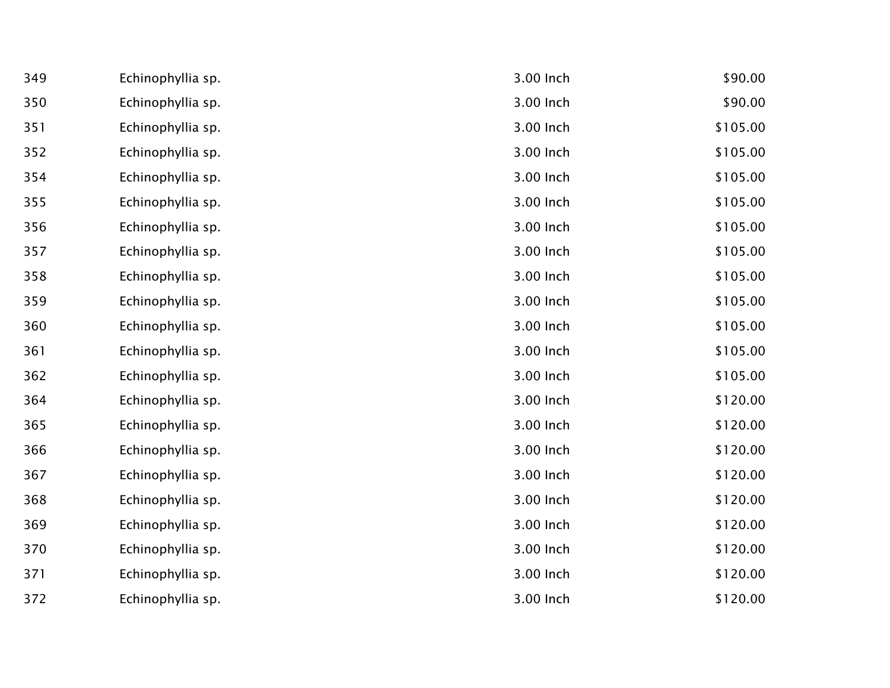| | | | |
|---|---|---|---|
| 349 | Echinophyllia sp. | 3.00 Inch | $90.00 |
| 350 | Echinophyllia sp. | 3.00 Inch | $90.00 |
| 351 | Echinophyllia sp. | 3.00 Inch | $105.00 |
| 352 | Echinophyllia sp. | 3.00 Inch | $105.00 |
| 354 | Echinophyllia sp. | 3.00 Inch | $105.00 |
| 355 | Echinophyllia sp. | 3.00 Inch | $105.00 |
| 356 | Echinophyllia sp. | 3.00 Inch | $105.00 |
| 357 | Echinophyllia sp. | 3.00 Inch | $105.00 |
| 358 | Echinophyllia sp. | 3.00 Inch | $105.00 |
| 359 | Echinophyllia sp. | 3.00 Inch | $105.00 |
| 360 | Echinophyllia sp. | 3.00 Inch | $105.00 |
| 361 | Echinophyllia sp. | 3.00 Inch | $105.00 |
| 362 | Echinophyllia sp. | 3.00 Inch | $105.00 |
| 364 | Echinophyllia sp. | 3.00 Inch | $120.00 |
| 365 | Echinophyllia sp. | 3.00 Inch | $120.00 |
| 366 | Echinophyllia sp. | 3.00 Inch | $120.00 |
| 367 | Echinophyllia sp. | 3.00 Inch | $120.00 |
| 368 | Echinophyllia sp. | 3.00 Inch | $120.00 |
| 369 | Echinophyllia sp. | 3.00 Inch | $120.00 |
| 370 | Echinophyllia sp. | 3.00 Inch | $120.00 |
| 371 | Echinophyllia sp. | 3.00 Inch | $120.00 |
| 372 | Echinophyllia sp. | 3.00 Inch | $120.00 |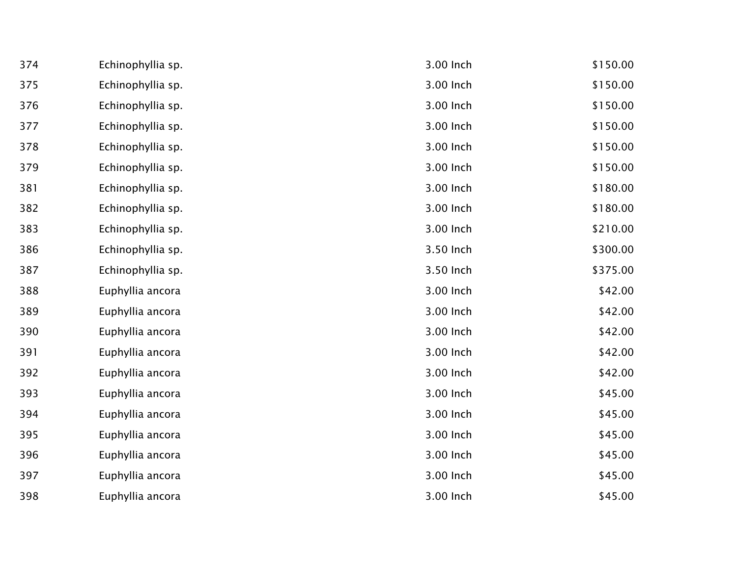| | | | |
|---|---|---|---|
| 374 | Echinophyllia sp. | 3.00 Inch | $150.00 |
| 375 | Echinophyllia sp. | 3.00 Inch | $150.00 |
| 376 | Echinophyllia sp. | 3.00 Inch | $150.00 |
| 377 | Echinophyllia sp. | 3.00 Inch | $150.00 |
| 378 | Echinophyllia sp. | 3.00 Inch | $150.00 |
| 379 | Echinophyllia sp. | 3.00 Inch | $150.00 |
| 381 | Echinophyllia sp. | 3.00 Inch | $180.00 |
| 382 | Echinophyllia sp. | 3.00 Inch | $180.00 |
| 383 | Echinophyllia sp. | 3.00 Inch | $210.00 |
| 386 | Echinophyllia sp. | 3.50 Inch | $300.00 |
| 387 | Echinophyllia sp. | 3.50 Inch | $375.00 |
| 388 | Euphyllia ancora | 3.00 Inch | $42.00 |
| 389 | Euphyllia ancora | 3.00 Inch | $42.00 |
| 390 | Euphyllia ancora | 3.00 Inch | $42.00 |
| 391 | Euphyllia ancora | 3.00 Inch | $42.00 |
| 392 | Euphyllia ancora | 3.00 Inch | $42.00 |
| 393 | Euphyllia ancora | 3.00 Inch | $45.00 |
| 394 | Euphyllia ancora | 3.00 Inch | $45.00 |
| 395 | Euphyllia ancora | 3.00 Inch | $45.00 |
| 396 | Euphyllia ancora | 3.00 Inch | $45.00 |
| 397 | Euphyllia ancora | 3.00 Inch | $45.00 |
| 398 | Euphyllia ancora | 3.00 Inch | $45.00 |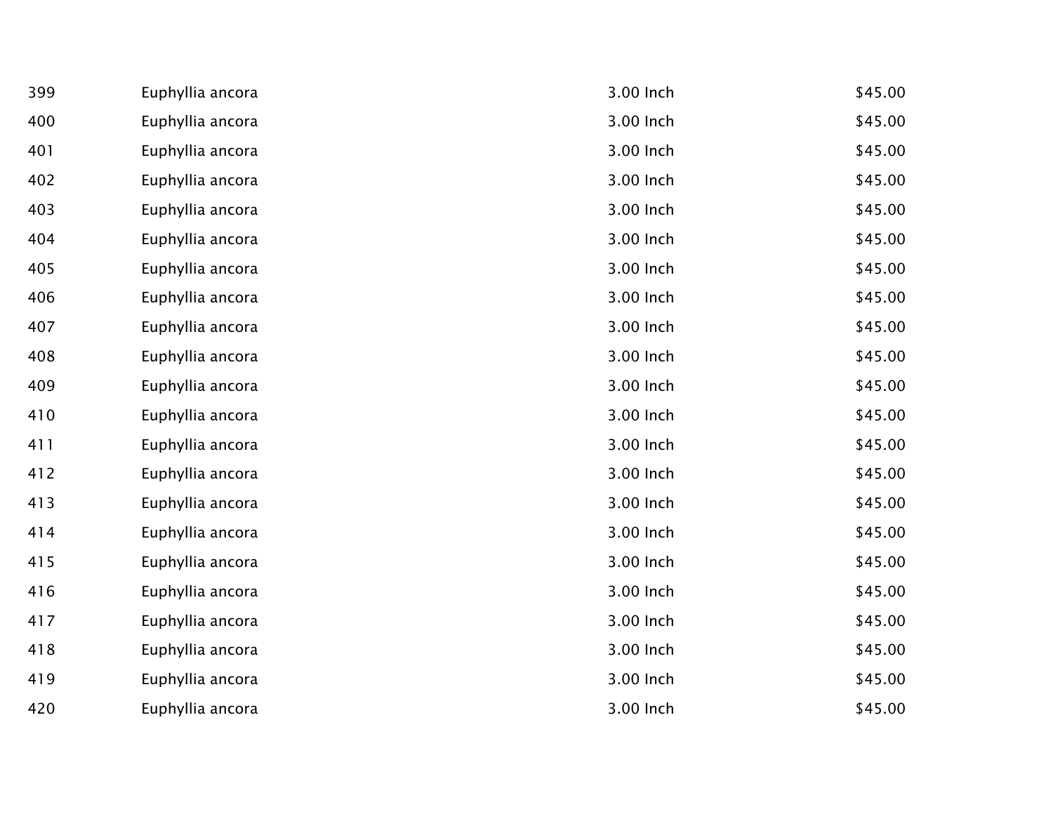| | | | |
|---|---|---|---|
| 399 | Euphyllia ancora | 3.00 Inch | $45.00 |
| 400 | Euphyllia ancora | 3.00 Inch | $45.00 |
| 401 | Euphyllia ancora | 3.00 Inch | $45.00 |
| 402 | Euphyllia ancora | 3.00 Inch | $45.00 |
| 403 | Euphyllia ancora | 3.00 Inch | $45.00 |
| 404 | Euphyllia ancora | 3.00 Inch | $45.00 |
| 405 | Euphyllia ancora | 3.00 Inch | $45.00 |
| 406 | Euphyllia ancora | 3.00 Inch | $45.00 |
| 407 | Euphyllia ancora | 3.00 Inch | $45.00 |
| 408 | Euphyllia ancora | 3.00 Inch | $45.00 |
| 409 | Euphyllia ancora | 3.00 Inch | $45.00 |
| 410 | Euphyllia ancora | 3.00 Inch | $45.00 |
| 411 | Euphyllia ancora | 3.00 Inch | $45.00 |
| 412 | Euphyllia ancora | 3.00 Inch | $45.00 |
| 413 | Euphyllia ancora | 3.00 Inch | $45.00 |
| 414 | Euphyllia ancora | 3.00 Inch | $45.00 |
| 415 | Euphyllia ancora | 3.00 Inch | $45.00 |
| 416 | Euphyllia ancora | 3.00 Inch | $45.00 |
| 417 | Euphyllia ancora | 3.00 Inch | $45.00 |
| 418 | Euphyllia ancora | 3.00 Inch | $45.00 |
| 419 | Euphyllia ancora | 3.00 Inch | $45.00 |
| 420 | Euphyllia ancora | 3.00 Inch | $45.00 |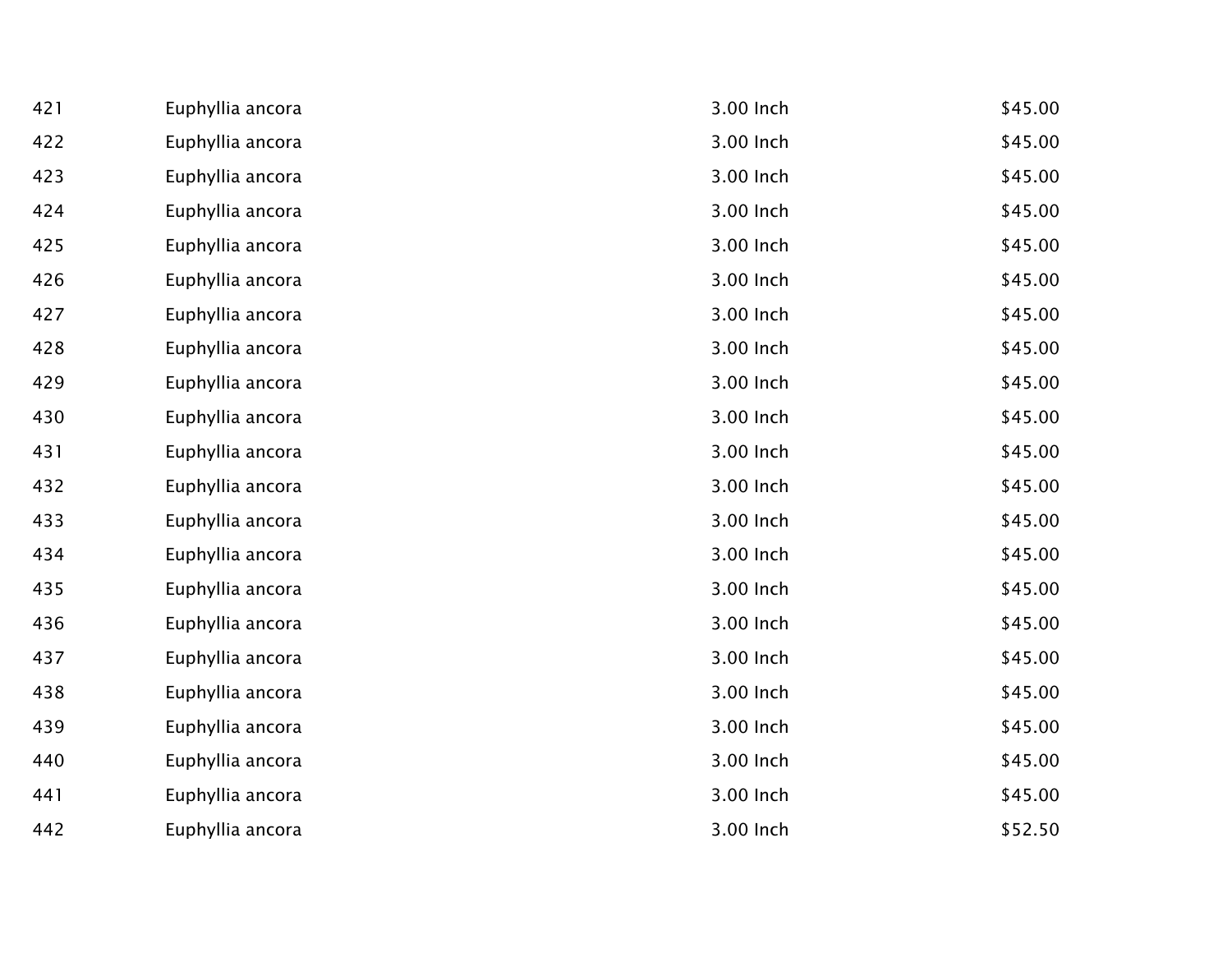| | | | |
|---|---|---|---|
| 421 | Euphyllia ancora | 3.00 Inch | $45.00 |
| 422 | Euphyllia ancora | 3.00 Inch | $45.00 |
| 423 | Euphyllia ancora | 3.00 Inch | $45.00 |
| 424 | Euphyllia ancora | 3.00 Inch | $45.00 |
| 425 | Euphyllia ancora | 3.00 Inch | $45.00 |
| 426 | Euphyllia ancora | 3.00 Inch | $45.00 |
| 427 | Euphyllia ancora | 3.00 Inch | $45.00 |
| 428 | Euphyllia ancora | 3.00 Inch | $45.00 |
| 429 | Euphyllia ancora | 3.00 Inch | $45.00 |
| 430 | Euphyllia ancora | 3.00 Inch | $45.00 |
| 431 | Euphyllia ancora | 3.00 Inch | $45.00 |
| 432 | Euphyllia ancora | 3.00 Inch | $45.00 |
| 433 | Euphyllia ancora | 3.00 Inch | $45.00 |
| 434 | Euphyllia ancora | 3.00 Inch | $45.00 |
| 435 | Euphyllia ancora | 3.00 Inch | $45.00 |
| 436 | Euphyllia ancora | 3.00 Inch | $45.00 |
| 437 | Euphyllia ancora | 3.00 Inch | $45.00 |
| 438 | Euphyllia ancora | 3.00 Inch | $45.00 |
| 439 | Euphyllia ancora | 3.00 Inch | $45.00 |
| 440 | Euphyllia ancora | 3.00 Inch | $45.00 |
| 441 | Euphyllia ancora | 3.00 Inch | $45.00 |
| 442 | Euphyllia ancora | 3.00 Inch | $52.50 |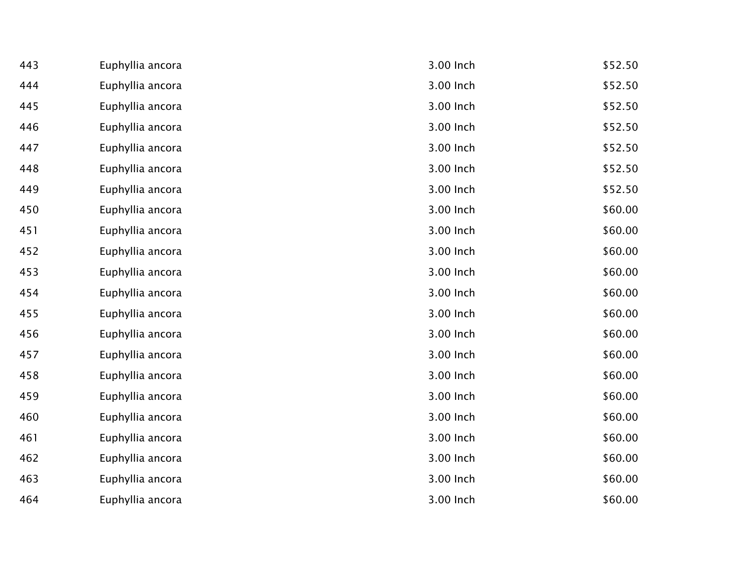| | | | |
|---|---|---|---|
| 443 | Euphyllia ancora | 3.00 Inch | $52.50 |
| 444 | Euphyllia ancora | 3.00 Inch | $52.50 |
| 445 | Euphyllia ancora | 3.00 Inch | $52.50 |
| 446 | Euphyllia ancora | 3.00 Inch | $52.50 |
| 447 | Euphyllia ancora | 3.00 Inch | $52.50 |
| 448 | Euphyllia ancora | 3.00 Inch | $52.50 |
| 449 | Euphyllia ancora | 3.00 Inch | $52.50 |
| 450 | Euphyllia ancora | 3.00 Inch | $60.00 |
| 451 | Euphyllia ancora | 3.00 Inch | $60.00 |
| 452 | Euphyllia ancora | 3.00 Inch | $60.00 |
| 453 | Euphyllia ancora | 3.00 Inch | $60.00 |
| 454 | Euphyllia ancora | 3.00 Inch | $60.00 |
| 455 | Euphyllia ancora | 3.00 Inch | $60.00 |
| 456 | Euphyllia ancora | 3.00 Inch | $60.00 |
| 457 | Euphyllia ancora | 3.00 Inch | $60.00 |
| 458 | Euphyllia ancora | 3.00 Inch | $60.00 |
| 459 | Euphyllia ancora | 3.00 Inch | $60.00 |
| 460 | Euphyllia ancora | 3.00 Inch | $60.00 |
| 461 | Euphyllia ancora | 3.00 Inch | $60.00 |
| 462 | Euphyllia ancora | 3.00 Inch | $60.00 |
| 463 | Euphyllia ancora | 3.00 Inch | $60.00 |
| 464 | Euphyllia ancora | 3.00 Inch | $60.00 |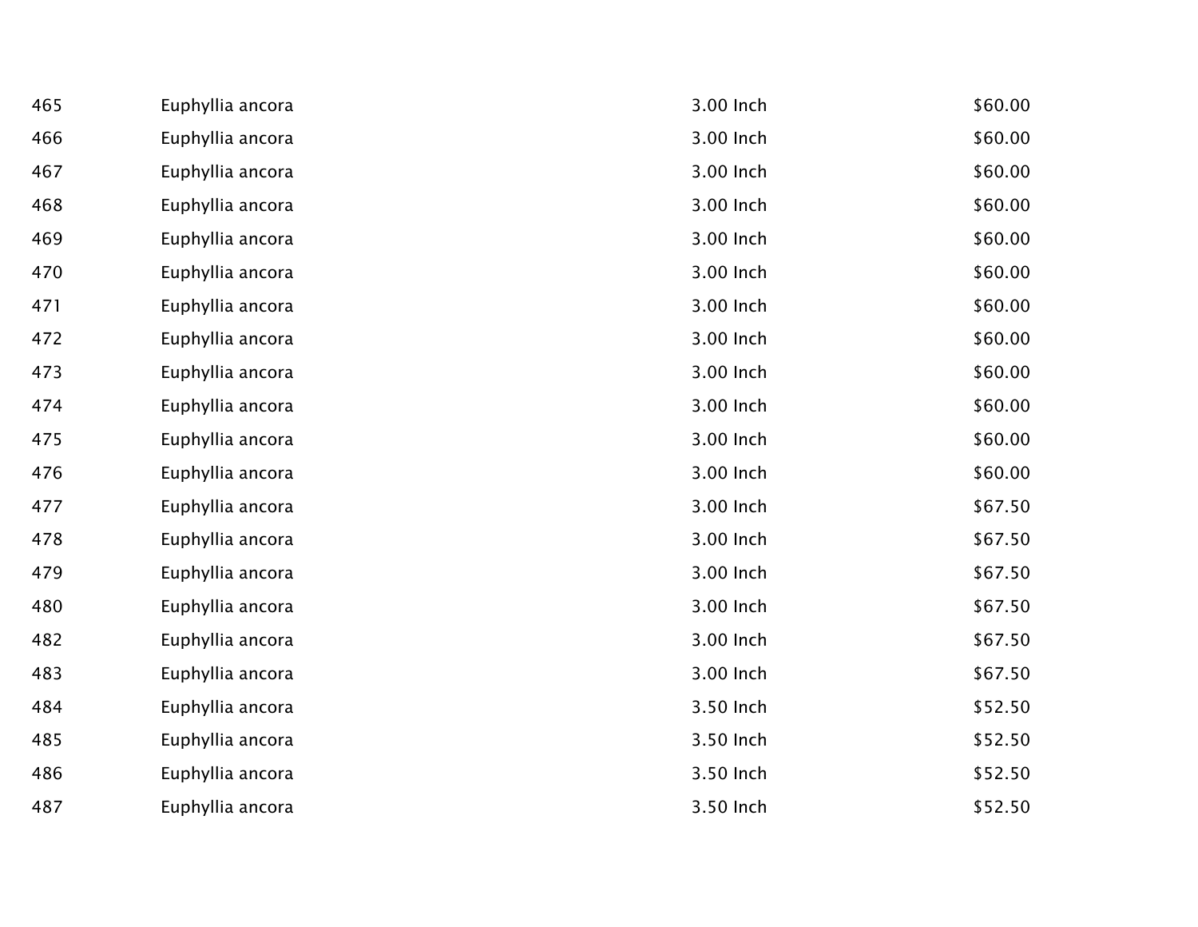| | | | |
|---|---|---|---|
| 465 | Euphyllia ancora | 3.00 Inch | $60.00 |
| 466 | Euphyllia ancora | 3.00 Inch | $60.00 |
| 467 | Euphyllia ancora | 3.00 Inch | $60.00 |
| 468 | Euphyllia ancora | 3.00 Inch | $60.00 |
| 469 | Euphyllia ancora | 3.00 Inch | $60.00 |
| 470 | Euphyllia ancora | 3.00 Inch | $60.00 |
| 471 | Euphyllia ancora | 3.00 Inch | $60.00 |
| 472 | Euphyllia ancora | 3.00 Inch | $60.00 |
| 473 | Euphyllia ancora | 3.00 Inch | $60.00 |
| 474 | Euphyllia ancora | 3.00 Inch | $60.00 |
| 475 | Euphyllia ancora | 3.00 Inch | $60.00 |
| 476 | Euphyllia ancora | 3.00 Inch | $60.00 |
| 477 | Euphyllia ancora | 3.00 Inch | $67.50 |
| 478 | Euphyllia ancora | 3.00 Inch | $67.50 |
| 479 | Euphyllia ancora | 3.00 Inch | $67.50 |
| 480 | Euphyllia ancora | 3.00 Inch | $67.50 |
| 482 | Euphyllia ancora | 3.00 Inch | $67.50 |
| 483 | Euphyllia ancora | 3.00 Inch | $67.50 |
| 484 | Euphyllia ancora | 3.50 Inch | $52.50 |
| 485 | Euphyllia ancora | 3.50 Inch | $52.50 |
| 486 | Euphyllia ancora | 3.50 Inch | $52.50 |
| 487 | Euphyllia ancora | 3.50 Inch | $52.50 |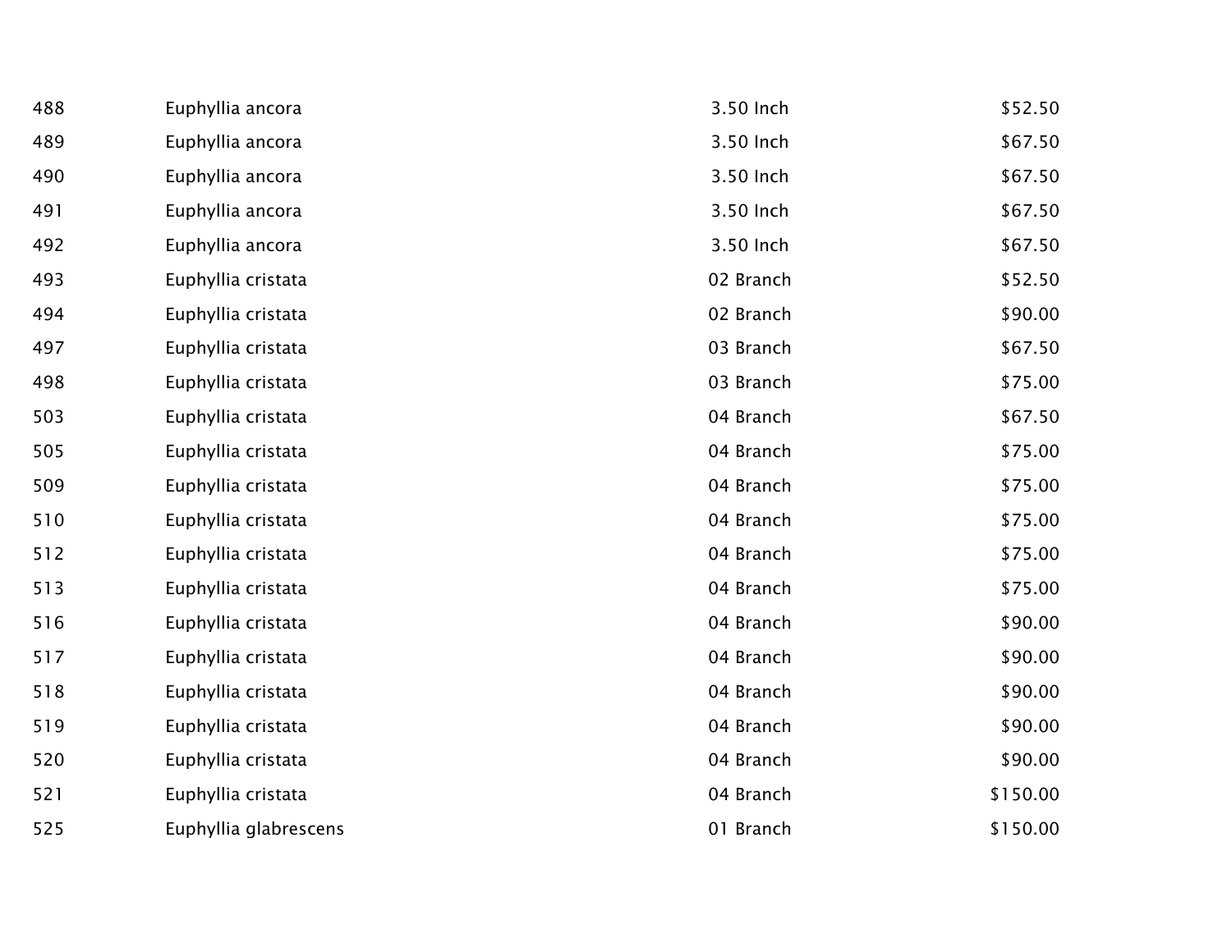| | | | |
|---|---|---|---|
| 488 | Euphyllia ancora | 3.50 Inch | $52.50 |
| 489 | Euphyllia ancora | 3.50 Inch | $67.50 |
| 490 | Euphyllia ancora | 3.50 Inch | $67.50 |
| 491 | Euphyllia ancora | 3.50 Inch | $67.50 |
| 492 | Euphyllia ancora | 3.50 Inch | $67.50 |
| 493 | Euphyllia cristata | 02 Branch | $52.50 |
| 494 | Euphyllia cristata | 02 Branch | $90.00 |
| 497 | Euphyllia cristata | 03 Branch | $67.50 |
| 498 | Euphyllia cristata | 03 Branch | $75.00 |
| 503 | Euphyllia cristata | 04 Branch | $67.50 |
| 505 | Euphyllia cristata | 04 Branch | $75.00 |
| 509 | Euphyllia cristata | 04 Branch | $75.00 |
| 510 | Euphyllia cristata | 04 Branch | $75.00 |
| 512 | Euphyllia cristata | 04 Branch | $75.00 |
| 513 | Euphyllia cristata | 04 Branch | $75.00 |
| 516 | Euphyllia cristata | 04 Branch | $90.00 |
| 517 | Euphyllia cristata | 04 Branch | $90.00 |
| 518 | Euphyllia cristata | 04 Branch | $90.00 |
| 519 | Euphyllia cristata | 04 Branch | $90.00 |
| 520 | Euphyllia cristata | 04 Branch | $90.00 |
| 521 | Euphyllia cristata | 04 Branch | $150.00 |
| 525 | Euphyllia glabrescens | 01 Branch | $150.00 |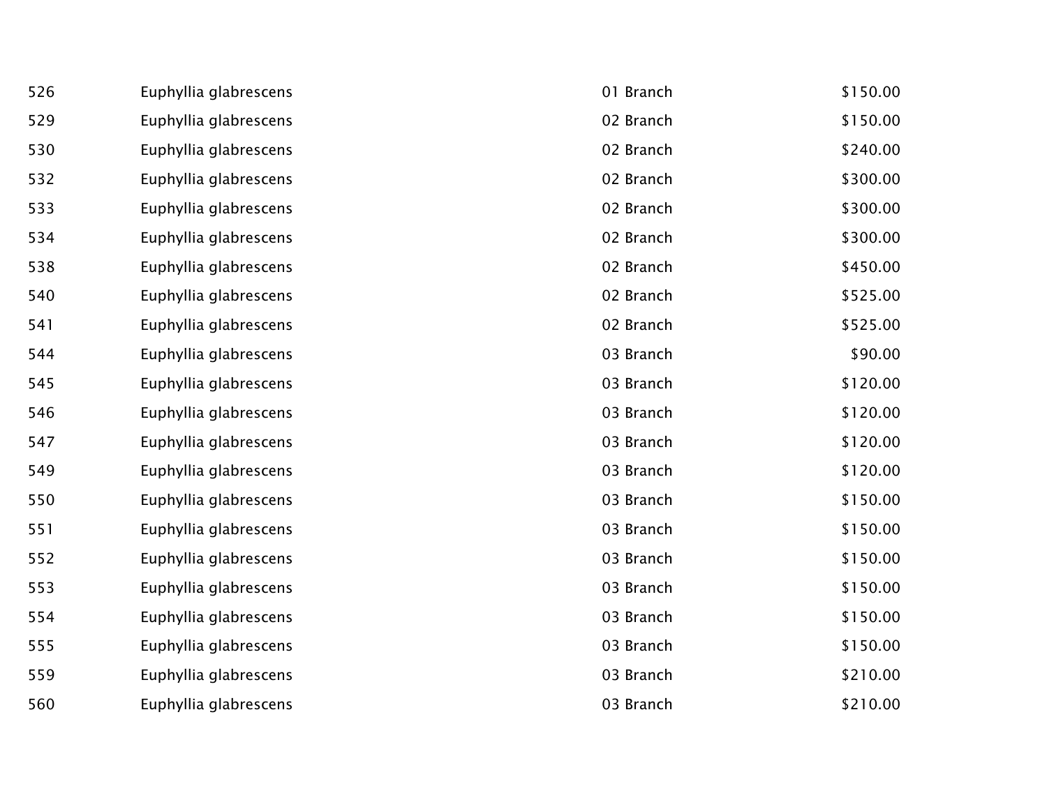| | | | |
|---|---|---|---|
| 526 | Euphyllia glabrescens | 01 Branch | $150.00 |
| 529 | Euphyllia glabrescens | 02 Branch | $150.00 |
| 530 | Euphyllia glabrescens | 02 Branch | $240.00 |
| 532 | Euphyllia glabrescens | 02 Branch | $300.00 |
| 533 | Euphyllia glabrescens | 02 Branch | $300.00 |
| 534 | Euphyllia glabrescens | 02 Branch | $300.00 |
| 538 | Euphyllia glabrescens | 02 Branch | $450.00 |
| 540 | Euphyllia glabrescens | 02 Branch | $525.00 |
| 541 | Euphyllia glabrescens | 02 Branch | $525.00 |
| 544 | Euphyllia glabrescens | 03 Branch | $90.00 |
| 545 | Euphyllia glabrescens | 03 Branch | $120.00 |
| 546 | Euphyllia glabrescens | 03 Branch | $120.00 |
| 547 | Euphyllia glabrescens | 03 Branch | $120.00 |
| 549 | Euphyllia glabrescens | 03 Branch | $120.00 |
| 550 | Euphyllia glabrescens | 03 Branch | $150.00 |
| 551 | Euphyllia glabrescens | 03 Branch | $150.00 |
| 552 | Euphyllia glabrescens | 03 Branch | $150.00 |
| 553 | Euphyllia glabrescens | 03 Branch | $150.00 |
| 554 | Euphyllia glabrescens | 03 Branch | $150.00 |
| 555 | Euphyllia glabrescens | 03 Branch | $150.00 |
| 559 | Euphyllia glabrescens | 03 Branch | $210.00 |
| 560 | Euphyllia glabrescens | 03 Branch | $210.00 |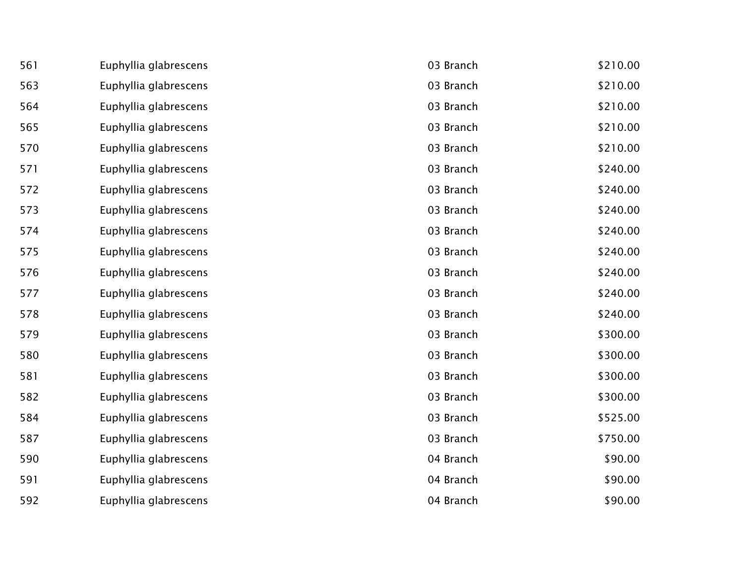| | | | |
|---|---|---|---|
| 561 | Euphyllia glabrescens | 03 Branch | $210.00 |
| 563 | Euphyllia glabrescens | 03 Branch | $210.00 |
| 564 | Euphyllia glabrescens | 03 Branch | $210.00 |
| 565 | Euphyllia glabrescens | 03 Branch | $210.00 |
| 570 | Euphyllia glabrescens | 03 Branch | $210.00 |
| 571 | Euphyllia glabrescens | 03 Branch | $240.00 |
| 572 | Euphyllia glabrescens | 03 Branch | $240.00 |
| 573 | Euphyllia glabrescens | 03 Branch | $240.00 |
| 574 | Euphyllia glabrescens | 03 Branch | $240.00 |
| 575 | Euphyllia glabrescens | 03 Branch | $240.00 |
| 576 | Euphyllia glabrescens | 03 Branch | $240.00 |
| 577 | Euphyllia glabrescens | 03 Branch | $240.00 |
| 578 | Euphyllia glabrescens | 03 Branch | $240.00 |
| 579 | Euphyllia glabrescens | 03 Branch | $300.00 |
| 580 | Euphyllia glabrescens | 03 Branch | $300.00 |
| 581 | Euphyllia glabrescens | 03 Branch | $300.00 |
| 582 | Euphyllia glabrescens | 03 Branch | $300.00 |
| 584 | Euphyllia glabrescens | 03 Branch | $525.00 |
| 587 | Euphyllia glabrescens | 03 Branch | $750.00 |
| 590 | Euphyllia glabrescens | 04 Branch | $90.00 |
| 591 | Euphyllia glabrescens | 04 Branch | $90.00 |
| 592 | Euphyllia glabrescens | 04 Branch | $90.00 |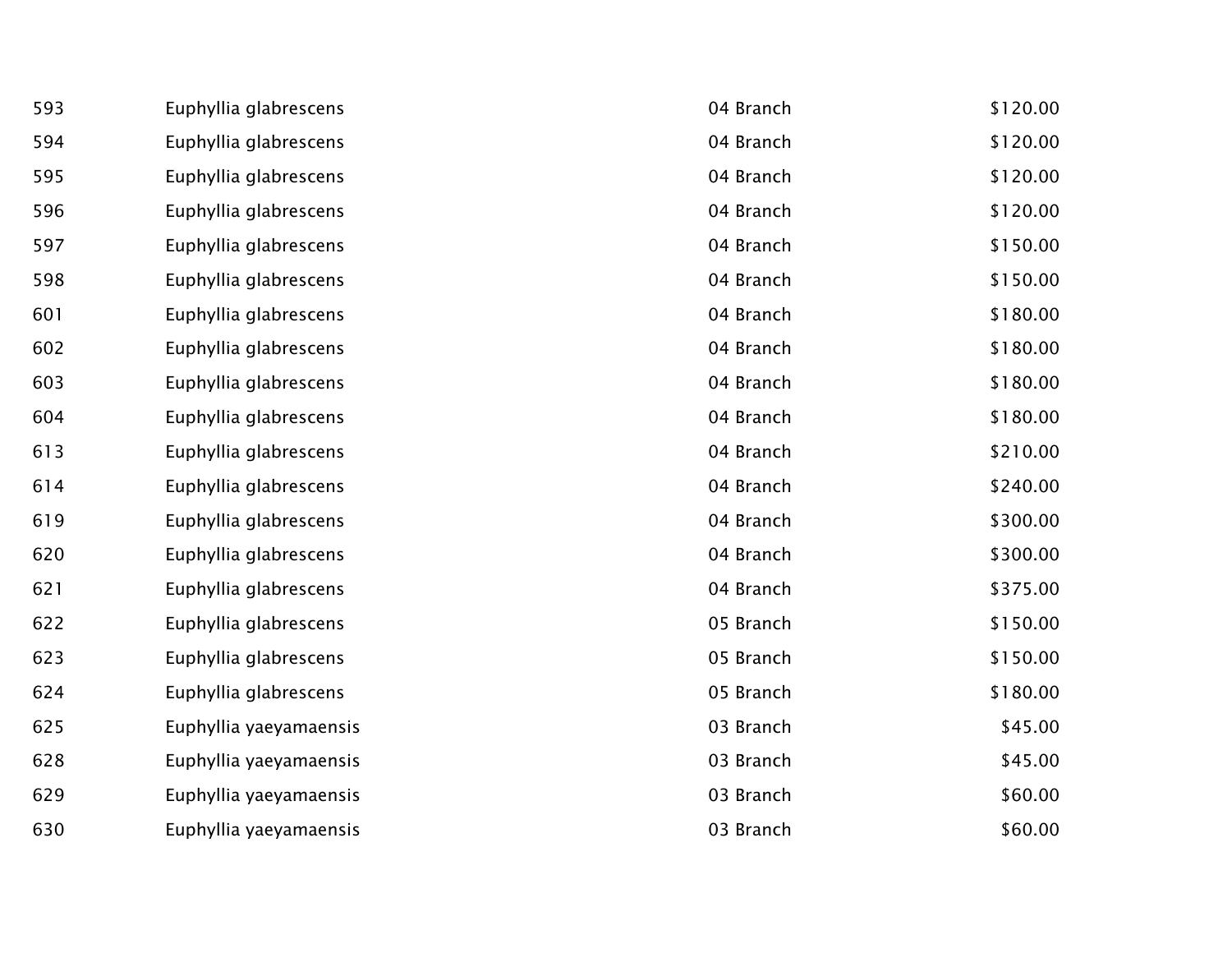| | | | |
|---|---|---|---|
| 593 | Euphyllia glabrescens | 04 Branch | $120.00 |
| 594 | Euphyllia glabrescens | 04 Branch | $120.00 |
| 595 | Euphyllia glabrescens | 04 Branch | $120.00 |
| 596 | Euphyllia glabrescens | 04 Branch | $120.00 |
| 597 | Euphyllia glabrescens | 04 Branch | $150.00 |
| 598 | Euphyllia glabrescens | 04 Branch | $150.00 |
| 601 | Euphyllia glabrescens | 04 Branch | $180.00 |
| 602 | Euphyllia glabrescens | 04 Branch | $180.00 |
| 603 | Euphyllia glabrescens | 04 Branch | $180.00 |
| 604 | Euphyllia glabrescens | 04 Branch | $180.00 |
| 613 | Euphyllia glabrescens | 04 Branch | $210.00 |
| 614 | Euphyllia glabrescens | 04 Branch | $240.00 |
| 619 | Euphyllia glabrescens | 04 Branch | $300.00 |
| 620 | Euphyllia glabrescens | 04 Branch | $300.00 |
| 621 | Euphyllia glabrescens | 04 Branch | $375.00 |
| 622 | Euphyllia glabrescens | 05 Branch | $150.00 |
| 623 | Euphyllia glabrescens | 05 Branch | $150.00 |
| 624 | Euphyllia glabrescens | 05 Branch | $180.00 |
| 625 | Euphyllia yaeyamaensis | 03 Branch | $45.00 |
| 628 | Euphyllia yaeyamaensis | 03 Branch | $45.00 |
| 629 | Euphyllia yaeyamaensis | 03 Branch | $60.00 |
| 630 | Euphyllia yaeyamaensis | 03 Branch | $60.00 |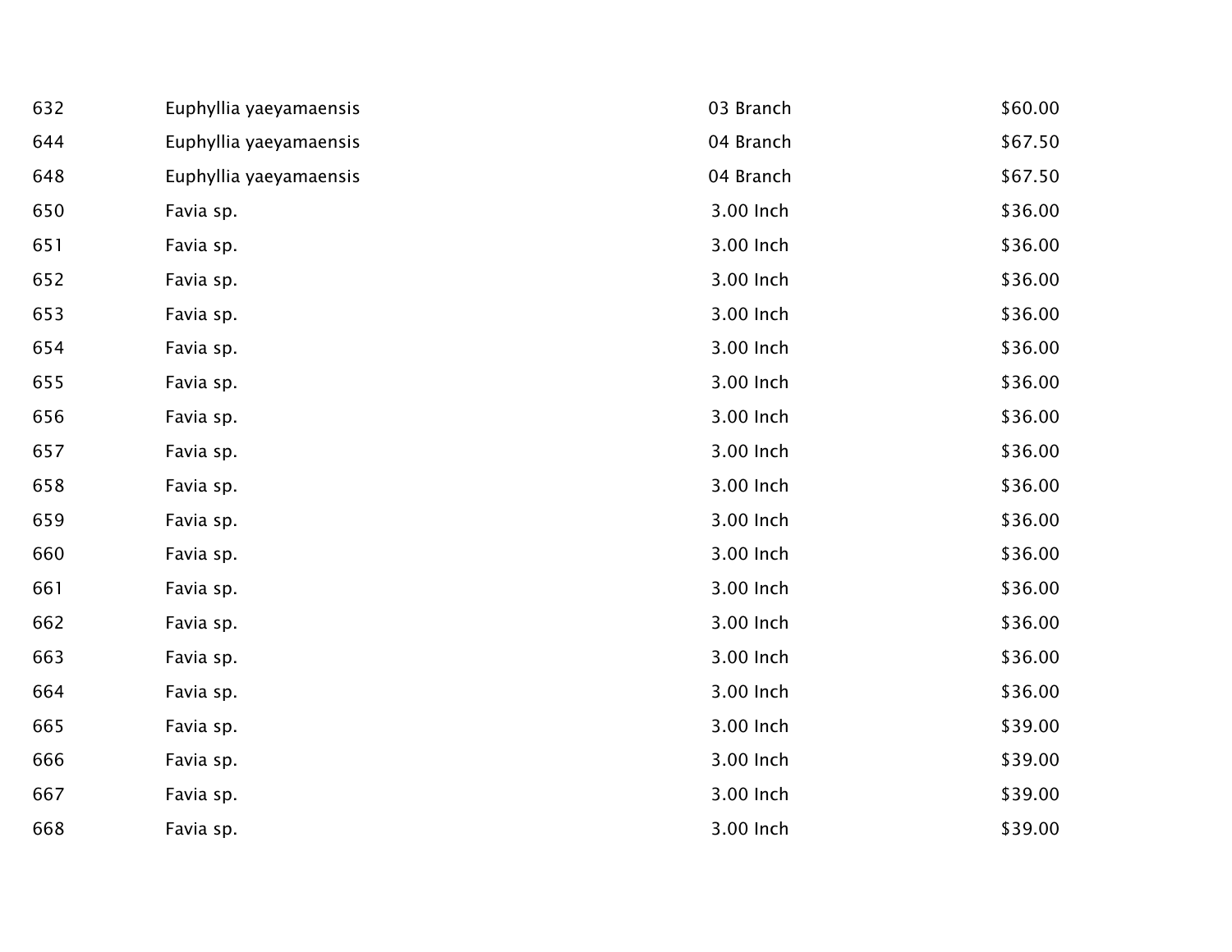| | | | |
|---|---|---|---|
| 632 | Euphyllia yaeyamaensis | 03 Branch | $60.00 |
| 644 | Euphyllia yaeyamaensis | 04 Branch | $67.50 |
| 648 | Euphyllia yaeyamaensis | 04 Branch | $67.50 |
| 650 | Favia sp. | 3.00 Inch | $36.00 |
| 651 | Favia sp. | 3.00 Inch | $36.00 |
| 652 | Favia sp. | 3.00 Inch | $36.00 |
| 653 | Favia sp. | 3.00 Inch | $36.00 |
| 654 | Favia sp. | 3.00 Inch | $36.00 |
| 655 | Favia sp. | 3.00 Inch | $36.00 |
| 656 | Favia sp. | 3.00 Inch | $36.00 |
| 657 | Favia sp. | 3.00 Inch | $36.00 |
| 658 | Favia sp. | 3.00 Inch | $36.00 |
| 659 | Favia sp. | 3.00 Inch | $36.00 |
| 660 | Favia sp. | 3.00 Inch | $36.00 |
| 661 | Favia sp. | 3.00 Inch | $36.00 |
| 662 | Favia sp. | 3.00 Inch | $36.00 |
| 663 | Favia sp. | 3.00 Inch | $36.00 |
| 664 | Favia sp. | 3.00 Inch | $36.00 |
| 665 | Favia sp. | 3.00 Inch | $39.00 |
| 666 | Favia sp. | 3.00 Inch | $39.00 |
| 667 | Favia sp. | 3.00 Inch | $39.00 |
| 668 | Favia sp. | 3.00 Inch | $39.00 |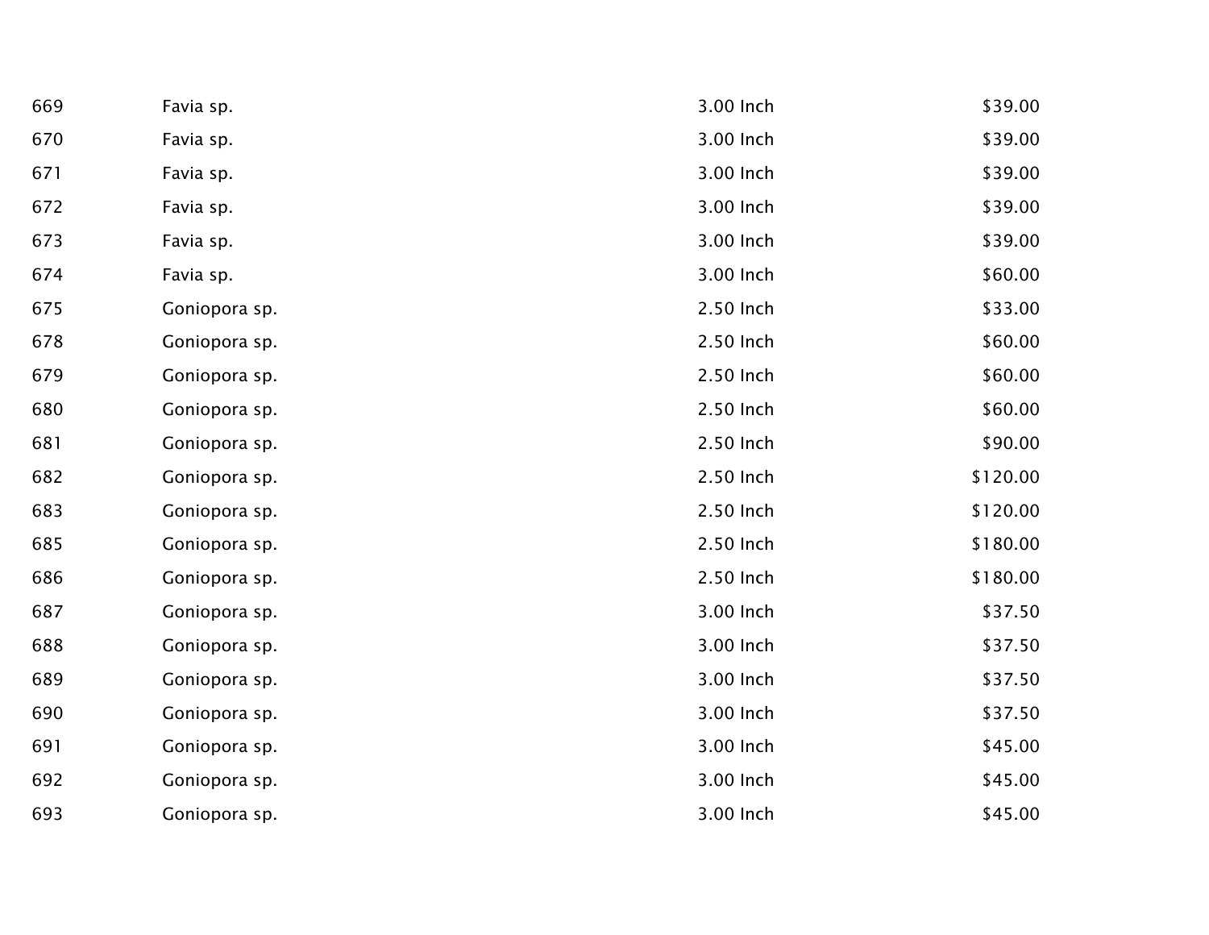| | | | |
|---|---|---|---|
| 669 | Favia sp. | 3.00 Inch | $39.00 |
| 670 | Favia sp. | 3.00 Inch | $39.00 |
| 671 | Favia sp. | 3.00 Inch | $39.00 |
| 672 | Favia sp. | 3.00 Inch | $39.00 |
| 673 | Favia sp. | 3.00 Inch | $39.00 |
| 674 | Favia sp. | 3.00 Inch | $60.00 |
| 675 | Goniopora sp. | 2.50 Inch | $33.00 |
| 678 | Goniopora sp. | 2.50 Inch | $60.00 |
| 679 | Goniopora sp. | 2.50 Inch | $60.00 |
| 680 | Goniopora sp. | 2.50 Inch | $60.00 |
| 681 | Goniopora sp. | 2.50 Inch | $90.00 |
| 682 | Goniopora sp. | 2.50 Inch | $120.00 |
| 683 | Goniopora sp. | 2.50 Inch | $120.00 |
| 685 | Goniopora sp. | 2.50 Inch | $180.00 |
| 686 | Goniopora sp. | 2.50 Inch | $180.00 |
| 687 | Goniopora sp. | 3.00 Inch | $37.50 |
| 688 | Goniopora sp. | 3.00 Inch | $37.50 |
| 689 | Goniopora sp. | 3.00 Inch | $37.50 |
| 690 | Goniopora sp. | 3.00 Inch | $37.50 |
| 691 | Goniopora sp. | 3.00 Inch | $45.00 |
| 692 | Goniopora sp. | 3.00 Inch | $45.00 |
| 693 | Goniopora sp. | 3.00 Inch | $45.00 |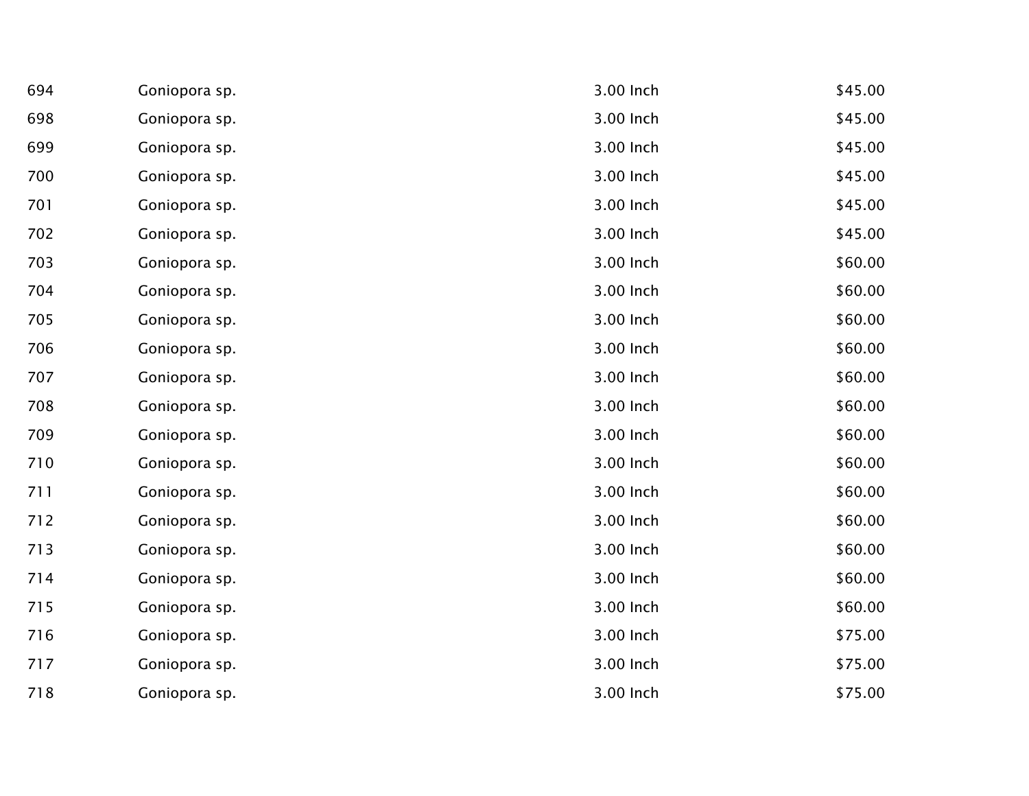| | | | |
|---|---|---|---|
| 694 | Goniopora sp. | 3.00 Inch | $45.00 |
| 698 | Goniopora sp. | 3.00 Inch | $45.00 |
| 699 | Goniopora sp. | 3.00 Inch | $45.00 |
| 700 | Goniopora sp. | 3.00 Inch | $45.00 |
| 701 | Goniopora sp. | 3.00 Inch | $45.00 |
| 702 | Goniopora sp. | 3.00 Inch | $45.00 |
| 703 | Goniopora sp. | 3.00 Inch | $60.00 |
| 704 | Goniopora sp. | 3.00 Inch | $60.00 |
| 705 | Goniopora sp. | 3.00 Inch | $60.00 |
| 706 | Goniopora sp. | 3.00 Inch | $60.00 |
| 707 | Goniopora sp. | 3.00 Inch | $60.00 |
| 708 | Goniopora sp. | 3.00 Inch | $60.00 |
| 709 | Goniopora sp. | 3.00 Inch | $60.00 |
| 710 | Goniopora sp. | 3.00 Inch | $60.00 |
| 711 | Goniopora sp. | 3.00 Inch | $60.00 |
| 712 | Goniopora sp. | 3.00 Inch | $60.00 |
| 713 | Goniopora sp. | 3.00 Inch | $60.00 |
| 714 | Goniopora sp. | 3.00 Inch | $60.00 |
| 715 | Goniopora sp. | 3.00 Inch | $60.00 |
| 716 | Goniopora sp. | 3.00 Inch | $75.00 |
| 717 | Goniopora sp. | 3.00 Inch | $75.00 |
| 718 | Goniopora sp. | 3.00 Inch | $75.00 |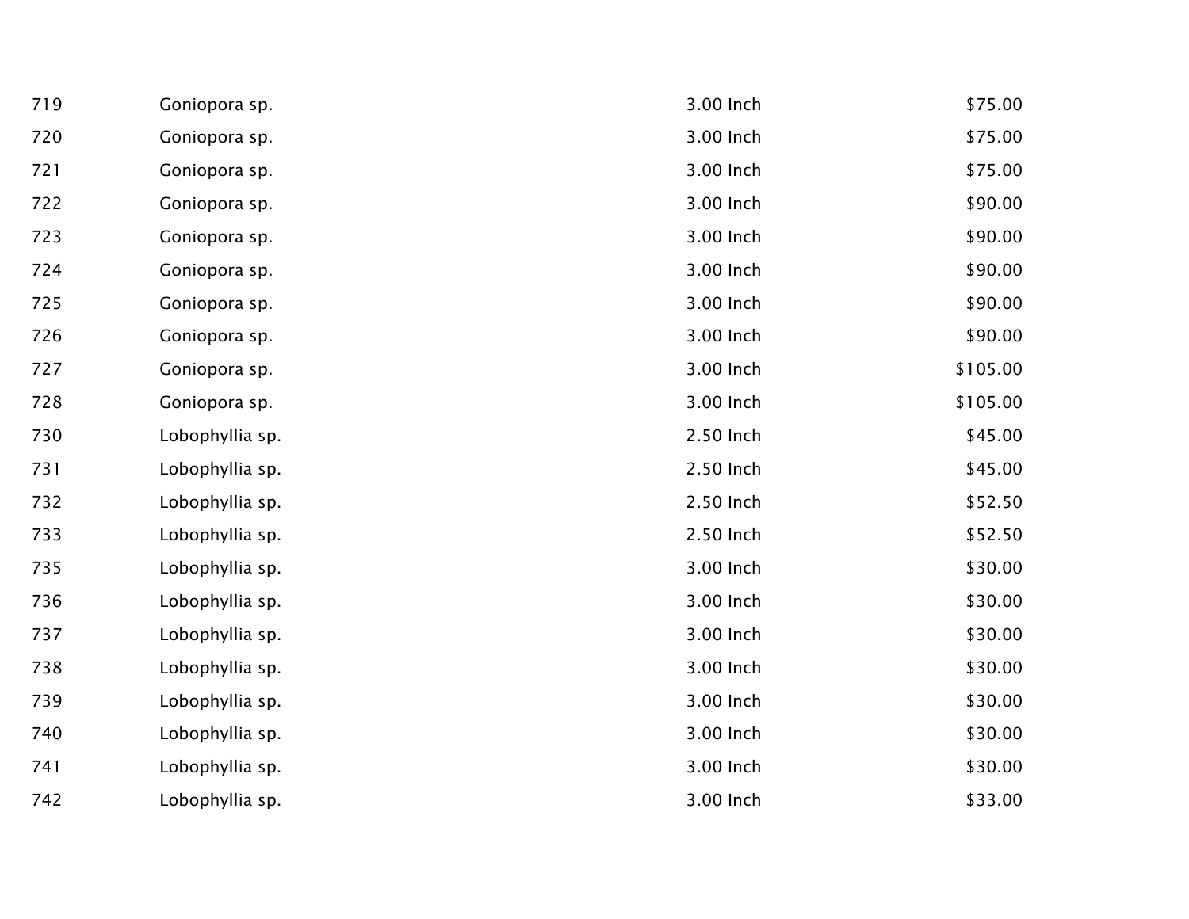| | | | |
|---|---|---|---|
| 719 | Goniopora sp. | 3.00 Inch | $75.00 |
| 720 | Goniopora sp. | 3.00 Inch | $75.00 |
| 721 | Goniopora sp. | 3.00 Inch | $75.00 |
| 722 | Goniopora sp. | 3.00 Inch | $90.00 |
| 723 | Goniopora sp. | 3.00 Inch | $90.00 |
| 724 | Goniopora sp. | 3.00 Inch | $90.00 |
| 725 | Goniopora sp. | 3.00 Inch | $90.00 |
| 726 | Goniopora sp. | 3.00 Inch | $90.00 |
| 727 | Goniopora sp. | 3.00 Inch | $105.00 |
| 728 | Goniopora sp. | 3.00 Inch | $105.00 |
| 730 | Lobophyllia sp. | 2.50 Inch | $45.00 |
| 731 | Lobophyllia sp. | 2.50 Inch | $45.00 |
| 732 | Lobophyllia sp. | 2.50 Inch | $52.50 |
| 733 | Lobophyllia sp. | 2.50 Inch | $52.50 |
| 735 | Lobophyllia sp. | 3.00 Inch | $30.00 |
| 736 | Lobophyllia sp. | 3.00 Inch | $30.00 |
| 737 | Lobophyllia sp. | 3.00 Inch | $30.00 |
| 738 | Lobophyllia sp. | 3.00 Inch | $30.00 |
| 739 | Lobophyllia sp. | 3.00 Inch | $30.00 |
| 740 | Lobophyllia sp. | 3.00 Inch | $30.00 |
| 741 | Lobophyllia sp. | 3.00 Inch | $30.00 |
| 742 | Lobophyllia sp. | 3.00 Inch | $33.00 |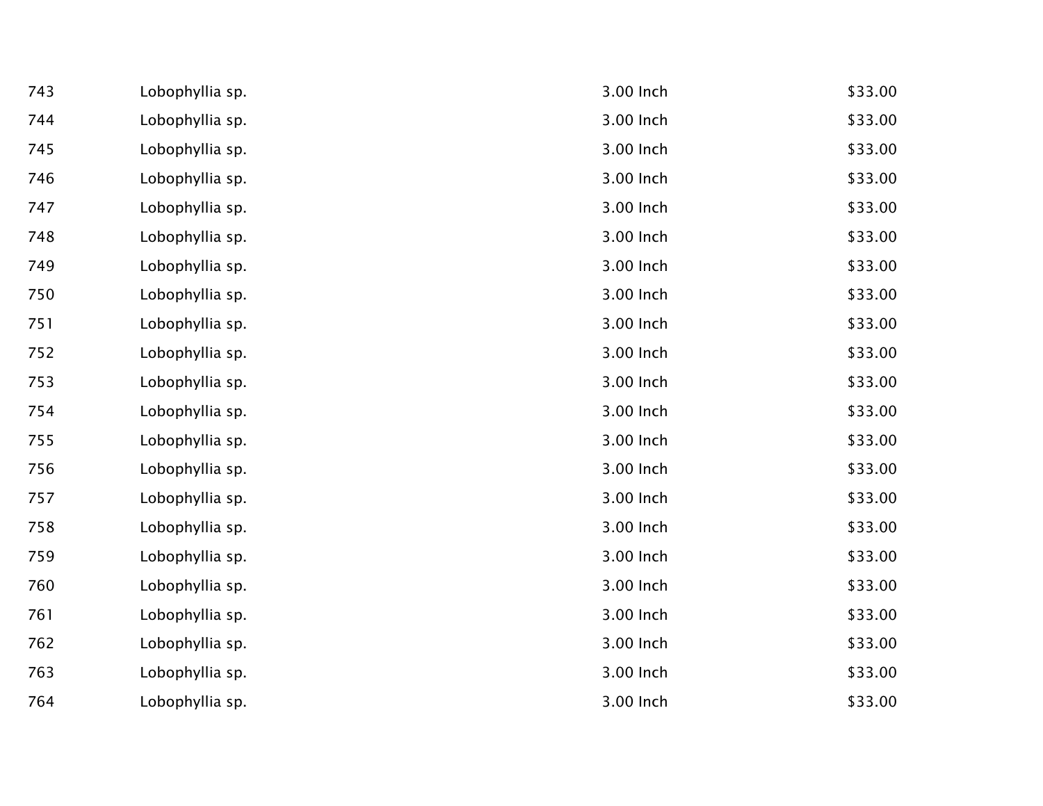| | | | |
|---|---|---|---|
| 743 | Lobophyllia sp. | 3.00 Inch | $33.00 |
| 744 | Lobophyllia sp. | 3.00 Inch | $33.00 |
| 745 | Lobophyllia sp. | 3.00 Inch | $33.00 |
| 746 | Lobophyllia sp. | 3.00 Inch | $33.00 |
| 747 | Lobophyllia sp. | 3.00 Inch | $33.00 |
| 748 | Lobophyllia sp. | 3.00 Inch | $33.00 |
| 749 | Lobophyllia sp. | 3.00 Inch | $33.00 |
| 750 | Lobophyllia sp. | 3.00 Inch | $33.00 |
| 751 | Lobophyllia sp. | 3.00 Inch | $33.00 |
| 752 | Lobophyllia sp. | 3.00 Inch | $33.00 |
| 753 | Lobophyllia sp. | 3.00 Inch | $33.00 |
| 754 | Lobophyllia sp. | 3.00 Inch | $33.00 |
| 755 | Lobophyllia sp. | 3.00 Inch | $33.00 |
| 756 | Lobophyllia sp. | 3.00 Inch | $33.00 |
| 757 | Lobophyllia sp. | 3.00 Inch | $33.00 |
| 758 | Lobophyllia sp. | 3.00 Inch | $33.00 |
| 759 | Lobophyllia sp. | 3.00 Inch | $33.00 |
| 760 | Lobophyllia sp. | 3.00 Inch | $33.00 |
| 761 | Lobophyllia sp. | 3.00 Inch | $33.00 |
| 762 | Lobophyllia sp. | 3.00 Inch | $33.00 |
| 763 | Lobophyllia sp. | 3.00 Inch | $33.00 |
| 764 | Lobophyllia sp. | 3.00 Inch | $33.00 |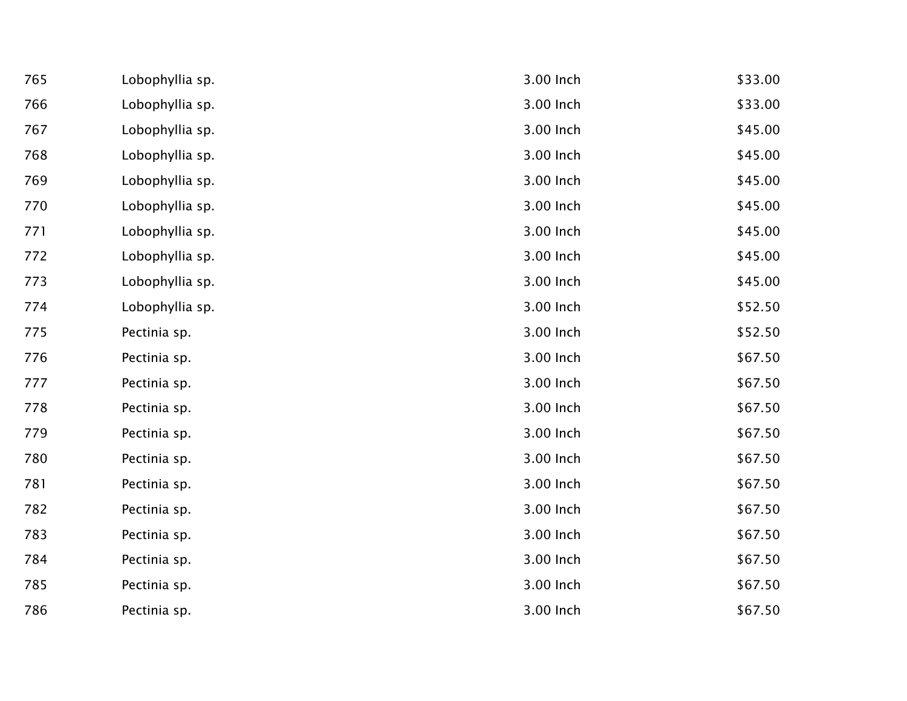| | | | |
|---|---|---|---|
| 765 | Lobophyllia sp. | 3.00 Inch | $33.00 |
| 766 | Lobophyllia sp. | 3.00 Inch | $33.00 |
| 767 | Lobophyllia sp. | 3.00 Inch | $45.00 |
| 768 | Lobophyllia sp. | 3.00 Inch | $45.00 |
| 769 | Lobophyllia sp. | 3.00 Inch | $45.00 |
| 770 | Lobophyllia sp. | 3.00 Inch | $45.00 |
| 771 | Lobophyllia sp. | 3.00 Inch | $45.00 |
| 772 | Lobophyllia sp. | 3.00 Inch | $45.00 |
| 773 | Lobophyllia sp. | 3.00 Inch | $45.00 |
| 774 | Lobophyllia sp. | 3.00 Inch | $52.50 |
| 775 | Pectinia sp. | 3.00 Inch | $52.50 |
| 776 | Pectinia sp. | 3.00 Inch | $67.50 |
| 777 | Pectinia sp. | 3.00 Inch | $67.50 |
| 778 | Pectinia sp. | 3.00 Inch | $67.50 |
| 779 | Pectinia sp. | 3.00 Inch | $67.50 |
| 780 | Pectinia sp. | 3.00 Inch | $67.50 |
| 781 | Pectinia sp. | 3.00 Inch | $67.50 |
| 782 | Pectinia sp. | 3.00 Inch | $67.50 |
| 783 | Pectinia sp. | 3.00 Inch | $67.50 |
| 784 | Pectinia sp. | 3.00 Inch | $67.50 |
| 785 | Pectinia sp. | 3.00 Inch | $67.50 |
| 786 | Pectinia sp. | 3.00 Inch | $67.50 |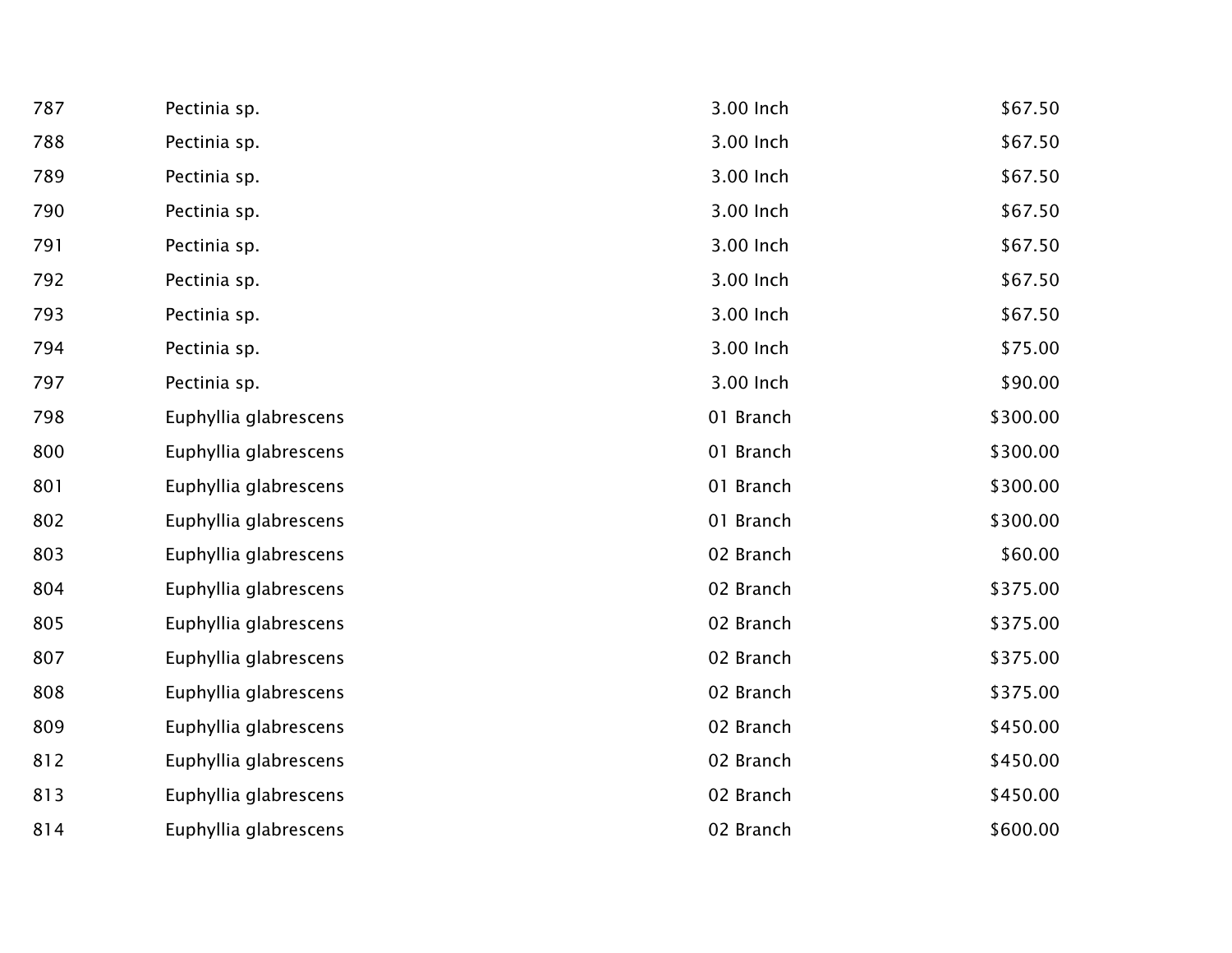| | | | |
|---|---|---|---|
| 787 | Pectinia sp. | 3.00 Inch | $67.50 |
| 788 | Pectinia sp. | 3.00 Inch | $67.50 |
| 789 | Pectinia sp. | 3.00 Inch | $67.50 |
| 790 | Pectinia sp. | 3.00 Inch | $67.50 |
| 791 | Pectinia sp. | 3.00 Inch | $67.50 |
| 792 | Pectinia sp. | 3.00 Inch | $67.50 |
| 793 | Pectinia sp. | 3.00 Inch | $67.50 |
| 794 | Pectinia sp. | 3.00 Inch | $75.00 |
| 797 | Pectinia sp. | 3.00 Inch | $90.00 |
| 798 | Euphyllia glabrescens | 01 Branch | $300.00 |
| 800 | Euphyllia glabrescens | 01 Branch | $300.00 |
| 801 | Euphyllia glabrescens | 01 Branch | $300.00 |
| 802 | Euphyllia glabrescens | 01 Branch | $300.00 |
| 803 | Euphyllia glabrescens | 02 Branch | $60.00 |
| 804 | Euphyllia glabrescens | 02 Branch | $375.00 |
| 805 | Euphyllia glabrescens | 02 Branch | $375.00 |
| 807 | Euphyllia glabrescens | 02 Branch | $375.00 |
| 808 | Euphyllia glabrescens | 02 Branch | $375.00 |
| 809 | Euphyllia glabrescens | 02 Branch | $450.00 |
| 812 | Euphyllia glabrescens | 02 Branch | $450.00 |
| 813 | Euphyllia glabrescens | 02 Branch | $450.00 |
| 814 | Euphyllia glabrescens | 02 Branch | $600.00 |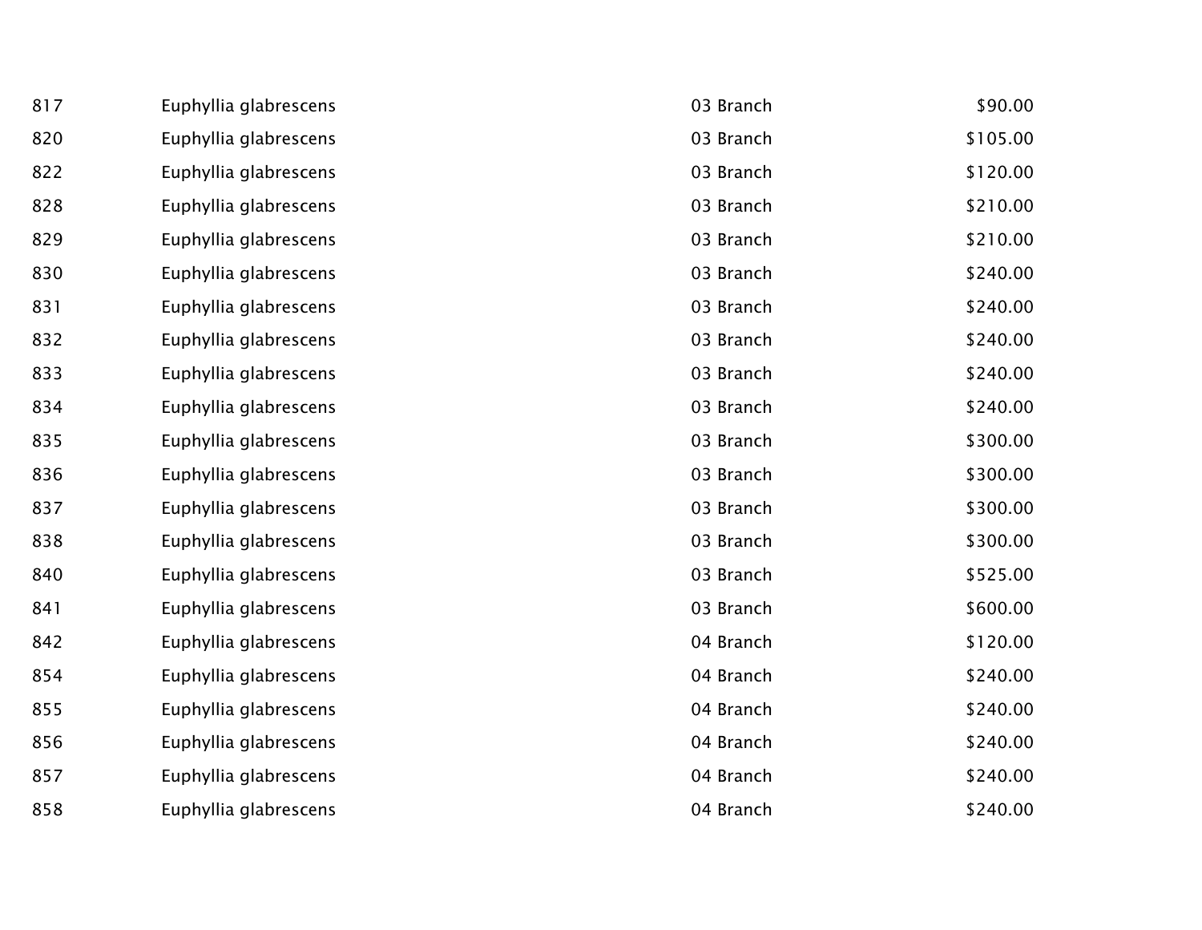| | | | |
|---|---|---|---|
| 817 | Euphyllia glabrescens | 03 Branch | $90.00 |
| 820 | Euphyllia glabrescens | 03 Branch | $105.00 |
| 822 | Euphyllia glabrescens | 03 Branch | $120.00 |
| 828 | Euphyllia glabrescens | 03 Branch | $210.00 |
| 829 | Euphyllia glabrescens | 03 Branch | $210.00 |
| 830 | Euphyllia glabrescens | 03 Branch | $240.00 |
| 831 | Euphyllia glabrescens | 03 Branch | $240.00 |
| 832 | Euphyllia glabrescens | 03 Branch | $240.00 |
| 833 | Euphyllia glabrescens | 03 Branch | $240.00 |
| 834 | Euphyllia glabrescens | 03 Branch | $240.00 |
| 835 | Euphyllia glabrescens | 03 Branch | $300.00 |
| 836 | Euphyllia glabrescens | 03 Branch | $300.00 |
| 837 | Euphyllia glabrescens | 03 Branch | $300.00 |
| 838 | Euphyllia glabrescens | 03 Branch | $300.00 |
| 840 | Euphyllia glabrescens | 03 Branch | $525.00 |
| 841 | Euphyllia glabrescens | 03 Branch | $600.00 |
| 842 | Euphyllia glabrescens | 04 Branch | $120.00 |
| 854 | Euphyllia glabrescens | 04 Branch | $240.00 |
| 855 | Euphyllia glabrescens | 04 Branch | $240.00 |
| 856 | Euphyllia glabrescens | 04 Branch | $240.00 |
| 857 | Euphyllia glabrescens | 04 Branch | $240.00 |
| 858 | Euphyllia glabrescens | 04 Branch | $240.00 |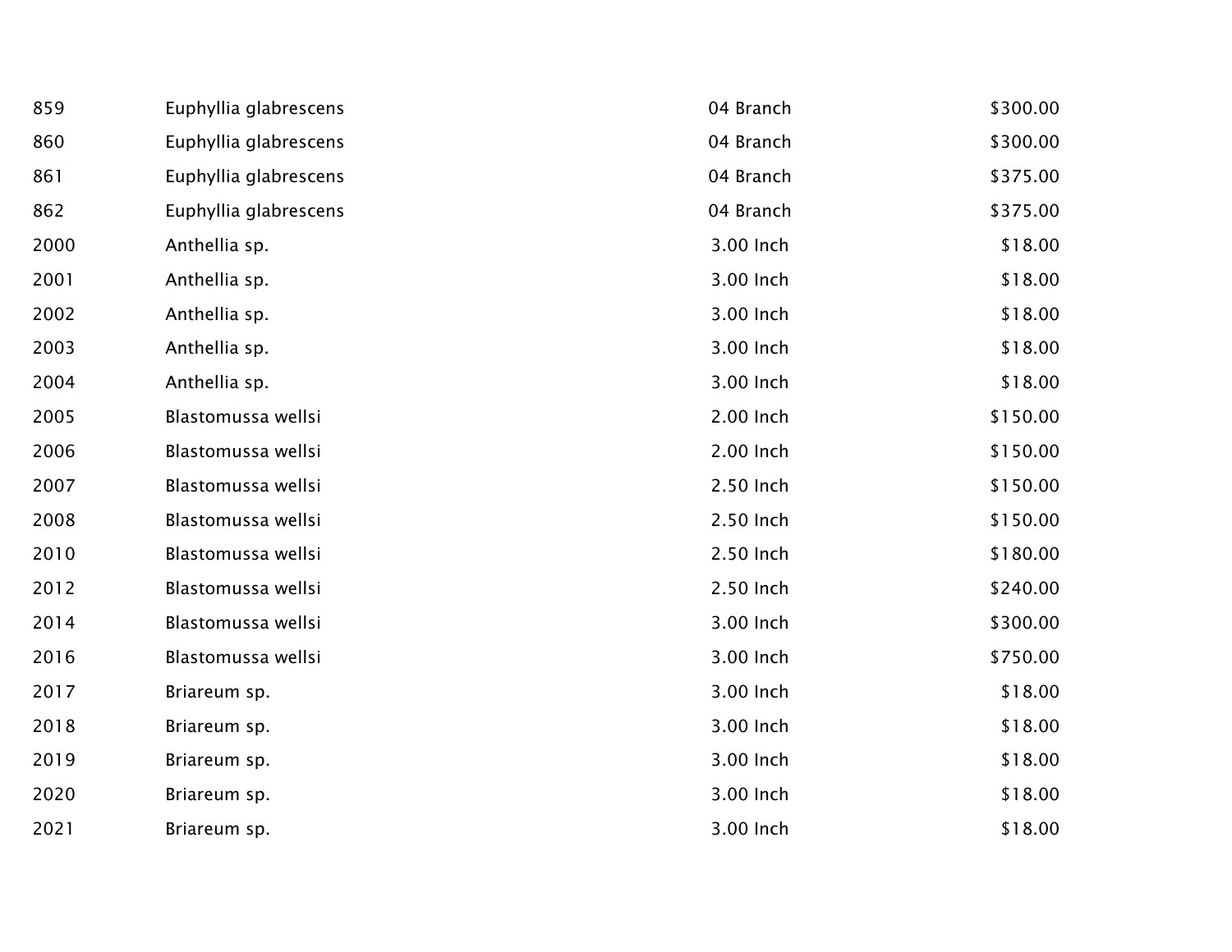| | | | |
|---|---|---|---|
| 859 | Euphyllia glabrescens | 04 Branch | $300.00 |
| 860 | Euphyllia glabrescens | 04 Branch | $300.00 |
| 861 | Euphyllia glabrescens | 04 Branch | $375.00 |
| 862 | Euphyllia glabrescens | 04 Branch | $375.00 |
| 2000 | Anthellia sp. | 3.00 Inch | $18.00 |
| 2001 | Anthellia sp. | 3.00 Inch | $18.00 |
| 2002 | Anthellia sp. | 3.00 Inch | $18.00 |
| 2003 | Anthellia sp. | 3.00 Inch | $18.00 |
| 2004 | Anthellia sp. | 3.00 Inch | $18.00 |
| 2005 | Blastomussa wellsi | 2.00 Inch | $150.00 |
| 2006 | Blastomussa wellsi | 2.00 Inch | $150.00 |
| 2007 | Blastomussa wellsi | 2.50 Inch | $150.00 |
| 2008 | Blastomussa wellsi | 2.50 Inch | $150.00 |
| 2010 | Blastomussa wellsi | 2.50 Inch | $180.00 |
| 2012 | Blastomussa wellsi | 2.50 Inch | $240.00 |
| 2014 | Blastomussa wellsi | 3.00 Inch | $300.00 |
| 2016 | Blastomussa wellsi | 3.00 Inch | $750.00 |
| 2017 | Briareum sp. | 3.00 Inch | $18.00 |
| 2018 | Briareum sp. | 3.00 Inch | $18.00 |
| 2019 | Briareum sp. | 3.00 Inch | $18.00 |
| 2020 | Briareum sp. | 3.00 Inch | $18.00 |
| 2021 | Briareum sp. | 3.00 Inch | $18.00 |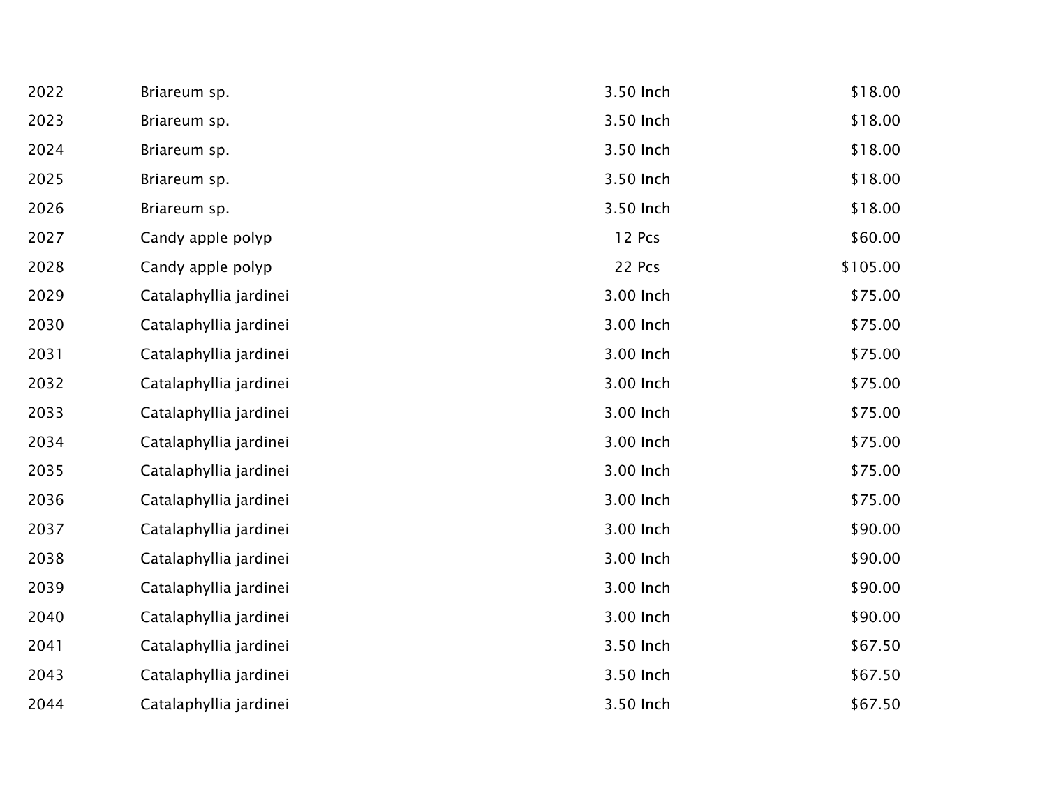| | | | |
|---|---|---|---|
| 2022 | Briareum sp. | 3.50 Inch | $18.00 |
| 2023 | Briareum sp. | 3.50 Inch | $18.00 |
| 2024 | Briareum sp. | 3.50 Inch | $18.00 |
| 2025 | Briareum sp. | 3.50 Inch | $18.00 |
| 2026 | Briareum sp. | 3.50 Inch | $18.00 |
| 2027 | Candy apple polyp | 12 Pcs | $60.00 |
| 2028 | Candy apple polyp | 22 Pcs | $105.00 |
| 2029 | Catalaphyllia jardinei | 3.00 Inch | $75.00 |
| 2030 | Catalaphyllia jardinei | 3.00 Inch | $75.00 |
| 2031 | Catalaphyllia jardinei | 3.00 Inch | $75.00 |
| 2032 | Catalaphyllia jardinei | 3.00 Inch | $75.00 |
| 2033 | Catalaphyllia jardinei | 3.00 Inch | $75.00 |
| 2034 | Catalaphyllia jardinei | 3.00 Inch | $75.00 |
| 2035 | Catalaphyllia jardinei | 3.00 Inch | $75.00 |
| 2036 | Catalaphyllia jardinei | 3.00 Inch | $75.00 |
| 2037 | Catalaphyllia jardinei | 3.00 Inch | $90.00 |
| 2038 | Catalaphyllia jardinei | 3.00 Inch | $90.00 |
| 2039 | Catalaphyllia jardinei | 3.00 Inch | $90.00 |
| 2040 | Catalaphyllia jardinei | 3.00 Inch | $90.00 |
| 2041 | Catalaphyllia jardinei | 3.50 Inch | $67.50 |
| 2043 | Catalaphyllia jardinei | 3.50 Inch | $67.50 |
| 2044 | Catalaphyllia jardinei | 3.50 Inch | $67.50 |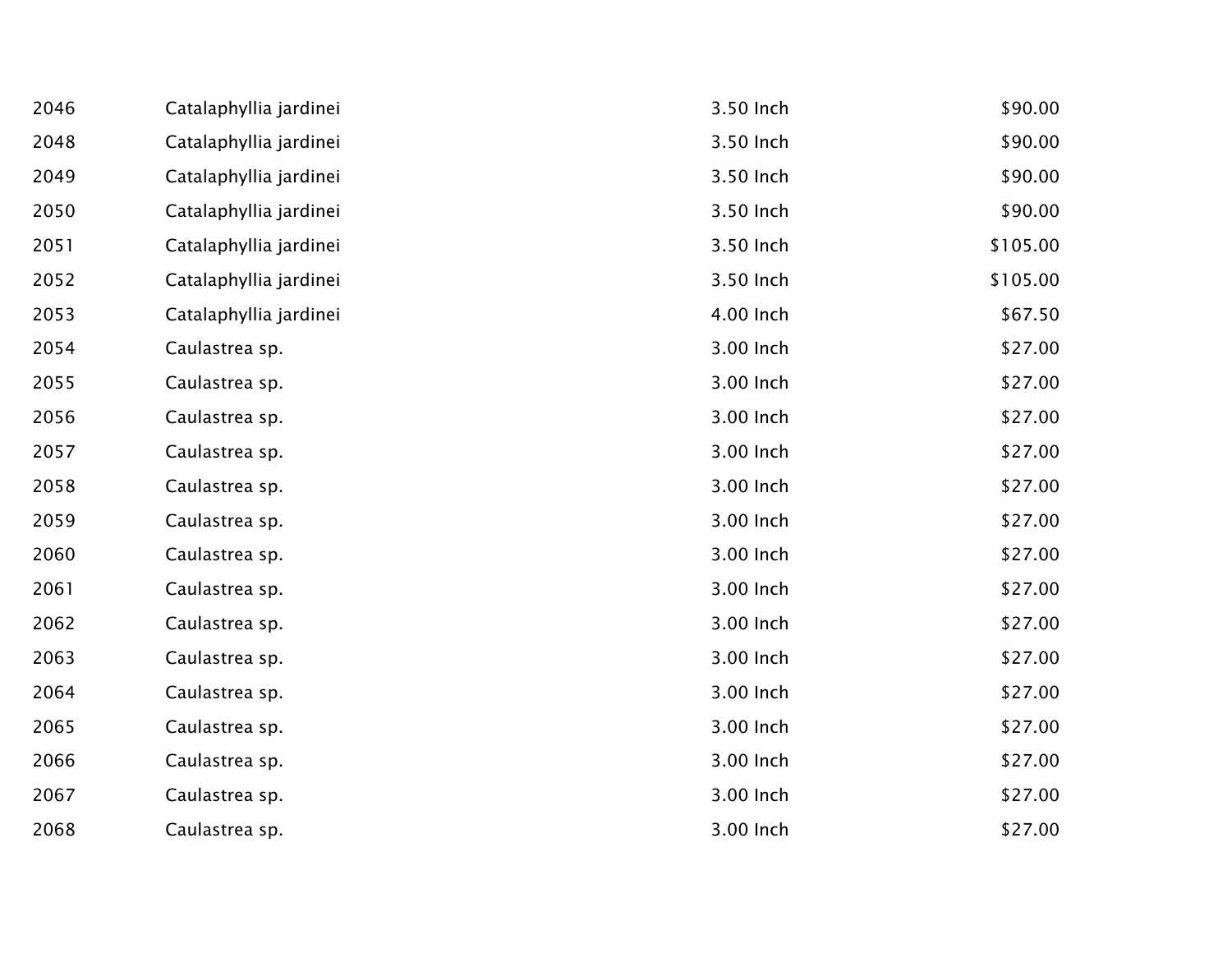| | | | |
|---|---|---|---|
| 2046 | Catalaphyllia jardinei | 3.50 Inch | $90.00 |
| 2048 | Catalaphyllia jardinei | 3.50 Inch | $90.00 |
| 2049 | Catalaphyllia jardinei | 3.50 Inch | $90.00 |
| 2050 | Catalaphyllia jardinei | 3.50 Inch | $90.00 |
| 2051 | Catalaphyllia jardinei | 3.50 Inch | $105.00 |
| 2052 | Catalaphyllia jardinei | 3.50 Inch | $105.00 |
| 2053 | Catalaphyllia jardinei | 4.00 Inch | $67.50 |
| 2054 | Caulastrea sp. | 3.00 Inch | $27.00 |
| 2055 | Caulastrea sp. | 3.00 Inch | $27.00 |
| 2056 | Caulastrea sp. | 3.00 Inch | $27.00 |
| 2057 | Caulastrea sp. | 3.00 Inch | $27.00 |
| 2058 | Caulastrea sp. | 3.00 Inch | $27.00 |
| 2059 | Caulastrea sp. | 3.00 Inch | $27.00 |
| 2060 | Caulastrea sp. | 3.00 Inch | $27.00 |
| 2061 | Caulastrea sp. | 3.00 Inch | $27.00 |
| 2062 | Caulastrea sp. | 3.00 Inch | $27.00 |
| 2063 | Caulastrea sp. | 3.00 Inch | $27.00 |
| 2064 | Caulastrea sp. | 3.00 Inch | $27.00 |
| 2065 | Caulastrea sp. | 3.00 Inch | $27.00 |
| 2066 | Caulastrea sp. | 3.00 Inch | $27.00 |
| 2067 | Caulastrea sp. | 3.00 Inch | $27.00 |
| 2068 | Caulastrea sp. | 3.00 Inch | $27.00 |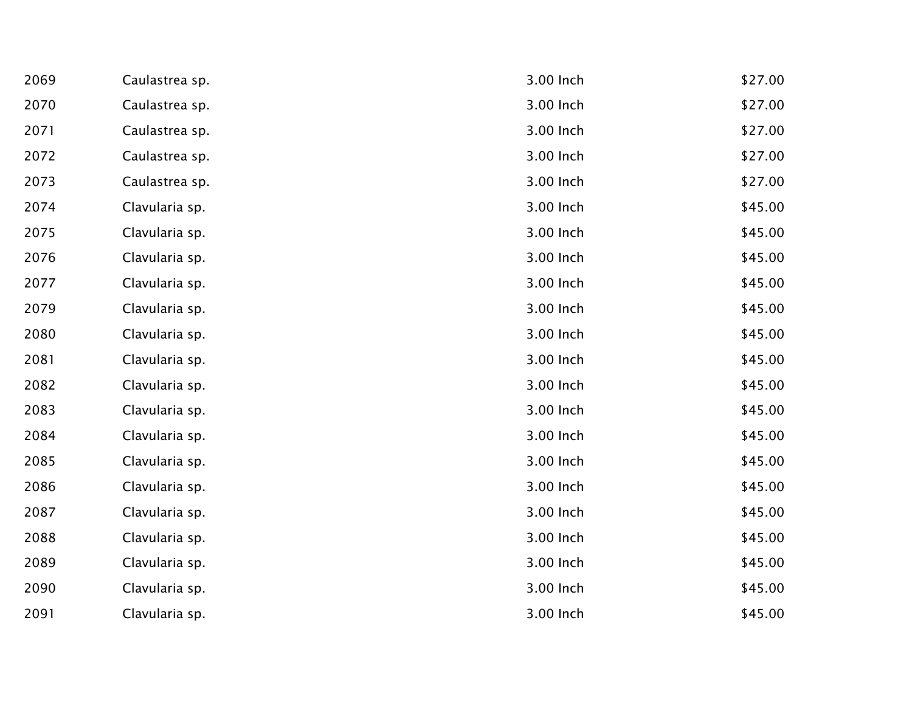| | | | |
|---|---|---|---|
| 2069 | Caulastrea sp. | 3.00 Inch | $27.00 |
| 2070 | Caulastrea sp. | 3.00 Inch | $27.00 |
| 2071 | Caulastrea sp. | 3.00 Inch | $27.00 |
| 2072 | Caulastrea sp. | 3.00 Inch | $27.00 |
| 2073 | Caulastrea sp. | 3.00 Inch | $27.00 |
| 2074 | Clavularia sp. | 3.00 Inch | $45.00 |
| 2075 | Clavularia sp. | 3.00 Inch | $45.00 |
| 2076 | Clavularia sp. | 3.00 Inch | $45.00 |
| 2077 | Clavularia sp. | 3.00 Inch | $45.00 |
| 2079 | Clavularia sp. | 3.00 Inch | $45.00 |
| 2080 | Clavularia sp. | 3.00 Inch | $45.00 |
| 2081 | Clavularia sp. | 3.00 Inch | $45.00 |
| 2082 | Clavularia sp. | 3.00 Inch | $45.00 |
| 2083 | Clavularia sp. | 3.00 Inch | $45.00 |
| 2084 | Clavularia sp. | 3.00 Inch | $45.00 |
| 2085 | Clavularia sp. | 3.00 Inch | $45.00 |
| 2086 | Clavularia sp. | 3.00 Inch | $45.00 |
| 2087 | Clavularia sp. | 3.00 Inch | $45.00 |
| 2088 | Clavularia sp. | 3.00 Inch | $45.00 |
| 2089 | Clavularia sp. | 3.00 Inch | $45.00 |
| 2090 | Clavularia sp. | 3.00 Inch | $45.00 |
| 2091 | Clavularia sp. | 3.00 Inch | $45.00 |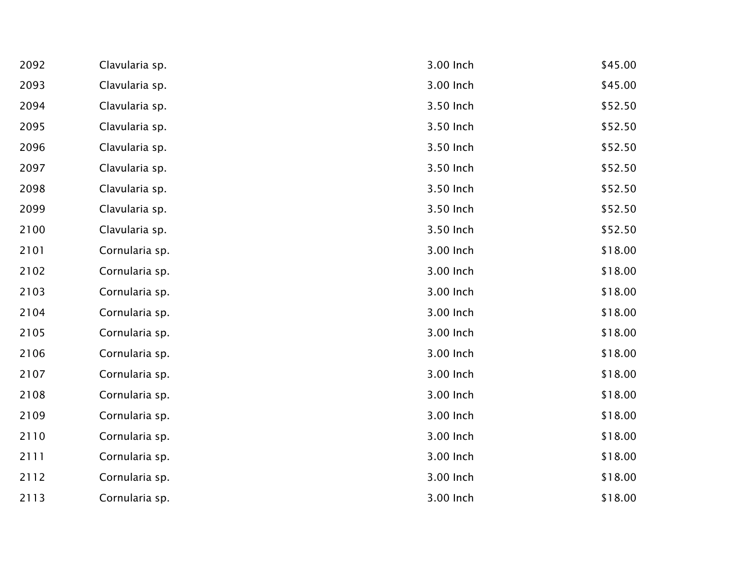| | | | |
|---|---|---|---|
| 2092 | Clavularia sp. | 3.00 Inch | $45.00 |
| 2093 | Clavularia sp. | 3.00 Inch | $45.00 |
| 2094 | Clavularia sp. | 3.50 Inch | $52.50 |
| 2095 | Clavularia sp. | 3.50 Inch | $52.50 |
| 2096 | Clavularia sp. | 3.50 Inch | $52.50 |
| 2097 | Clavularia sp. | 3.50 Inch | $52.50 |
| 2098 | Clavularia sp. | 3.50 Inch | $52.50 |
| 2099 | Clavularia sp. | 3.50 Inch | $52.50 |
| 2100 | Clavularia sp. | 3.50 Inch | $52.50 |
| 2101 | Cornularia sp. | 3.00 Inch | $18.00 |
| 2102 | Cornularia sp. | 3.00 Inch | $18.00 |
| 2103 | Cornularia sp. | 3.00 Inch | $18.00 |
| 2104 | Cornularia sp. | 3.00 Inch | $18.00 |
| 2105 | Cornularia sp. | 3.00 Inch | $18.00 |
| 2106 | Cornularia sp. | 3.00 Inch | $18.00 |
| 2107 | Cornularia sp. | 3.00 Inch | $18.00 |
| 2108 | Cornularia sp. | 3.00 Inch | $18.00 |
| 2109 | Cornularia sp. | 3.00 Inch | $18.00 |
| 2110 | Cornularia sp. | 3.00 Inch | $18.00 |
| 2111 | Cornularia sp. | 3.00 Inch | $18.00 |
| 2112 | Cornularia sp. | 3.00 Inch | $18.00 |
| 2113 | Cornularia sp. | 3.00 Inch | $18.00 |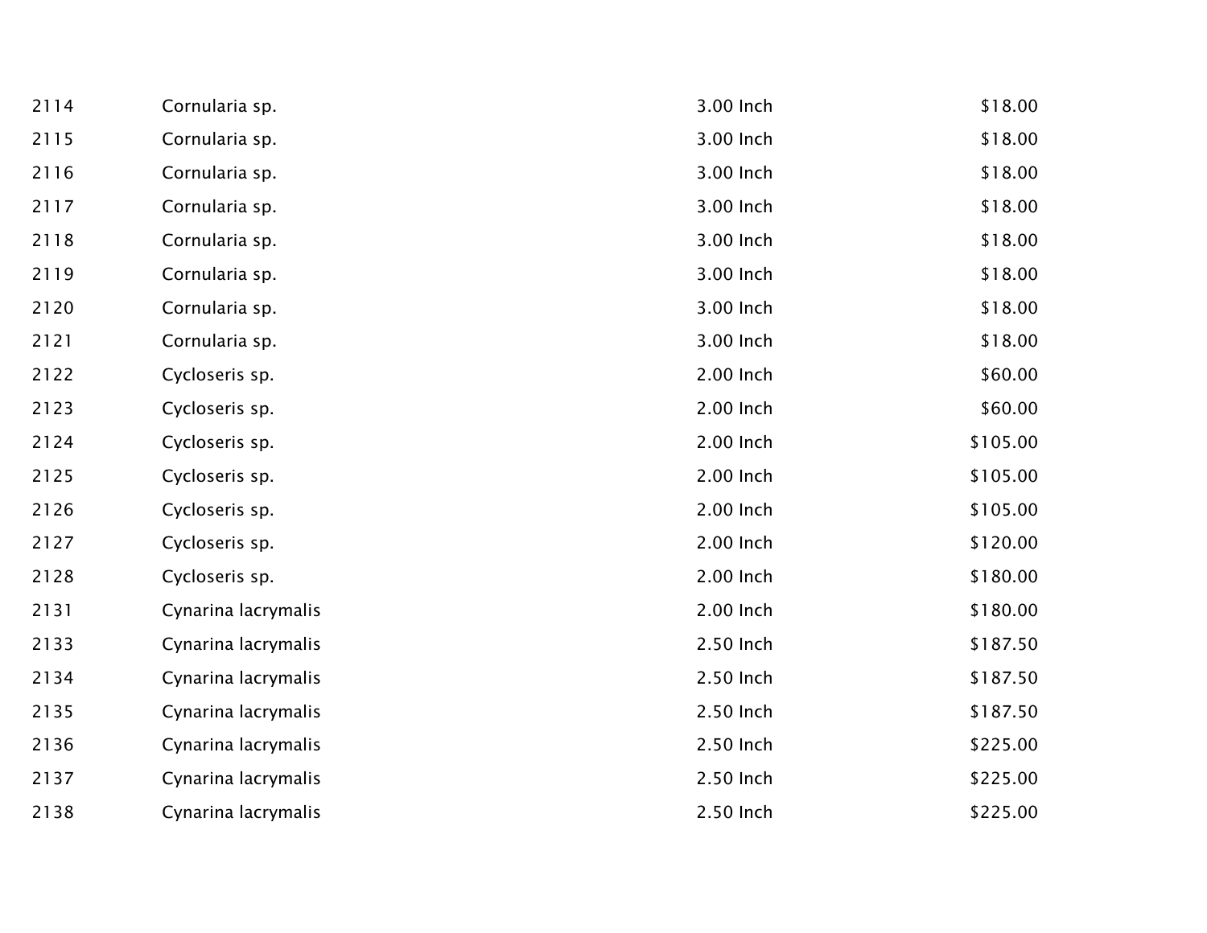| | | | |
|---|---|---|---|
| 2114 | Cornularia sp. | 3.00 Inch | $18.00 |
| 2115 | Cornularia sp. | 3.00 Inch | $18.00 |
| 2116 | Cornularia sp. | 3.00 Inch | $18.00 |
| 2117 | Cornularia sp. | 3.00 Inch | $18.00 |
| 2118 | Cornularia sp. | 3.00 Inch | $18.00 |
| 2119 | Cornularia sp. | 3.00 Inch | $18.00 |
| 2120 | Cornularia sp. | 3.00 Inch | $18.00 |
| 2121 | Cornularia sp. | 3.00 Inch | $18.00 |
| 2122 | Cycloseris sp. | 2.00 Inch | $60.00 |
| 2123 | Cycloseris sp. | 2.00 Inch | $60.00 |
| 2124 | Cycloseris sp. | 2.00 Inch | $105.00 |
| 2125 | Cycloseris sp. | 2.00 Inch | $105.00 |
| 2126 | Cycloseris sp. | 2.00 Inch | $105.00 |
| 2127 | Cycloseris sp. | 2.00 Inch | $120.00 |
| 2128 | Cycloseris sp. | 2.00 Inch | $180.00 |
| 2131 | Cynarina lacrymalis | 2.00 Inch | $180.00 |
| 2133 | Cynarina lacrymalis | 2.50 Inch | $187.50 |
| 2134 | Cynarina lacrymalis | 2.50 Inch | $187.50 |
| 2135 | Cynarina lacrymalis | 2.50 Inch | $187.50 |
| 2136 | Cynarina lacrymalis | 2.50 Inch | $225.00 |
| 2137 | Cynarina lacrymalis | 2.50 Inch | $225.00 |
| 2138 | Cynarina lacrymalis | 2.50 Inch | $225.00 |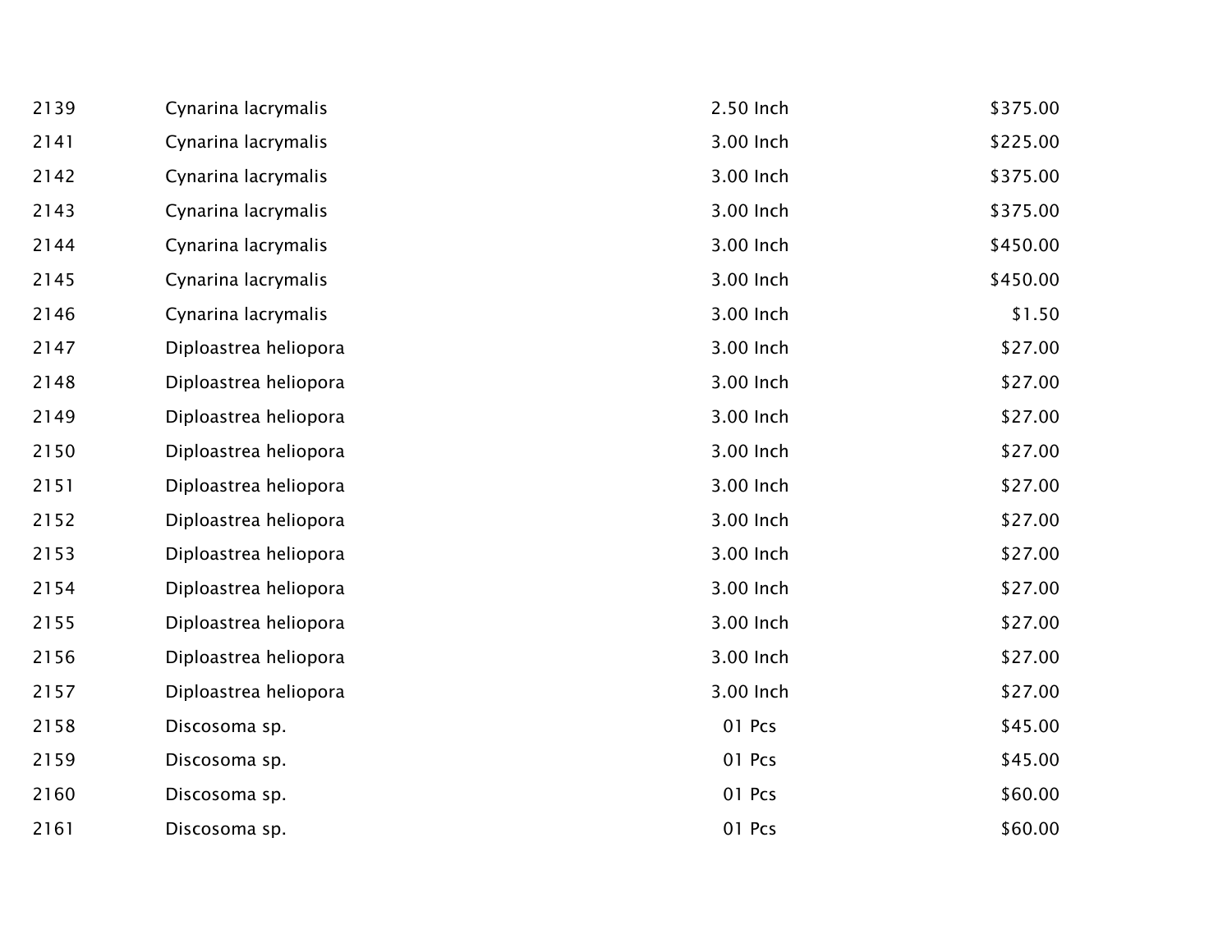| | | | |
|---|---|---|---|
| 2139 | Cynarina lacrymalis | 2.50 Inch | $375.00 |
| 2141 | Cynarina lacrymalis | 3.00 Inch | $225.00 |
| 2142 | Cynarina lacrymalis | 3.00 Inch | $375.00 |
| 2143 | Cynarina lacrymalis | 3.00 Inch | $375.00 |
| 2144 | Cynarina lacrymalis | 3.00 Inch | $450.00 |
| 2145 | Cynarina lacrymalis | 3.00 Inch | $450.00 |
| 2146 | Cynarina lacrymalis | 3.00 Inch | $1.50 |
| 2147 | Diploastrea heliopora | 3.00 Inch | $27.00 |
| 2148 | Diploastrea heliopora | 3.00 Inch | $27.00 |
| 2149 | Diploastrea heliopora | 3.00 Inch | $27.00 |
| 2150 | Diploastrea heliopora | 3.00 Inch | $27.00 |
| 2151 | Diploastrea heliopora | 3.00 Inch | $27.00 |
| 2152 | Diploastrea heliopora | 3.00 Inch | $27.00 |
| 2153 | Diploastrea heliopora | 3.00 Inch | $27.00 |
| 2154 | Diploastrea heliopora | 3.00 Inch | $27.00 |
| 2155 | Diploastrea heliopora | 3.00 Inch | $27.00 |
| 2156 | Diploastrea heliopora | 3.00 Inch | $27.00 |
| 2157 | Diploastrea heliopora | 3.00 Inch | $27.00 |
| 2158 | Discosoma sp. | 01 Pcs | $45.00 |
| 2159 | Discosoma sp. | 01 Pcs | $45.00 |
| 2160 | Discosoma sp. | 01 Pcs | $60.00 |
| 2161 | Discosoma sp. | 01 Pcs | $60.00 |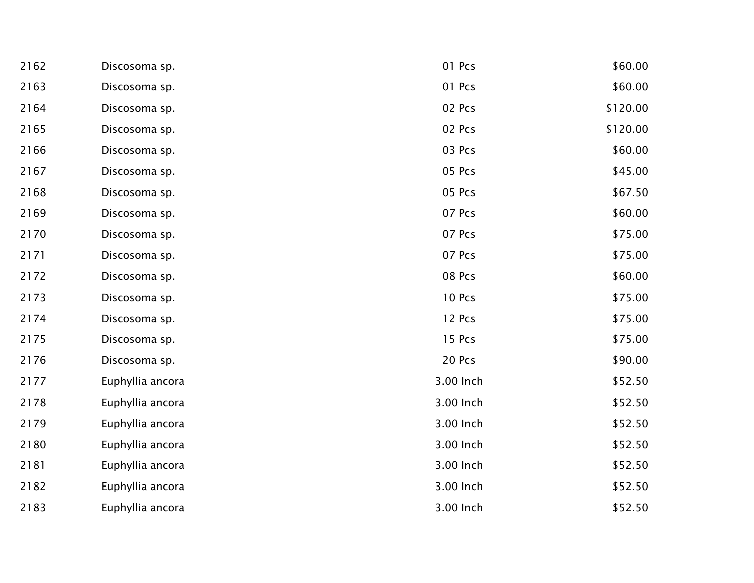| | | | |
|---|---|---|---|
| 2162 | Discosoma sp. | 01 Pcs | $60.00 |
| 2163 | Discosoma sp. | 01 Pcs | $60.00 |
| 2164 | Discosoma sp. | 02 Pcs | $120.00 |
| 2165 | Discosoma sp. | 02 Pcs | $120.00 |
| 2166 | Discosoma sp. | 03 Pcs | $60.00 |
| 2167 | Discosoma sp. | 05 Pcs | $45.00 |
| 2168 | Discosoma sp. | 05 Pcs | $67.50 |
| 2169 | Discosoma sp. | 07 Pcs | $60.00 |
| 2170 | Discosoma sp. | 07 Pcs | $75.00 |
| 2171 | Discosoma sp. | 07 Pcs | $75.00 |
| 2172 | Discosoma sp. | 08 Pcs | $60.00 |
| 2173 | Discosoma sp. | 10 Pcs | $75.00 |
| 2174 | Discosoma sp. | 12 Pcs | $75.00 |
| 2175 | Discosoma sp. | 15 Pcs | $75.00 |
| 2176 | Discosoma sp. | 20 Pcs | $90.00 |
| 2177 | Euphyllia ancora | 3.00 Inch | $52.50 |
| 2178 | Euphyllia ancora | 3.00 Inch | $52.50 |
| 2179 | Euphyllia ancora | 3.00 Inch | $52.50 |
| 2180 | Euphyllia ancora | 3.00 Inch | $52.50 |
| 2181 | Euphyllia ancora | 3.00 Inch | $52.50 |
| 2182 | Euphyllia ancora | 3.00 Inch | $52.50 |
| 2183 | Euphyllia ancora | 3.00 Inch | $52.50 |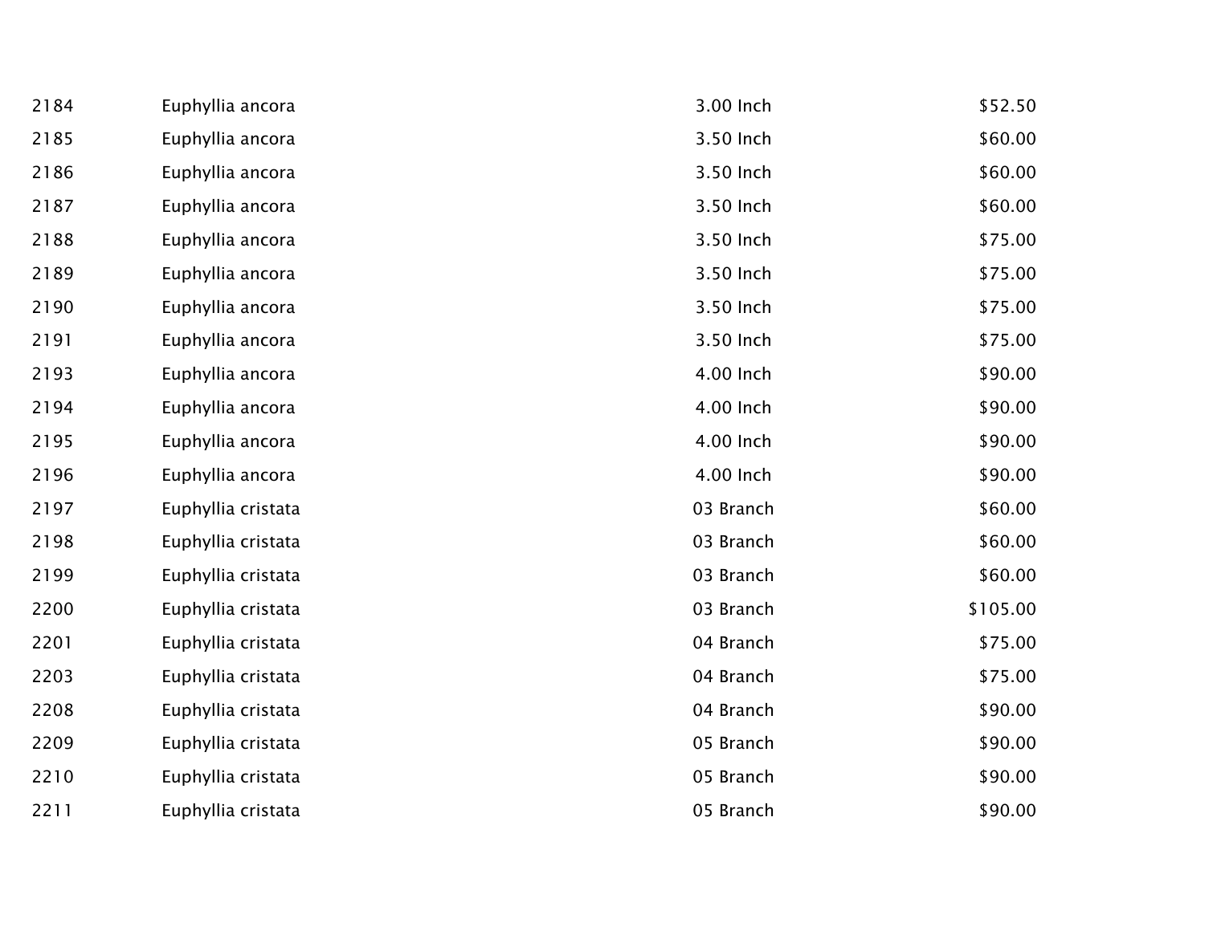| | | | |
|---|---|---|---|
| 2184 | Euphyllia ancora | 3.00 Inch | $52.50 |
| 2185 | Euphyllia ancora | 3.50 Inch | $60.00 |
| 2186 | Euphyllia ancora | 3.50 Inch | $60.00 |
| 2187 | Euphyllia ancora | 3.50 Inch | $60.00 |
| 2188 | Euphyllia ancora | 3.50 Inch | $75.00 |
| 2189 | Euphyllia ancora | 3.50 Inch | $75.00 |
| 2190 | Euphyllia ancora | 3.50 Inch | $75.00 |
| 2191 | Euphyllia ancora | 3.50 Inch | $75.00 |
| 2193 | Euphyllia ancora | 4.00 Inch | $90.00 |
| 2194 | Euphyllia ancora | 4.00 Inch | $90.00 |
| 2195 | Euphyllia ancora | 4.00 Inch | $90.00 |
| 2196 | Euphyllia ancora | 4.00 Inch | $90.00 |
| 2197 | Euphyllia cristata | 03 Branch | $60.00 |
| 2198 | Euphyllia cristata | 03 Branch | $60.00 |
| 2199 | Euphyllia cristata | 03 Branch | $60.00 |
| 2200 | Euphyllia cristata | 03 Branch | $105.00 |
| 2201 | Euphyllia cristata | 04 Branch | $75.00 |
| 2203 | Euphyllia cristata | 04 Branch | $75.00 |
| 2208 | Euphyllia cristata | 04 Branch | $90.00 |
| 2209 | Euphyllia cristata | 05 Branch | $90.00 |
| 2210 | Euphyllia cristata | 05 Branch | $90.00 |
| 2211 | Euphyllia cristata | 05 Branch | $90.00 |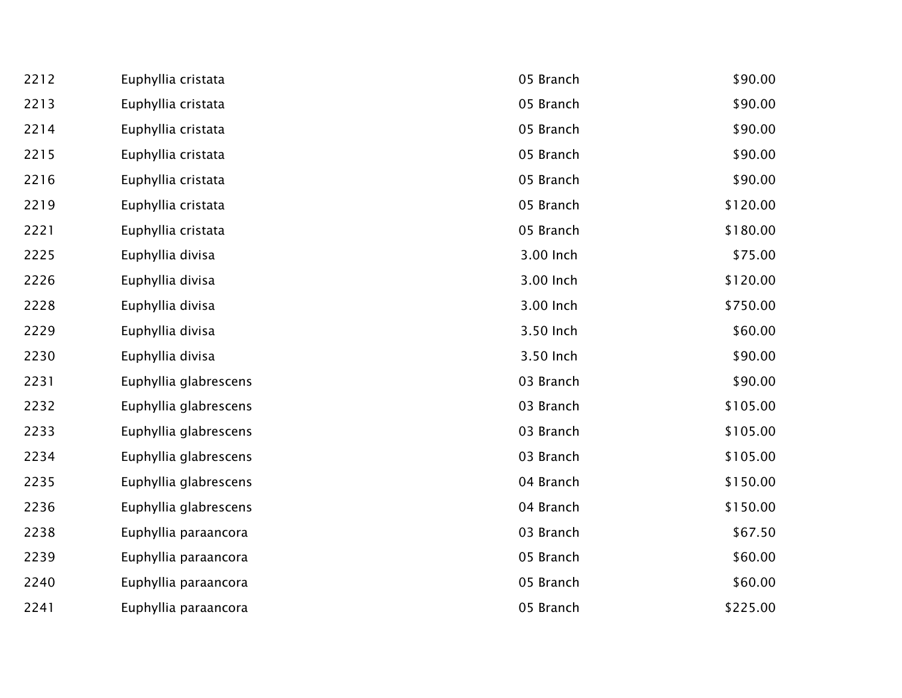| | | | |
|---|---|---|---|
| 2212 | Euphyllia cristata | 05 Branch | $90.00 |
| 2213 | Euphyllia cristata | 05 Branch | $90.00 |
| 2214 | Euphyllia cristata | 05 Branch | $90.00 |
| 2215 | Euphyllia cristata | 05 Branch | $90.00 |
| 2216 | Euphyllia cristata | 05 Branch | $90.00 |
| 2219 | Euphyllia cristata | 05 Branch | $120.00 |
| 2221 | Euphyllia cristata | 05 Branch | $180.00 |
| 2225 | Euphyllia divisa | 3.00 Inch | $75.00 |
| 2226 | Euphyllia divisa | 3.00 Inch | $120.00 |
| 2228 | Euphyllia divisa | 3.00 Inch | $750.00 |
| 2229 | Euphyllia divisa | 3.50 Inch | $60.00 |
| 2230 | Euphyllia divisa | 3.50 Inch | $90.00 |
| 2231 | Euphyllia glabrescens | 03 Branch | $90.00 |
| 2232 | Euphyllia glabrescens | 03 Branch | $105.00 |
| 2233 | Euphyllia glabrescens | 03 Branch | $105.00 |
| 2234 | Euphyllia glabrescens | 03 Branch | $105.00 |
| 2235 | Euphyllia glabrescens | 04 Branch | $150.00 |
| 2236 | Euphyllia glabrescens | 04 Branch | $150.00 |
| 2238 | Euphyllia paraancora | 03 Branch | $67.50 |
| 2239 | Euphyllia paraancora | 05 Branch | $60.00 |
| 2240 | Euphyllia paraancora | 05 Branch | $60.00 |
| 2241 | Euphyllia paraancora | 05 Branch | $225.00 |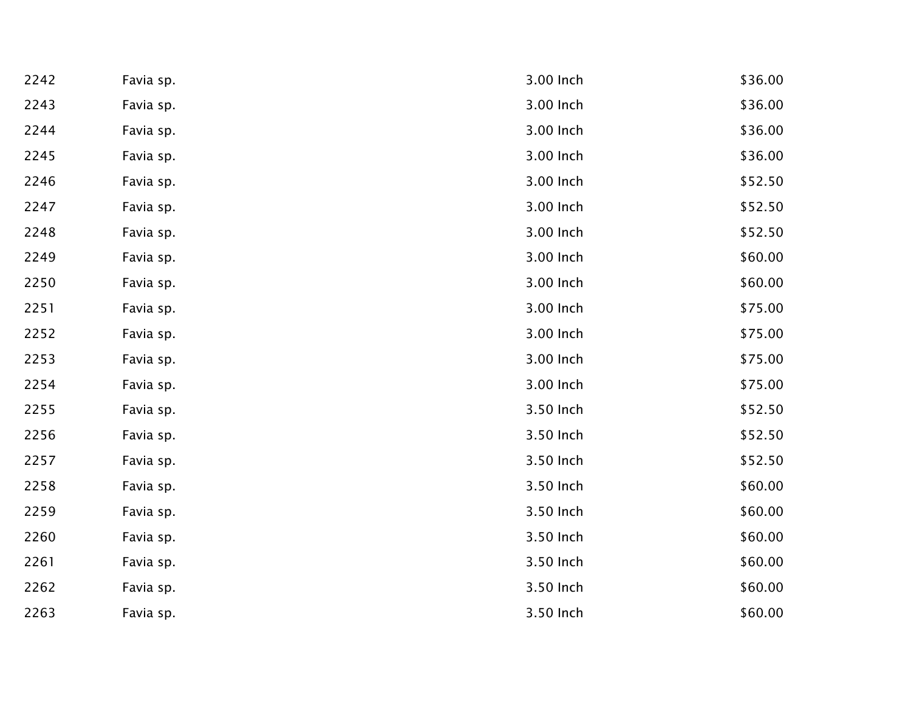| | | | |
|---|---|---|---|
| 2242 | Favia sp. | 3.00 Inch | $36.00 |
| 2243 | Favia sp. | 3.00 Inch | $36.00 |
| 2244 | Favia sp. | 3.00 Inch | $36.00 |
| 2245 | Favia sp. | 3.00 Inch | $36.00 |
| 2246 | Favia sp. | 3.00 Inch | $52.50 |
| 2247 | Favia sp. | 3.00 Inch | $52.50 |
| 2248 | Favia sp. | 3.00 Inch | $52.50 |
| 2249 | Favia sp. | 3.00 Inch | $60.00 |
| 2250 | Favia sp. | 3.00 Inch | $60.00 |
| 2251 | Favia sp. | 3.00 Inch | $75.00 |
| 2252 | Favia sp. | 3.00 Inch | $75.00 |
| 2253 | Favia sp. | 3.00 Inch | $75.00 |
| 2254 | Favia sp. | 3.00 Inch | $75.00 |
| 2255 | Favia sp. | 3.50 Inch | $52.50 |
| 2256 | Favia sp. | 3.50 Inch | $52.50 |
| 2257 | Favia sp. | 3.50 Inch | $52.50 |
| 2258 | Favia sp. | 3.50 Inch | $60.00 |
| 2259 | Favia sp. | 3.50 Inch | $60.00 |
| 2260 | Favia sp. | 3.50 Inch | $60.00 |
| 2261 | Favia sp. | 3.50 Inch | $60.00 |
| 2262 | Favia sp. | 3.50 Inch | $60.00 |
| 2263 | Favia sp. | 3.50 Inch | $60.00 |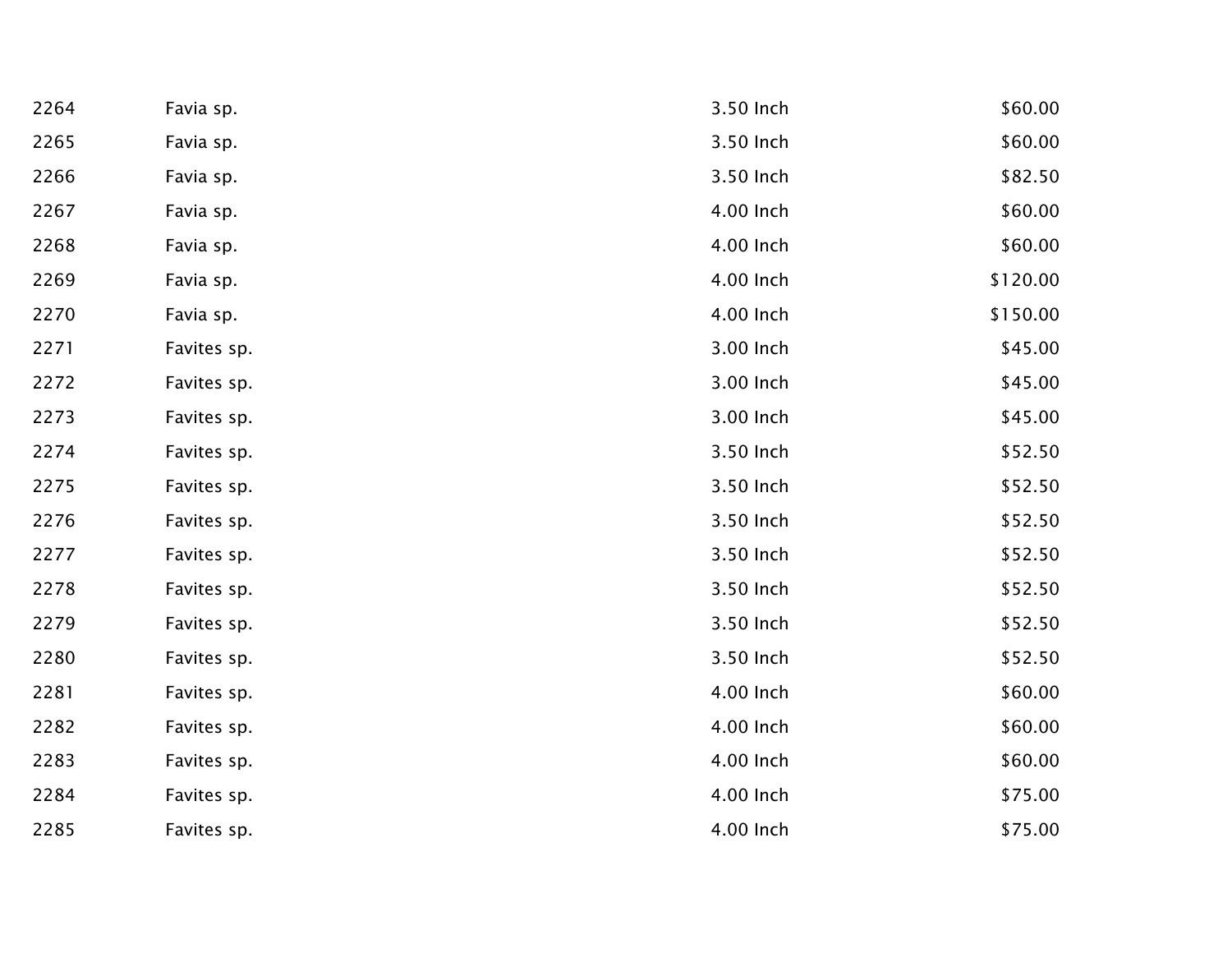| | | | |
|---|---|---|---|
| 2264 | Favia sp. | 3.50 Inch | $60.00 |
| 2265 | Favia sp. | 3.50 Inch | $60.00 |
| 2266 | Favia sp. | 3.50 Inch | $82.50 |
| 2267 | Favia sp. | 4.00 Inch | $60.00 |
| 2268 | Favia sp. | 4.00 Inch | $60.00 |
| 2269 | Favia sp. | 4.00 Inch | $120.00 |
| 2270 | Favia sp. | 4.00 Inch | $150.00 |
| 2271 | Favites sp. | 3.00 Inch | $45.00 |
| 2272 | Favites sp. | 3.00 Inch | $45.00 |
| 2273 | Favites sp. | 3.00 Inch | $45.00 |
| 2274 | Favites sp. | 3.50 Inch | $52.50 |
| 2275 | Favites sp. | 3.50 Inch | $52.50 |
| 2276 | Favites sp. | 3.50 Inch | $52.50 |
| 2277 | Favites sp. | 3.50 Inch | $52.50 |
| 2278 | Favites sp. | 3.50 Inch | $52.50 |
| 2279 | Favites sp. | 3.50 Inch | $52.50 |
| 2280 | Favites sp. | 3.50 Inch | $52.50 |
| 2281 | Favites sp. | 4.00 Inch | $60.00 |
| 2282 | Favites sp. | 4.00 Inch | $60.00 |
| 2283 | Favites sp. | 4.00 Inch | $60.00 |
| 2284 | Favites sp. | 4.00 Inch | $75.00 |
| 2285 | Favites sp. | 4.00 Inch | $75.00 |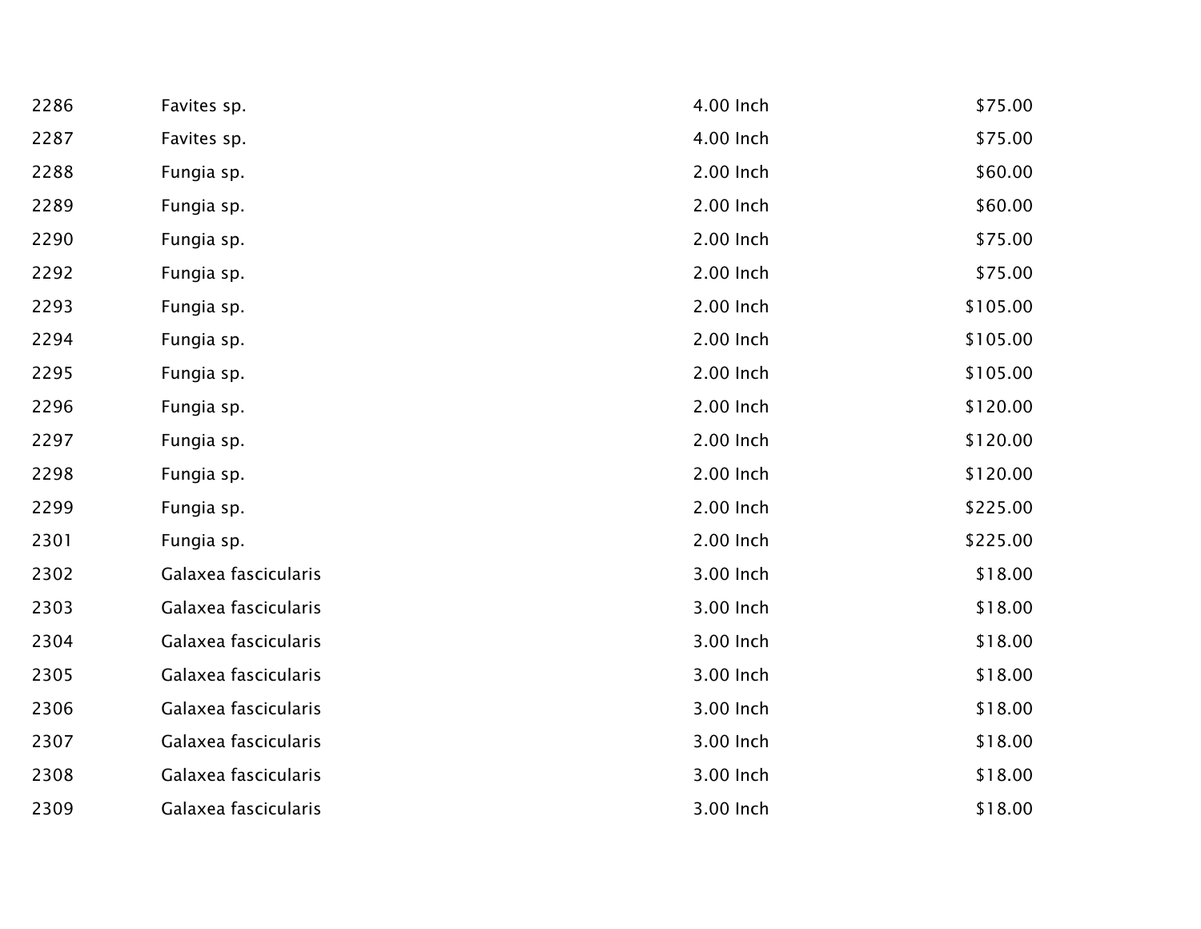| | | | |
|---|---|---|---|
| 2286 | Favites sp. | 4.00 Inch | $75.00 |
| 2287 | Favites sp. | 4.00 Inch | $75.00 |
| 2288 | Fungia sp. | 2.00 Inch | $60.00 |
| 2289 | Fungia sp. | 2.00 Inch | $60.00 |
| 2290 | Fungia sp. | 2.00 Inch | $75.00 |
| 2292 | Fungia sp. | 2.00 Inch | $75.00 |
| 2293 | Fungia sp. | 2.00 Inch | $105.00 |
| 2294 | Fungia sp. | 2.00 Inch | $105.00 |
| 2295 | Fungia sp. | 2.00 Inch | $105.00 |
| 2296 | Fungia sp. | 2.00 Inch | $120.00 |
| 2297 | Fungia sp. | 2.00 Inch | $120.00 |
| 2298 | Fungia sp. | 2.00 Inch | $120.00 |
| 2299 | Fungia sp. | 2.00 Inch | $225.00 |
| 2301 | Fungia sp. | 2.00 Inch | $225.00 |
| 2302 | Galaxea fascicularis | 3.00 Inch | $18.00 |
| 2303 | Galaxea fascicularis | 3.00 Inch | $18.00 |
| 2304 | Galaxea fascicularis | 3.00 Inch | $18.00 |
| 2305 | Galaxea fascicularis | 3.00 Inch | $18.00 |
| 2306 | Galaxea fascicularis | 3.00 Inch | $18.00 |
| 2307 | Galaxea fascicularis | 3.00 Inch | $18.00 |
| 2308 | Galaxea fascicularis | 3.00 Inch | $18.00 |
| 2309 | Galaxea fascicularis | 3.00 Inch | $18.00 |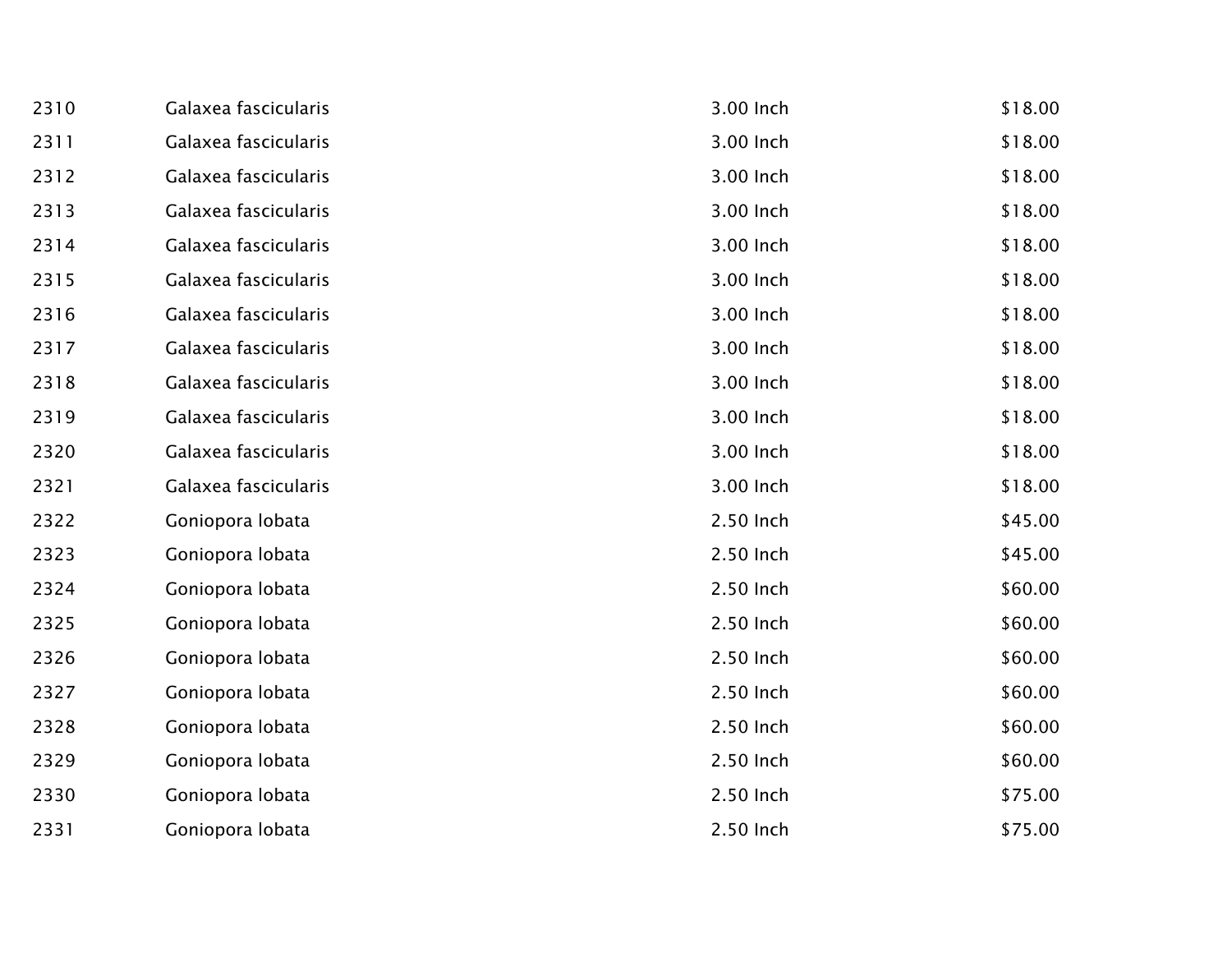| | | | |
|---|---|---|---|
| 2310 | Galaxea fascicularis | 3.00 Inch | $18.00 |
| 2311 | Galaxea fascicularis | 3.00 Inch | $18.00 |
| 2312 | Galaxea fascicularis | 3.00 Inch | $18.00 |
| 2313 | Galaxea fascicularis | 3.00 Inch | $18.00 |
| 2314 | Galaxea fascicularis | 3.00 Inch | $18.00 |
| 2315 | Galaxea fascicularis | 3.00 Inch | $18.00 |
| 2316 | Galaxea fascicularis | 3.00 Inch | $18.00 |
| 2317 | Galaxea fascicularis | 3.00 Inch | $18.00 |
| 2318 | Galaxea fascicularis | 3.00 Inch | $18.00 |
| 2319 | Galaxea fascicularis | 3.00 Inch | $18.00 |
| 2320 | Galaxea fascicularis | 3.00 Inch | $18.00 |
| 2321 | Galaxea fascicularis | 3.00 Inch | $18.00 |
| 2322 | Goniopora lobata | 2.50 Inch | $45.00 |
| 2323 | Goniopora lobata | 2.50 Inch | $45.00 |
| 2324 | Goniopora lobata | 2.50 Inch | $60.00 |
| 2325 | Goniopora lobata | 2.50 Inch | $60.00 |
| 2326 | Goniopora lobata | 2.50 Inch | $60.00 |
| 2327 | Goniopora lobata | 2.50 Inch | $60.00 |
| 2328 | Goniopora lobata | 2.50 Inch | $60.00 |
| 2329 | Goniopora lobata | 2.50 Inch | $60.00 |
| 2330 | Goniopora lobata | 2.50 Inch | $75.00 |
| 2331 | Goniopora lobata | 2.50 Inch | $75.00 |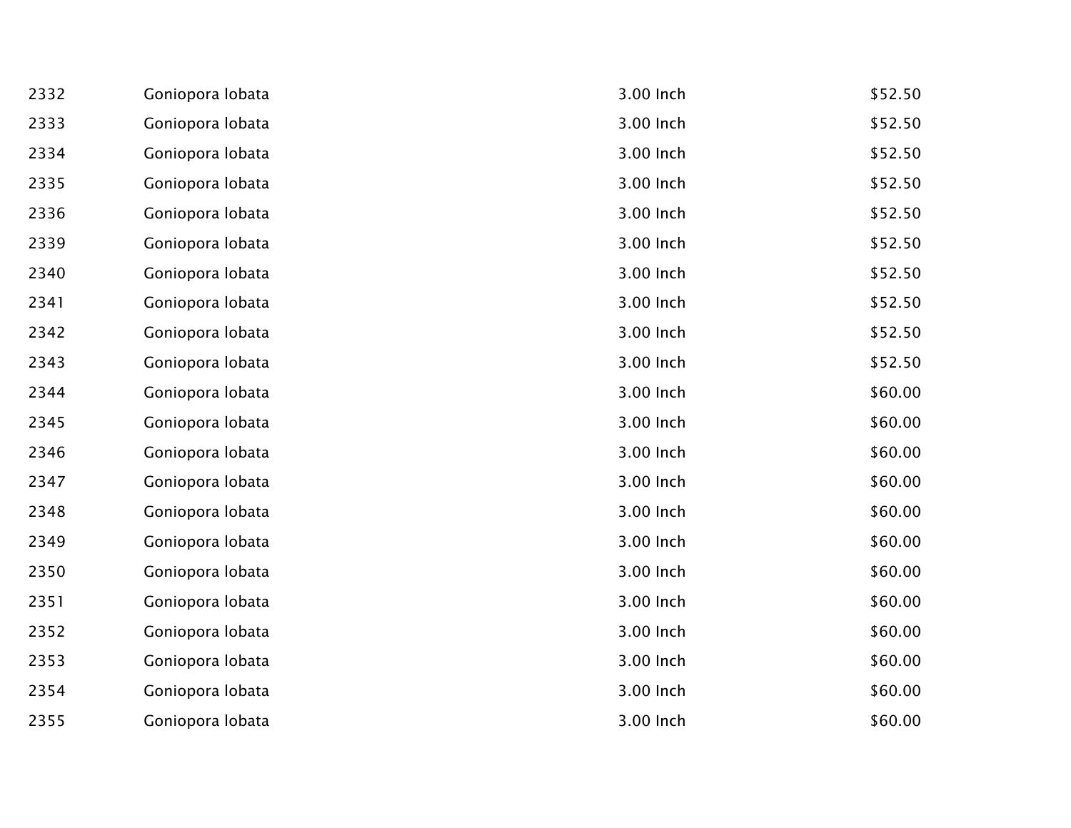| | | | |
|---|---|---|---|
| 2332 | Goniopora lobata | 3.00 Inch | $52.50 |
| 2333 | Goniopora lobata | 3.00 Inch | $52.50 |
| 2334 | Goniopora lobata | 3.00 Inch | $52.50 |
| 2335 | Goniopora lobata | 3.00 Inch | $52.50 |
| 2336 | Goniopora lobata | 3.00 Inch | $52.50 |
| 2339 | Goniopora lobata | 3.00 Inch | $52.50 |
| 2340 | Goniopora lobata | 3.00 Inch | $52.50 |
| 2341 | Goniopora lobata | 3.00 Inch | $52.50 |
| 2342 | Goniopora lobata | 3.00 Inch | $52.50 |
| 2343 | Goniopora lobata | 3.00 Inch | $52.50 |
| 2344 | Goniopora lobata | 3.00 Inch | $60.00 |
| 2345 | Goniopora lobata | 3.00 Inch | $60.00 |
| 2346 | Goniopora lobata | 3.00 Inch | $60.00 |
| 2347 | Goniopora lobata | 3.00 Inch | $60.00 |
| 2348 | Goniopora lobata | 3.00 Inch | $60.00 |
| 2349 | Goniopora lobata | 3.00 Inch | $60.00 |
| 2350 | Goniopora lobata | 3.00 Inch | $60.00 |
| 2351 | Goniopora lobata | 3.00 Inch | $60.00 |
| 2352 | Goniopora lobata | 3.00 Inch | $60.00 |
| 2353 | Goniopora lobata | 3.00 Inch | $60.00 |
| 2354 | Goniopora lobata | 3.00 Inch | $60.00 |
| 2355 | Goniopora lobata | 3.00 Inch | $60.00 |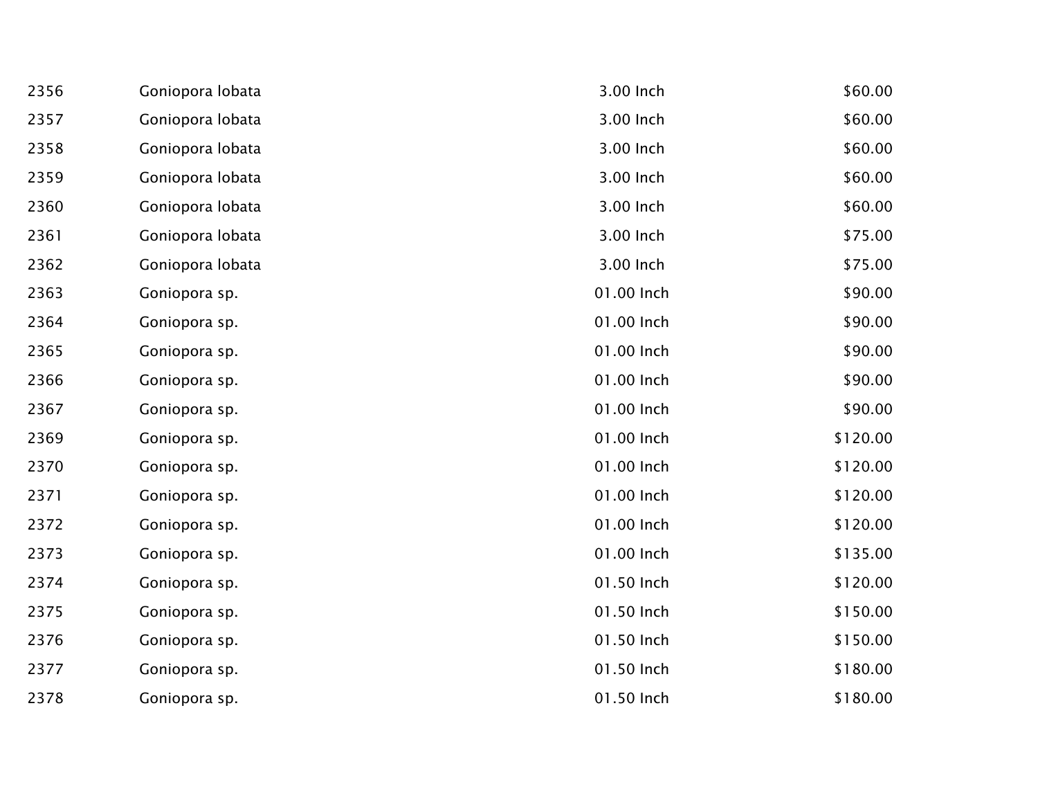| | | | |
|---|---|---|---|
| 2356 | Goniopora lobata | 3.00 Inch | $60.00 |
| 2357 | Goniopora lobata | 3.00 Inch | $60.00 |
| 2358 | Goniopora lobata | 3.00 Inch | $60.00 |
| 2359 | Goniopora lobata | 3.00 Inch | $60.00 |
| 2360 | Goniopora lobata | 3.00 Inch | $60.00 |
| 2361 | Goniopora lobata | 3.00 Inch | $75.00 |
| 2362 | Goniopora lobata | 3.00 Inch | $75.00 |
| 2363 | Goniopora sp. | 01.00 Inch | $90.00 |
| 2364 | Goniopora sp. | 01.00 Inch | $90.00 |
| 2365 | Goniopora sp. | 01.00 Inch | $90.00 |
| 2366 | Goniopora sp. | 01.00 Inch | $90.00 |
| 2367 | Goniopora sp. | 01.00 Inch | $90.00 |
| 2369 | Goniopora sp. | 01.00 Inch | $120.00 |
| 2370 | Goniopora sp. | 01.00 Inch | $120.00 |
| 2371 | Goniopora sp. | 01.00 Inch | $120.00 |
| 2372 | Goniopora sp. | 01.00 Inch | $120.00 |
| 2373 | Goniopora sp. | 01.00 Inch | $135.00 |
| 2374 | Goniopora sp. | 01.50 Inch | $120.00 |
| 2375 | Goniopora sp. | 01.50 Inch | $150.00 |
| 2376 | Goniopora sp. | 01.50 Inch | $150.00 |
| 2377 | Goniopora sp. | 01.50 Inch | $180.00 |
| 2378 | Goniopora sp. | 01.50 Inch | $180.00 |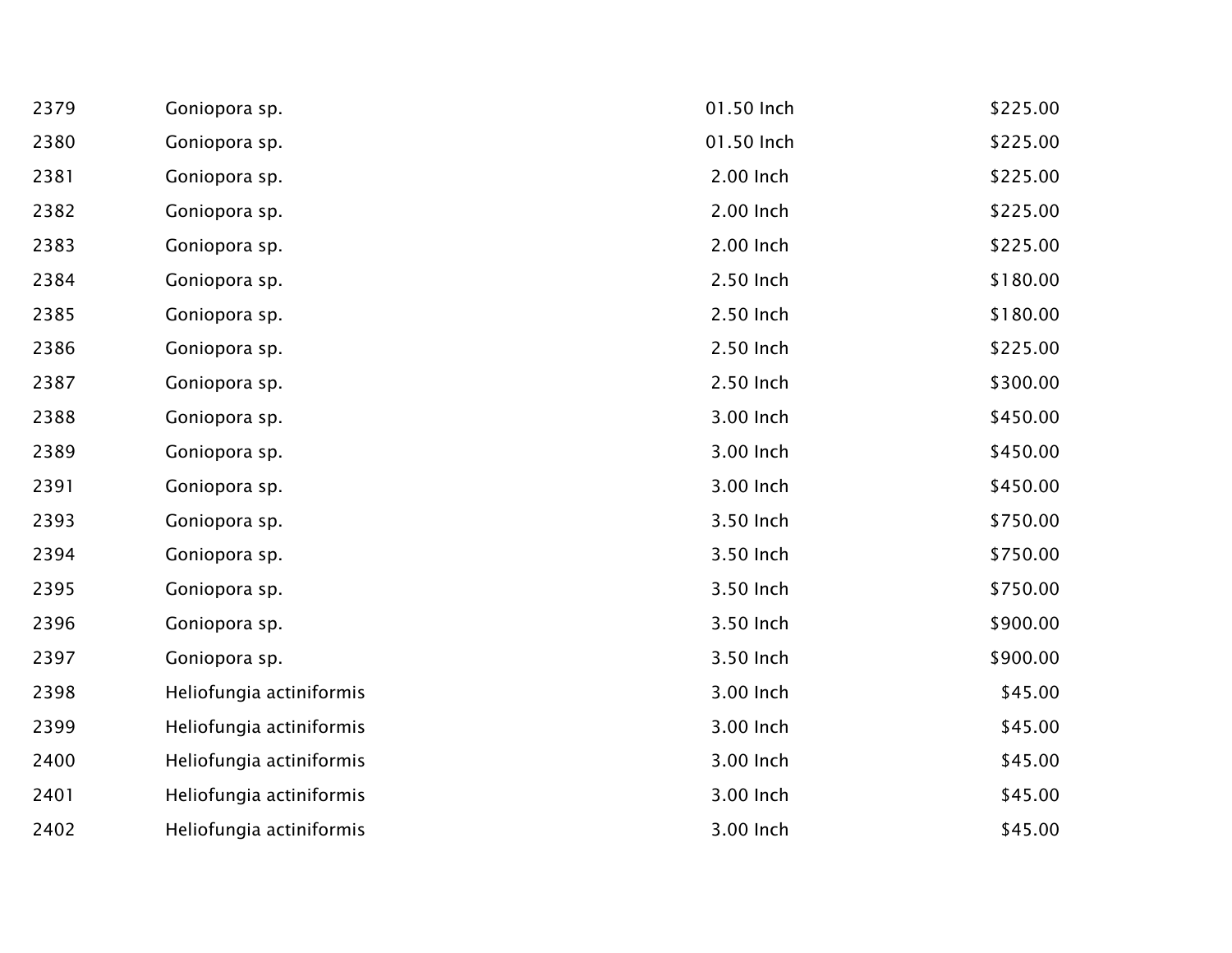| | | | |
|---|---|---|---|
| 2379 | Goniopora sp. | 01.50 Inch | $225.00 |
| 2380 | Goniopora sp. | 01.50 Inch | $225.00 |
| 2381 | Goniopora sp. | 2.00 Inch | $225.00 |
| 2382 | Goniopora sp. | 2.00 Inch | $225.00 |
| 2383 | Goniopora sp. | 2.00 Inch | $225.00 |
| 2384 | Goniopora sp. | 2.50 Inch | $180.00 |
| 2385 | Goniopora sp. | 2.50 Inch | $180.00 |
| 2386 | Goniopora sp. | 2.50 Inch | $225.00 |
| 2387 | Goniopora sp. | 2.50 Inch | $300.00 |
| 2388 | Goniopora sp. | 3.00 Inch | $450.00 |
| 2389 | Goniopora sp. | 3.00 Inch | $450.00 |
| 2391 | Goniopora sp. | 3.00 Inch | $450.00 |
| 2393 | Goniopora sp. | 3.50 Inch | $750.00 |
| 2394 | Goniopora sp. | 3.50 Inch | $750.00 |
| 2395 | Goniopora sp. | 3.50 Inch | $750.00 |
| 2396 | Goniopora sp. | 3.50 Inch | $900.00 |
| 2397 | Goniopora sp. | 3.50 Inch | $900.00 |
| 2398 | Heliofungia actiniformis | 3.00 Inch | $45.00 |
| 2399 | Heliofungia actiniformis | 3.00 Inch | $45.00 |
| 2400 | Heliofungia actiniformis | 3.00 Inch | $45.00 |
| 2401 | Heliofungia actiniformis | 3.00 Inch | $45.00 |
| 2402 | Heliofungia actiniformis | 3.00 Inch | $45.00 |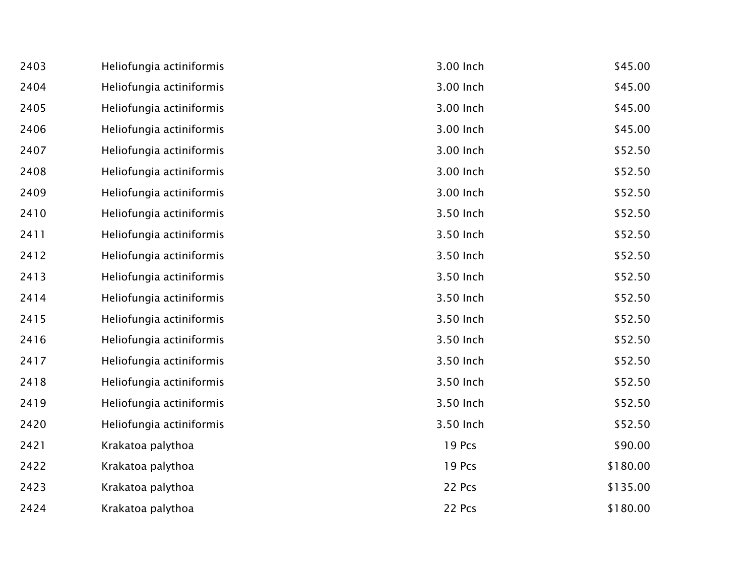| | | | |
|---|---|---|---|
| 2403 | Heliofungia actiniformis | 3.00 Inch | $45.00 |
| 2404 | Heliofungia actiniformis | 3.00 Inch | $45.00 |
| 2405 | Heliofungia actiniformis | 3.00 Inch | $45.00 |
| 2406 | Heliofungia actiniformis | 3.00 Inch | $45.00 |
| 2407 | Heliofungia actiniformis | 3.00 Inch | $52.50 |
| 2408 | Heliofungia actiniformis | 3.00 Inch | $52.50 |
| 2409 | Heliofungia actiniformis | 3.00 Inch | $52.50 |
| 2410 | Heliofungia actiniformis | 3.50 Inch | $52.50 |
| 2411 | Heliofungia actiniformis | 3.50 Inch | $52.50 |
| 2412 | Heliofungia actiniformis | 3.50 Inch | $52.50 |
| 2413 | Heliofungia actiniformis | 3.50 Inch | $52.50 |
| 2414 | Heliofungia actiniformis | 3.50 Inch | $52.50 |
| 2415 | Heliofungia actiniformis | 3.50 Inch | $52.50 |
| 2416 | Heliofungia actiniformis | 3.50 Inch | $52.50 |
| 2417 | Heliofungia actiniformis | 3.50 Inch | $52.50 |
| 2418 | Heliofungia actiniformis | 3.50 Inch | $52.50 |
| 2419 | Heliofungia actiniformis | 3.50 Inch | $52.50 |
| 2420 | Heliofungia actiniformis | 3.50 Inch | $52.50 |
| 2421 | Krakatoa palythoa | 19 Pcs | $90.00 |
| 2422 | Krakatoa palythoa | 19 Pcs | $180.00 |
| 2423 | Krakatoa palythoa | 22 Pcs | $135.00 |
| 2424 | Krakatoa palythoa | 22 Pcs | $180.00 |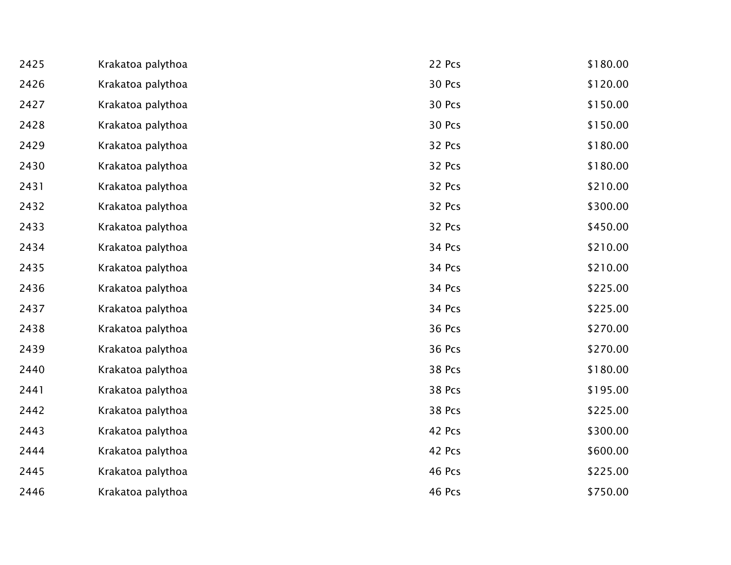| | | | |
|---|---|---|---|
| 2425 | Krakatoa palythoa | 22 Pcs | $180.00 |
| 2426 | Krakatoa palythoa | 30 Pcs | $120.00 |
| 2427 | Krakatoa palythoa | 30 Pcs | $150.00 |
| 2428 | Krakatoa palythoa | 30 Pcs | $150.00 |
| 2429 | Krakatoa palythoa | 32 Pcs | $180.00 |
| 2430 | Krakatoa palythoa | 32 Pcs | $180.00 |
| 2431 | Krakatoa palythoa | 32 Pcs | $210.00 |
| 2432 | Krakatoa palythoa | 32 Pcs | $300.00 |
| 2433 | Krakatoa palythoa | 32 Pcs | $450.00 |
| 2434 | Krakatoa palythoa | 34 Pcs | $210.00 |
| 2435 | Krakatoa palythoa | 34 Pcs | $210.00 |
| 2436 | Krakatoa palythoa | 34 Pcs | $225.00 |
| 2437 | Krakatoa palythoa | 34 Pcs | $225.00 |
| 2438 | Krakatoa palythoa | 36 Pcs | $270.00 |
| 2439 | Krakatoa palythoa | 36 Pcs | $270.00 |
| 2440 | Krakatoa palythoa | 38 Pcs | $180.00 |
| 2441 | Krakatoa palythoa | 38 Pcs | $195.00 |
| 2442 | Krakatoa palythoa | 38 Pcs | $225.00 |
| 2443 | Krakatoa palythoa | 42 Pcs | $300.00 |
| 2444 | Krakatoa palythoa | 42 Pcs | $600.00 |
| 2445 | Krakatoa palythoa | 46 Pcs | $225.00 |
| 2446 | Krakatoa palythoa | 46 Pcs | $750.00 |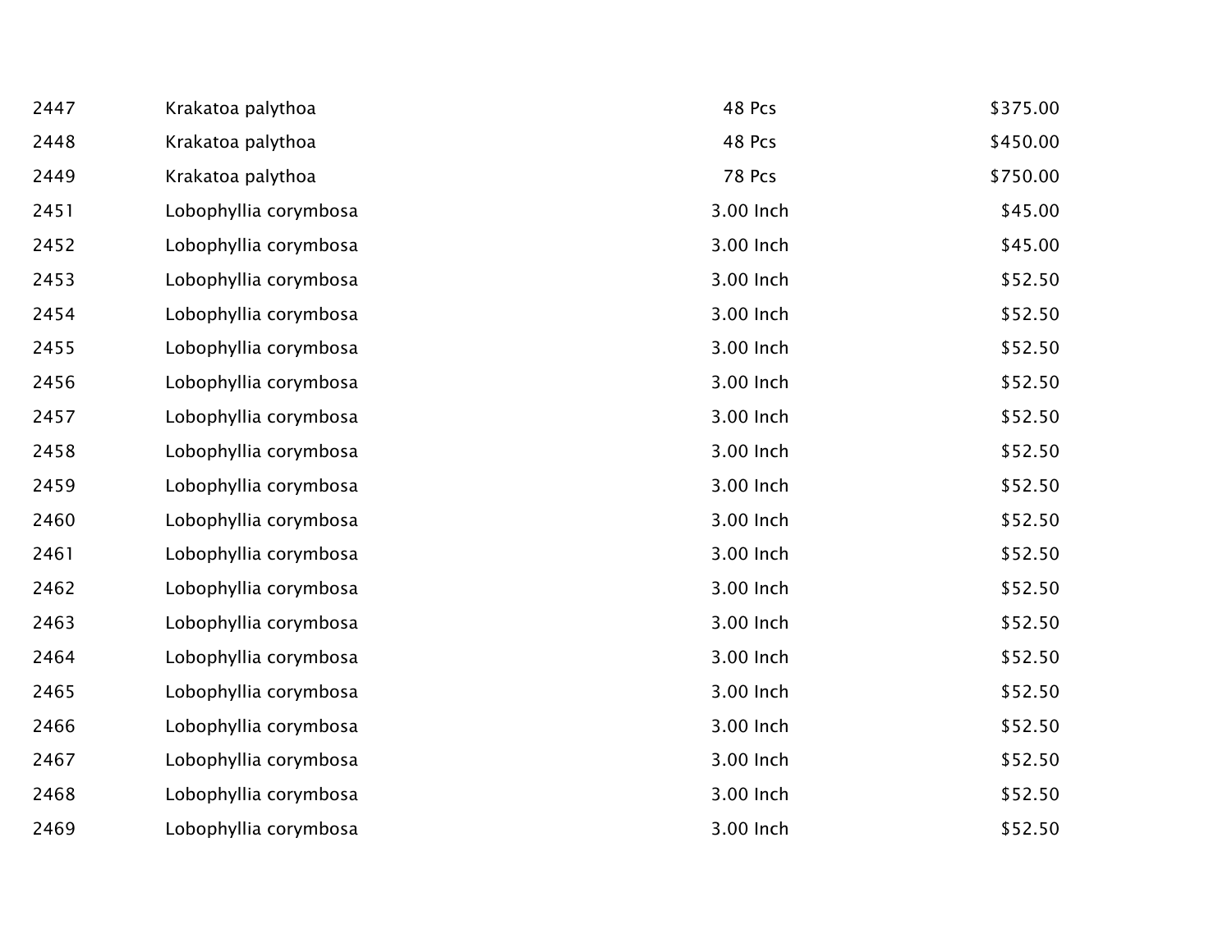| | | | |
|---|---|---|---|
| 2447 | Krakatoa palythoa | 48 Pcs | $375.00 |
| 2448 | Krakatoa palythoa | 48 Pcs | $450.00 |
| 2449 | Krakatoa palythoa | 78 Pcs | $750.00 |
| 2451 | Lobophyllia corymbosa | 3.00 Inch | $45.00 |
| 2452 | Lobophyllia corymbosa | 3.00 Inch | $45.00 |
| 2453 | Lobophyllia corymbosa | 3.00 Inch | $52.50 |
| 2454 | Lobophyllia corymbosa | 3.00 Inch | $52.50 |
| 2455 | Lobophyllia corymbosa | 3.00 Inch | $52.50 |
| 2456 | Lobophyllia corymbosa | 3.00 Inch | $52.50 |
| 2457 | Lobophyllia corymbosa | 3.00 Inch | $52.50 |
| 2458 | Lobophyllia corymbosa | 3.00 Inch | $52.50 |
| 2459 | Lobophyllia corymbosa | 3.00 Inch | $52.50 |
| 2460 | Lobophyllia corymbosa | 3.00 Inch | $52.50 |
| 2461 | Lobophyllia corymbosa | 3.00 Inch | $52.50 |
| 2462 | Lobophyllia corymbosa | 3.00 Inch | $52.50 |
| 2463 | Lobophyllia corymbosa | 3.00 Inch | $52.50 |
| 2464 | Lobophyllia corymbosa | 3.00 Inch | $52.50 |
| 2465 | Lobophyllia corymbosa | 3.00 Inch | $52.50 |
| 2466 | Lobophyllia corymbosa | 3.00 Inch | $52.50 |
| 2467 | Lobophyllia corymbosa | 3.00 Inch | $52.50 |
| 2468 | Lobophyllia corymbosa | 3.00 Inch | $52.50 |
| 2469 | Lobophyllia corymbosa | 3.00 Inch | $52.50 |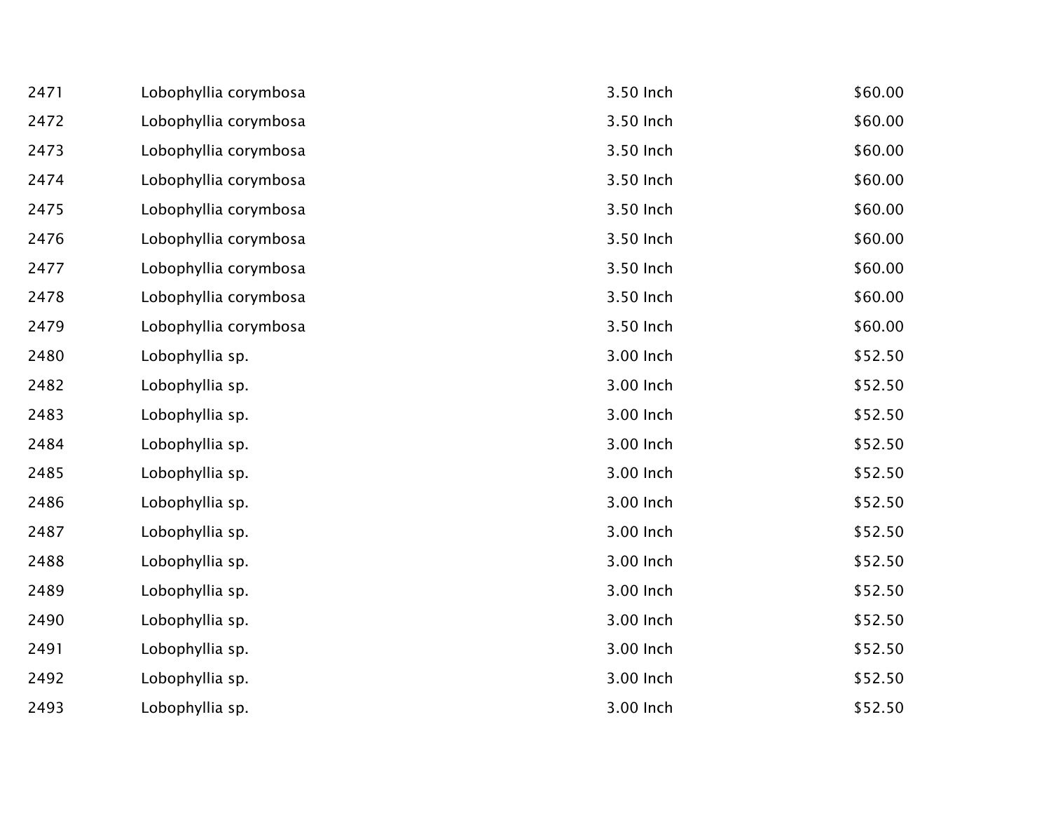| | | | |
|---|---|---|---|
| 2471 | Lobophyllia corymbosa | 3.50 Inch | $60.00 |
| 2472 | Lobophyllia corymbosa | 3.50 Inch | $60.00 |
| 2473 | Lobophyllia corymbosa | 3.50 Inch | $60.00 |
| 2474 | Lobophyllia corymbosa | 3.50 Inch | $60.00 |
| 2475 | Lobophyllia corymbosa | 3.50 Inch | $60.00 |
| 2476 | Lobophyllia corymbosa | 3.50 Inch | $60.00 |
| 2477 | Lobophyllia corymbosa | 3.50 Inch | $60.00 |
| 2478 | Lobophyllia corymbosa | 3.50 Inch | $60.00 |
| 2479 | Lobophyllia corymbosa | 3.50 Inch | $60.00 |
| 2480 | Lobophyllia sp. | 3.00 Inch | $52.50 |
| 2482 | Lobophyllia sp. | 3.00 Inch | $52.50 |
| 2483 | Lobophyllia sp. | 3.00 Inch | $52.50 |
| 2484 | Lobophyllia sp. | 3.00 Inch | $52.50 |
| 2485 | Lobophyllia sp. | 3.00 Inch | $52.50 |
| 2486 | Lobophyllia sp. | 3.00 Inch | $52.50 |
| 2487 | Lobophyllia sp. | 3.00 Inch | $52.50 |
| 2488 | Lobophyllia sp. | 3.00 Inch | $52.50 |
| 2489 | Lobophyllia sp. | 3.00 Inch | $52.50 |
| 2490 | Lobophyllia sp. | 3.00 Inch | $52.50 |
| 2491 | Lobophyllia sp. | 3.00 Inch | $52.50 |
| 2492 | Lobophyllia sp. | 3.00 Inch | $52.50 |
| 2493 | Lobophyllia sp. | 3.00 Inch | $52.50 |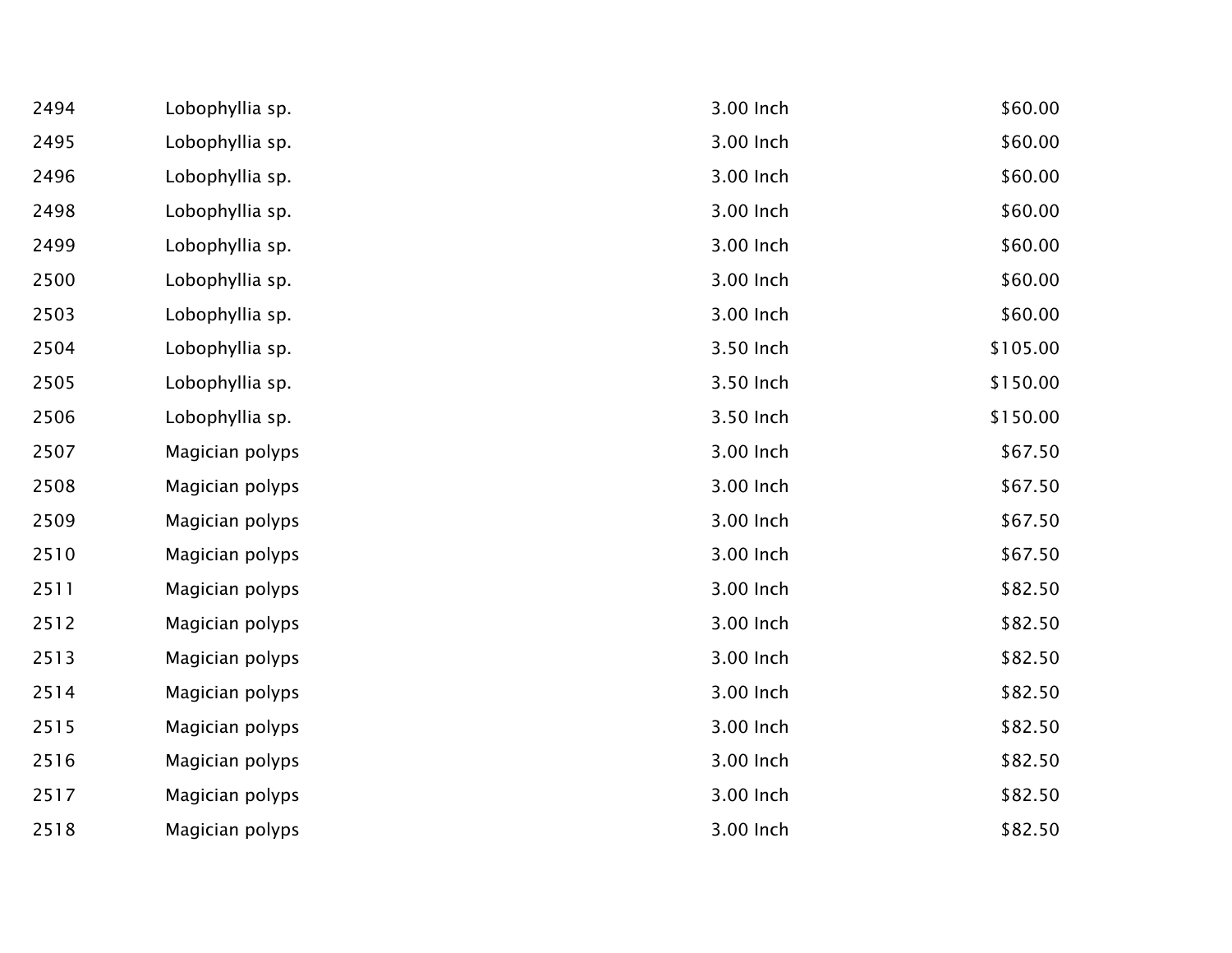| | | | |
|---|---|---|---|
| 2494 | Lobophyllia sp. | 3.00 Inch | $60.00 |
| 2495 | Lobophyllia sp. | 3.00 Inch | $60.00 |
| 2496 | Lobophyllia sp. | 3.00 Inch | $60.00 |
| 2498 | Lobophyllia sp. | 3.00 Inch | $60.00 |
| 2499 | Lobophyllia sp. | 3.00 Inch | $60.00 |
| 2500 | Lobophyllia sp. | 3.00 Inch | $60.00 |
| 2503 | Lobophyllia sp. | 3.00 Inch | $60.00 |
| 2504 | Lobophyllia sp. | 3.50 Inch | $105.00 |
| 2505 | Lobophyllia sp. | 3.50 Inch | $150.00 |
| 2506 | Lobophyllia sp. | 3.50 Inch | $150.00 |
| 2507 | Magician polyps | 3.00 Inch | $67.50 |
| 2508 | Magician polyps | 3.00 Inch | $67.50 |
| 2509 | Magician polyps | 3.00 Inch | $67.50 |
| 2510 | Magician polyps | 3.00 Inch | $67.50 |
| 2511 | Magician polyps | 3.00 Inch | $82.50 |
| 2512 | Magician polyps | 3.00 Inch | $82.50 |
| 2513 | Magician polyps | 3.00 Inch | $82.50 |
| 2514 | Magician polyps | 3.00 Inch | $82.50 |
| 2515 | Magician polyps | 3.00 Inch | $82.50 |
| 2516 | Magician polyps | 3.00 Inch | $82.50 |
| 2517 | Magician polyps | 3.00 Inch | $82.50 |
| 2518 | Magician polyps | 3.00 Inch | $82.50 |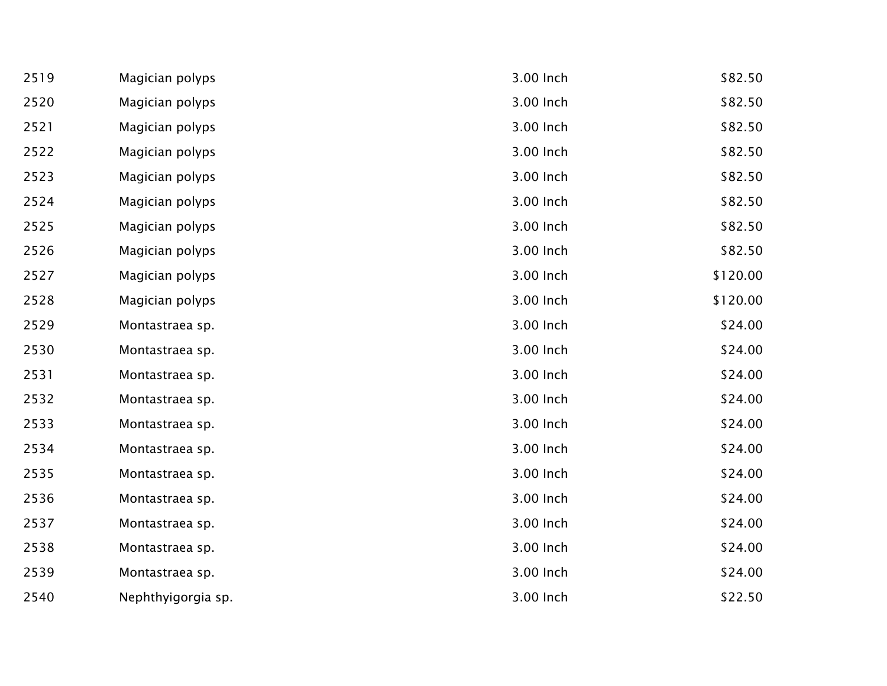| | | | |
|---|---|---|---|
| 2519 | Magician polyps | 3.00 Inch | $82.50 |
| 2520 | Magician polyps | 3.00 Inch | $82.50 |
| 2521 | Magician polyps | 3.00 Inch | $82.50 |
| 2522 | Magician polyps | 3.00 Inch | $82.50 |
| 2523 | Magician polyps | 3.00 Inch | $82.50 |
| 2524 | Magician polyps | 3.00 Inch | $82.50 |
| 2525 | Magician polyps | 3.00 Inch | $82.50 |
| 2526 | Magician polyps | 3.00 Inch | $82.50 |
| 2527 | Magician polyps | 3.00 Inch | $120.00 |
| 2528 | Magician polyps | 3.00 Inch | $120.00 |
| 2529 | Montastraea sp. | 3.00 Inch | $24.00 |
| 2530 | Montastraea sp. | 3.00 Inch | $24.00 |
| 2531 | Montastraea sp. | 3.00 Inch | $24.00 |
| 2532 | Montastraea sp. | 3.00 Inch | $24.00 |
| 2533 | Montastraea sp. | 3.00 Inch | $24.00 |
| 2534 | Montastraea sp. | 3.00 Inch | $24.00 |
| 2535 | Montastraea sp. | 3.00 Inch | $24.00 |
| 2536 | Montastraea sp. | 3.00 Inch | $24.00 |
| 2537 | Montastraea sp. | 3.00 Inch | $24.00 |
| 2538 | Montastraea sp. | 3.00 Inch | $24.00 |
| 2539 | Montastraea sp. | 3.00 Inch | $24.00 |
| 2540 | Nephthyigorgia sp. | 3.00 Inch | $22.50 |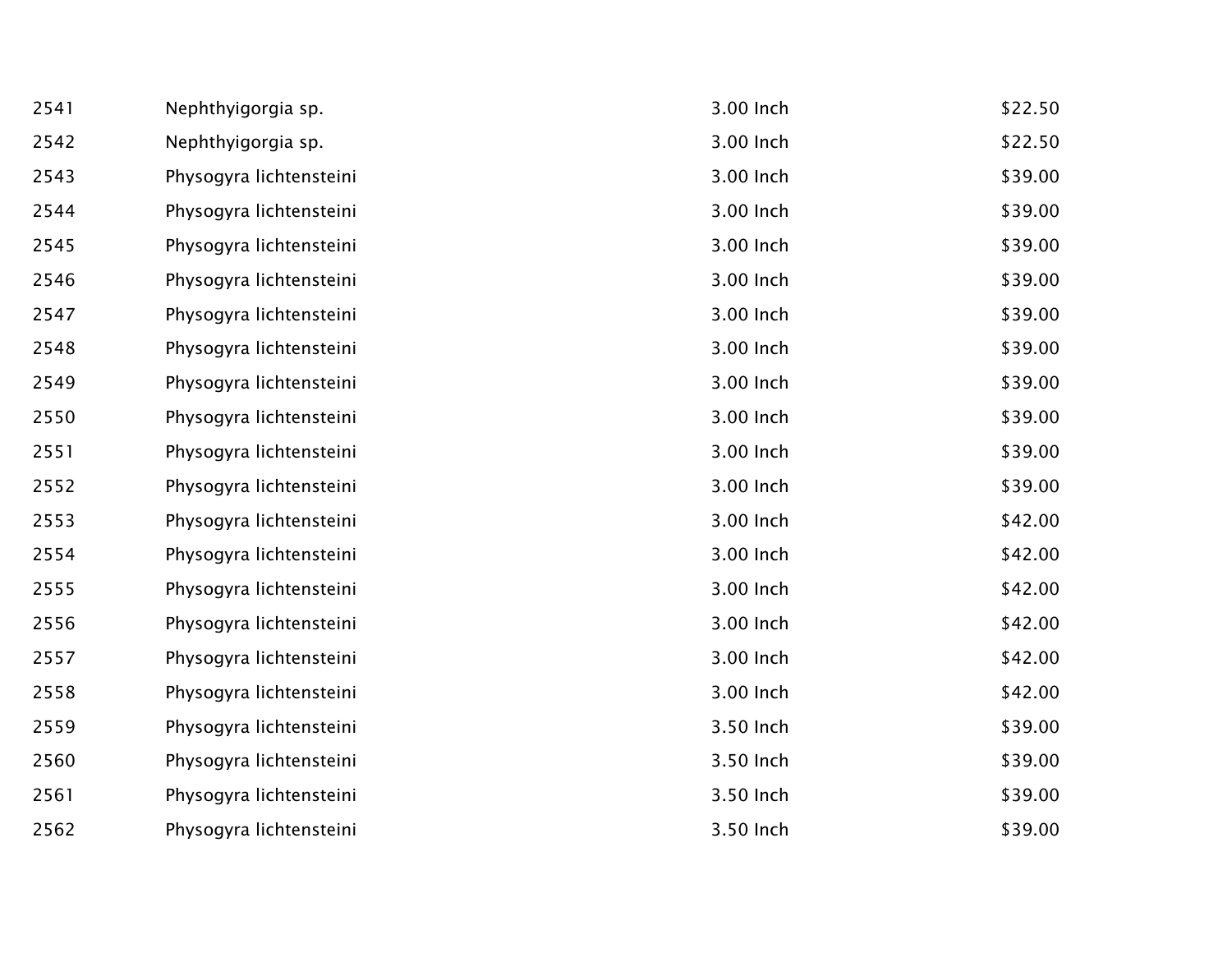| | | | |
|---|---|---|---|
| 2541 | Nephthyigorgia sp. | 3.00 Inch | $22.50 |
| 2542 | Nephthyigorgia sp. | 3.00 Inch | $22.50 |
| 2543 | Physogyra lichtensteini | 3.00 Inch | $39.00 |
| 2544 | Physogyra lichtensteini | 3.00 Inch | $39.00 |
| 2545 | Physogyra lichtensteini | 3.00 Inch | $39.00 |
| 2546 | Physogyra lichtensteini | 3.00 Inch | $39.00 |
| 2547 | Physogyra lichtensteini | 3.00 Inch | $39.00 |
| 2548 | Physogyra lichtensteini | 3.00 Inch | $39.00 |
| 2549 | Physogyra lichtensteini | 3.00 Inch | $39.00 |
| 2550 | Physogyra lichtensteini | 3.00 Inch | $39.00 |
| 2551 | Physogyra lichtensteini | 3.00 Inch | $39.00 |
| 2552 | Physogyra lichtensteini | 3.00 Inch | $39.00 |
| 2553 | Physogyra lichtensteini | 3.00 Inch | $42.00 |
| 2554 | Physogyra lichtensteini | 3.00 Inch | $42.00 |
| 2555 | Physogyra lichtensteini | 3.00 Inch | $42.00 |
| 2556 | Physogyra lichtensteini | 3.00 Inch | $42.00 |
| 2557 | Physogyra lichtensteini | 3.00 Inch | $42.00 |
| 2558 | Physogyra lichtensteini | 3.00 Inch | $42.00 |
| 2559 | Physogyra lichtensteini | 3.50 Inch | $39.00 |
| 2560 | Physogyra lichtensteini | 3.50 Inch | $39.00 |
| 2561 | Physogyra lichtensteini | 3.50 Inch | $39.00 |
| 2562 | Physogyra lichtensteini | 3.50 Inch | $39.00 |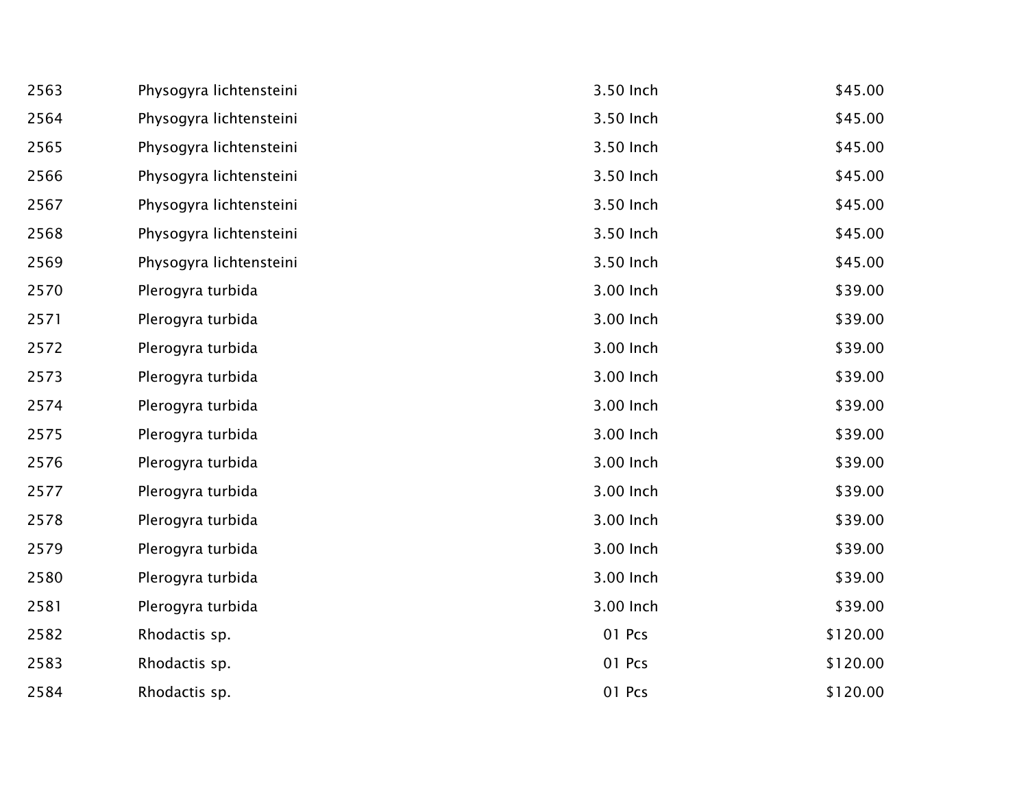| | | | |
|---|---|---|---|
| 2563 | Physogyra lichtensteini | 3.50 Inch | $45.00 |
| 2564 | Physogyra lichtensteini | 3.50 Inch | $45.00 |
| 2565 | Physogyra lichtensteini | 3.50 Inch | $45.00 |
| 2566 | Physogyra lichtensteini | 3.50 Inch | $45.00 |
| 2567 | Physogyra lichtensteini | 3.50 Inch | $45.00 |
| 2568 | Physogyra lichtensteini | 3.50 Inch | $45.00 |
| 2569 | Physogyra lichtensteini | 3.50 Inch | $45.00 |
| 2570 | Plerogyra turbida | 3.00 Inch | $39.00 |
| 2571 | Plerogyra turbida | 3.00 Inch | $39.00 |
| 2572 | Plerogyra turbida | 3.00 Inch | $39.00 |
| 2573 | Plerogyra turbida | 3.00 Inch | $39.00 |
| 2574 | Plerogyra turbida | 3.00 Inch | $39.00 |
| 2575 | Plerogyra turbida | 3.00 Inch | $39.00 |
| 2576 | Plerogyra turbida | 3.00 Inch | $39.00 |
| 2577 | Plerogyra turbida | 3.00 Inch | $39.00 |
| 2578 | Plerogyra turbida | 3.00 Inch | $39.00 |
| 2579 | Plerogyra turbida | 3.00 Inch | $39.00 |
| 2580 | Plerogyra turbida | 3.00 Inch | $39.00 |
| 2581 | Plerogyra turbida | 3.00 Inch | $39.00 |
| 2582 | Rhodactis sp. | 01 Pcs | $120.00 |
| 2583 | Rhodactis sp. | 01 Pcs | $120.00 |
| 2584 | Rhodactis sp. | 01 Pcs | $120.00 |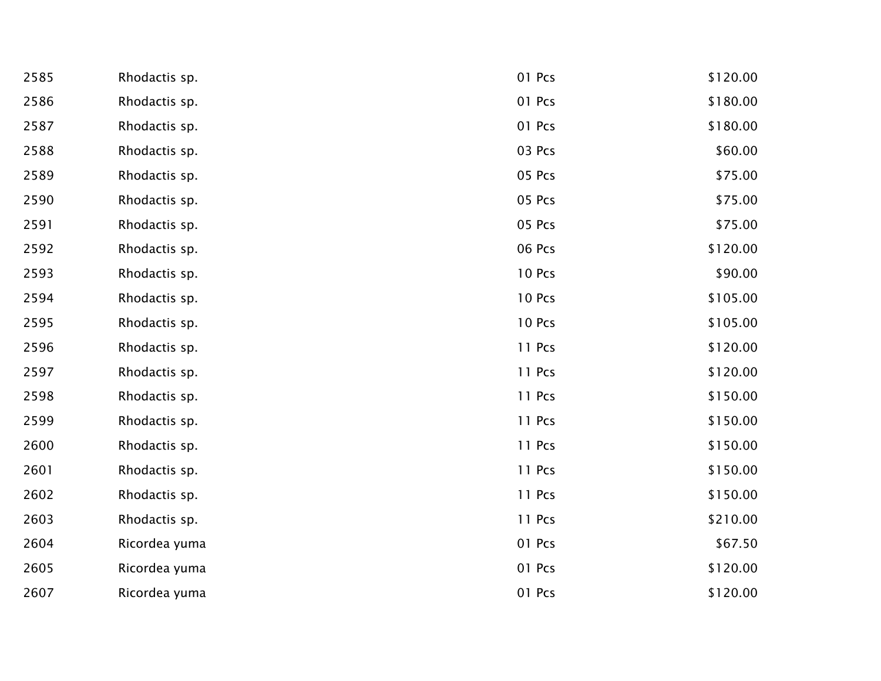| | | | |
|---|---|---|---|
| 2585 | Rhodactis sp. | 01 Pcs | $120.00 |
| 2586 | Rhodactis sp. | 01 Pcs | $180.00 |
| 2587 | Rhodactis sp. | 01 Pcs | $180.00 |
| 2588 | Rhodactis sp. | 03 Pcs | $60.00 |
| 2589 | Rhodactis sp. | 05 Pcs | $75.00 |
| 2590 | Rhodactis sp. | 05 Pcs | $75.00 |
| 2591 | Rhodactis sp. | 05 Pcs | $75.00 |
| 2592 | Rhodactis sp. | 06 Pcs | $120.00 |
| 2593 | Rhodactis sp. | 10 Pcs | $90.00 |
| 2594 | Rhodactis sp. | 10 Pcs | $105.00 |
| 2595 | Rhodactis sp. | 10 Pcs | $105.00 |
| 2596 | Rhodactis sp. | 11 Pcs | $120.00 |
| 2597 | Rhodactis sp. | 11 Pcs | $120.00 |
| 2598 | Rhodactis sp. | 11 Pcs | $150.00 |
| 2599 | Rhodactis sp. | 11 Pcs | $150.00 |
| 2600 | Rhodactis sp. | 11 Pcs | $150.00 |
| 2601 | Rhodactis sp. | 11 Pcs | $150.00 |
| 2602 | Rhodactis sp. | 11 Pcs | $150.00 |
| 2603 | Rhodactis sp. | 11 Pcs | $210.00 |
| 2604 | Ricordea yuma | 01 Pcs | $67.50 |
| 2605 | Ricordea yuma | 01 Pcs | $120.00 |
| 2607 | Ricordea yuma | 01 Pcs | $120.00 |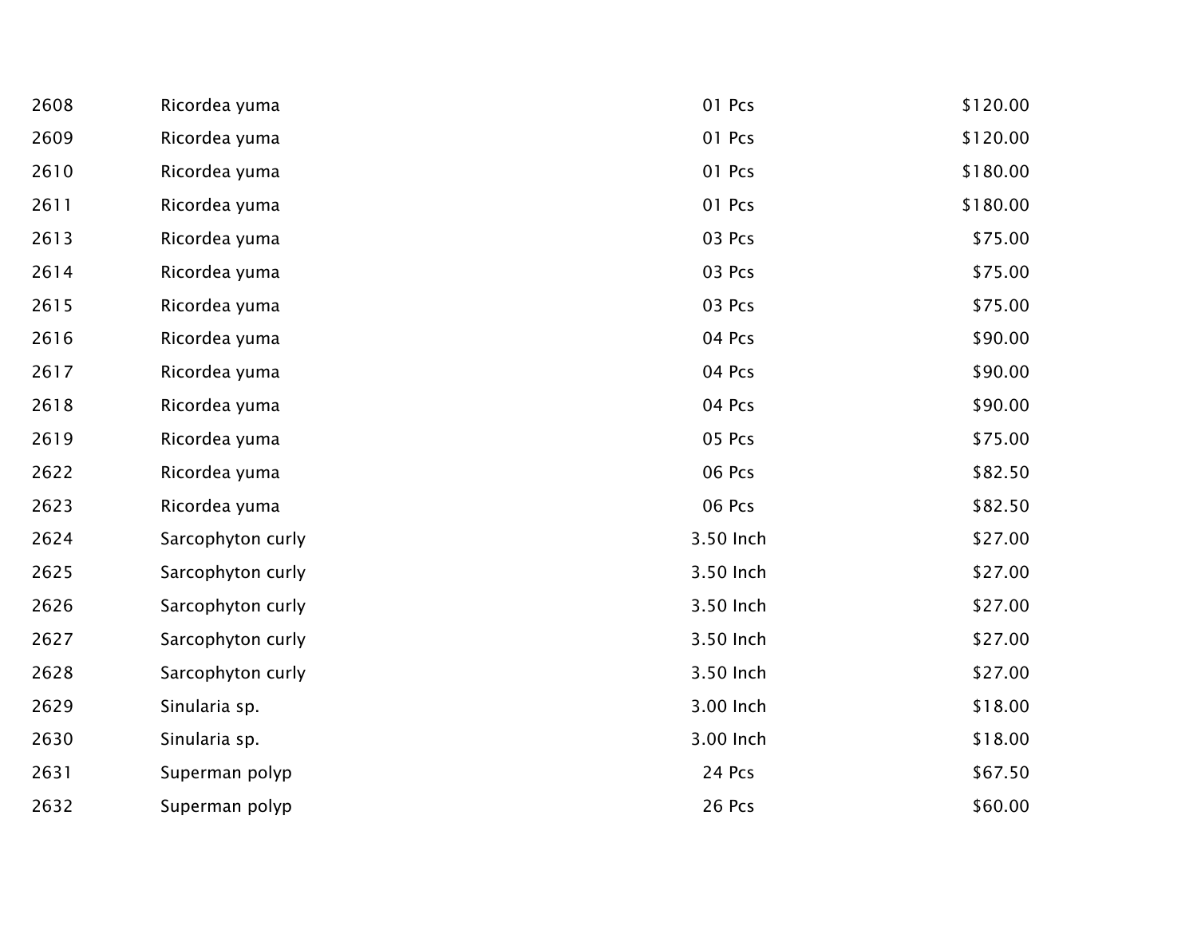| | | | |
|---|---|---|---|
| 2608 | Ricordea yuma | 01 Pcs | $120.00 |
| 2609 | Ricordea yuma | 01 Pcs | $120.00 |
| 2610 | Ricordea yuma | 01 Pcs | $180.00 |
| 2611 | Ricordea yuma | 01 Pcs | $180.00 |
| 2613 | Ricordea yuma | 03 Pcs | $75.00 |
| 2614 | Ricordea yuma | 03 Pcs | $75.00 |
| 2615 | Ricordea yuma | 03 Pcs | $75.00 |
| 2616 | Ricordea yuma | 04 Pcs | $90.00 |
| 2617 | Ricordea yuma | 04 Pcs | $90.00 |
| 2618 | Ricordea yuma | 04 Pcs | $90.00 |
| 2619 | Ricordea yuma | 05 Pcs | $75.00 |
| 2622 | Ricordea yuma | 06 Pcs | $82.50 |
| 2623 | Ricordea yuma | 06 Pcs | $82.50 |
| 2624 | Sarcophyton curly | 3.50 Inch | $27.00 |
| 2625 | Sarcophyton curly | 3.50 Inch | $27.00 |
| 2626 | Sarcophyton curly | 3.50 Inch | $27.00 |
| 2627 | Sarcophyton curly | 3.50 Inch | $27.00 |
| 2628 | Sarcophyton curly | 3.50 Inch | $27.00 |
| 2629 | Sinularia sp. | 3.00 Inch | $18.00 |
| 2630 | Sinularia sp. | 3.00 Inch | $18.00 |
| 2631 | Superman polyp | 24 Pcs | $67.50 |
| 2632 | Superman polyp | 26 Pcs | $60.00 |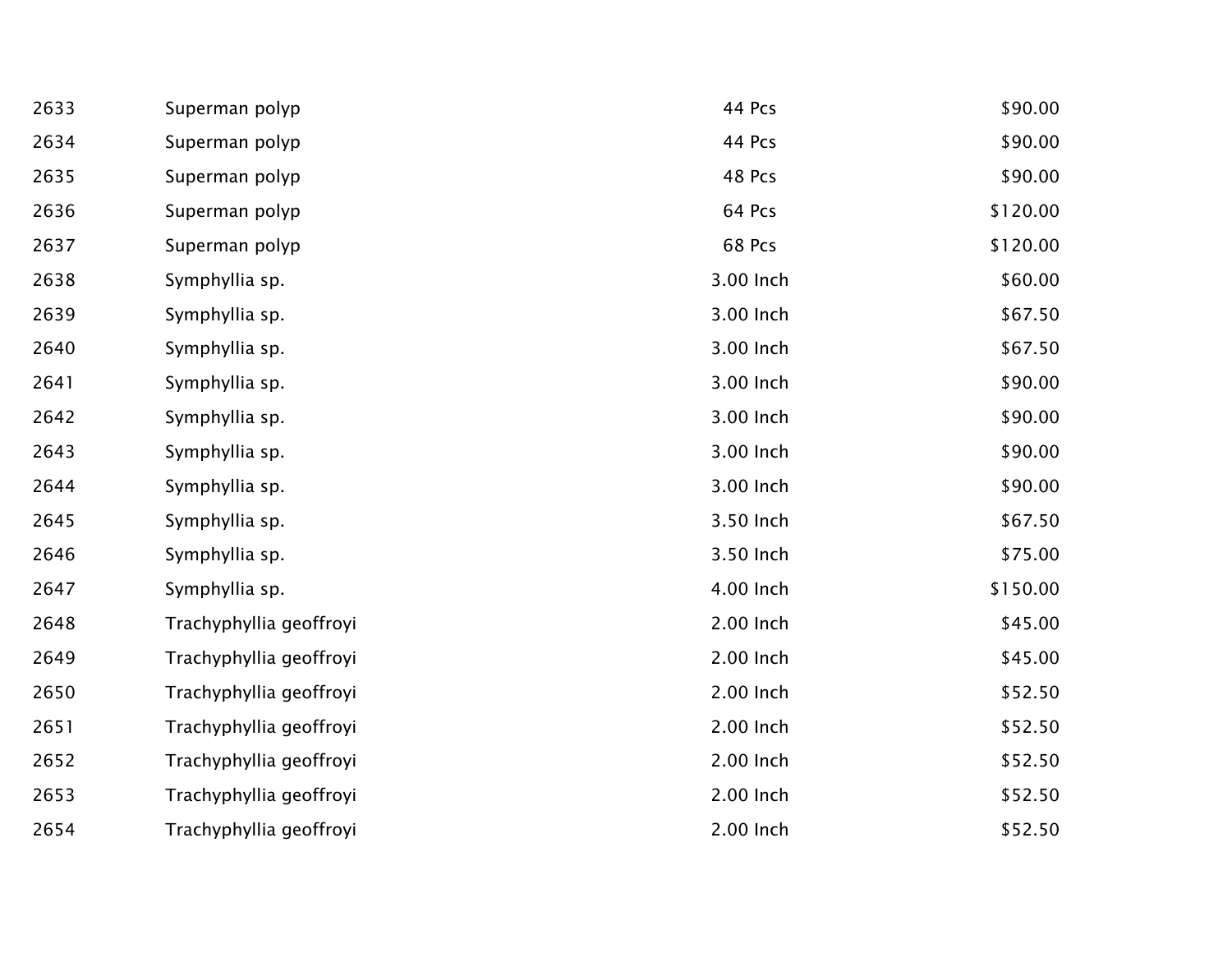| | | | |
|---|---|---|---|
| 2633 | Superman polyp | 44 Pcs | $90.00 |
| 2634 | Superman polyp | 44 Pcs | $90.00 |
| 2635 | Superman polyp | 48 Pcs | $90.00 |
| 2636 | Superman polyp | 64 Pcs | $120.00 |
| 2637 | Superman polyp | 68 Pcs | $120.00 |
| 2638 | Symphyllia sp. | 3.00 Inch | $60.00 |
| 2639 | Symphyllia sp. | 3.00 Inch | $67.50 |
| 2640 | Symphyllia sp. | 3.00 Inch | $67.50 |
| 2641 | Symphyllia sp. | 3.00 Inch | $90.00 |
| 2642 | Symphyllia sp. | 3.00 Inch | $90.00 |
| 2643 | Symphyllia sp. | 3.00 Inch | $90.00 |
| 2644 | Symphyllia sp. | 3.00 Inch | $90.00 |
| 2645 | Symphyllia sp. | 3.50 Inch | $67.50 |
| 2646 | Symphyllia sp. | 3.50 Inch | $75.00 |
| 2647 | Symphyllia sp. | 4.00 Inch | $150.00 |
| 2648 | Trachyphyllia geoffroyi | 2.00 Inch | $45.00 |
| 2649 | Trachyphyllia geoffroyi | 2.00 Inch | $45.00 |
| 2650 | Trachyphyllia geoffroyi | 2.00 Inch | $52.50 |
| 2651 | Trachyphyllia geoffroyi | 2.00 Inch | $52.50 |
| 2652 | Trachyphyllia geoffroyi | 2.00 Inch | $52.50 |
| 2653 | Trachyphyllia geoffroyi | 2.00 Inch | $52.50 |
| 2654 | Trachyphyllia geoffroyi | 2.00 Inch | $52.50 |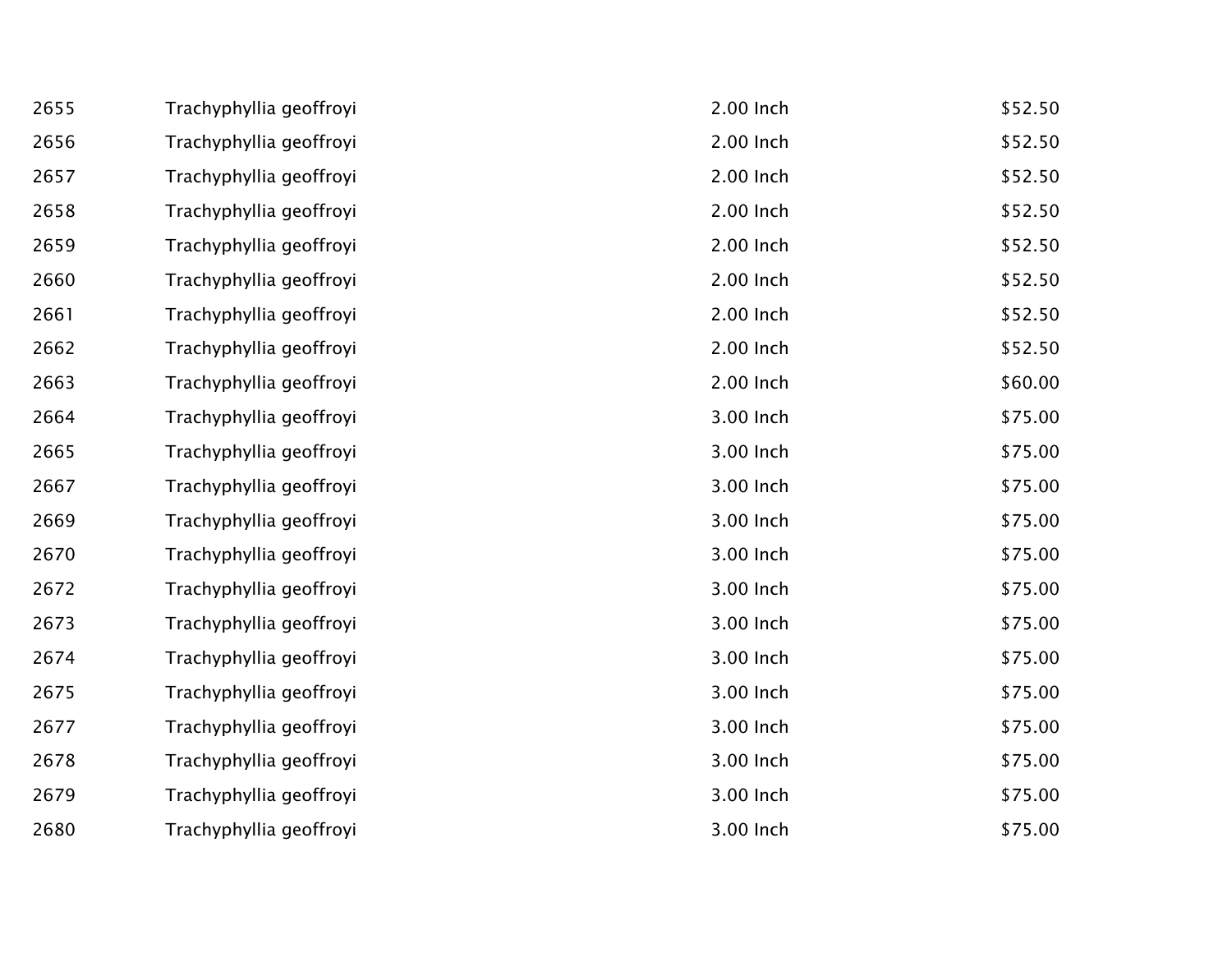| | | | |
|---|---|---|---|
| 2655 | Trachyphyllia geoffroyi | 2.00 Inch | $52.50 |
| 2656 | Trachyphyllia geoffroyi | 2.00 Inch | $52.50 |
| 2657 | Trachyphyllia geoffroyi | 2.00 Inch | $52.50 |
| 2658 | Trachyphyllia geoffroyi | 2.00 Inch | $52.50 |
| 2659 | Trachyphyllia geoffroyi | 2.00 Inch | $52.50 |
| 2660 | Trachyphyllia geoffroyi | 2.00 Inch | $52.50 |
| 2661 | Trachyphyllia geoffroyi | 2.00 Inch | $52.50 |
| 2662 | Trachyphyllia geoffroyi | 2.00 Inch | $52.50 |
| 2663 | Trachyphyllia geoffroyi | 2.00 Inch | $60.00 |
| 2664 | Trachyphyllia geoffroyi | 3.00 Inch | $75.00 |
| 2665 | Trachyphyllia geoffroyi | 3.00 Inch | $75.00 |
| 2667 | Trachyphyllia geoffroyi | 3.00 Inch | $75.00 |
| 2669 | Trachyphyllia geoffroyi | 3.00 Inch | $75.00 |
| 2670 | Trachyphyllia geoffroyi | 3.00 Inch | $75.00 |
| 2672 | Trachyphyllia geoffroyi | 3.00 Inch | $75.00 |
| 2673 | Trachyphyllia geoffroyi | 3.00 Inch | $75.00 |
| 2674 | Trachyphyllia geoffroyi | 3.00 Inch | $75.00 |
| 2675 | Trachyphyllia geoffroyi | 3.00 Inch | $75.00 |
| 2677 | Trachyphyllia geoffroyi | 3.00 Inch | $75.00 |
| 2678 | Trachyphyllia geoffroyi | 3.00 Inch | $75.00 |
| 2679 | Trachyphyllia geoffroyi | 3.00 Inch | $75.00 |
| 2680 | Trachyphyllia geoffroyi | 3.00 Inch | $75.00 |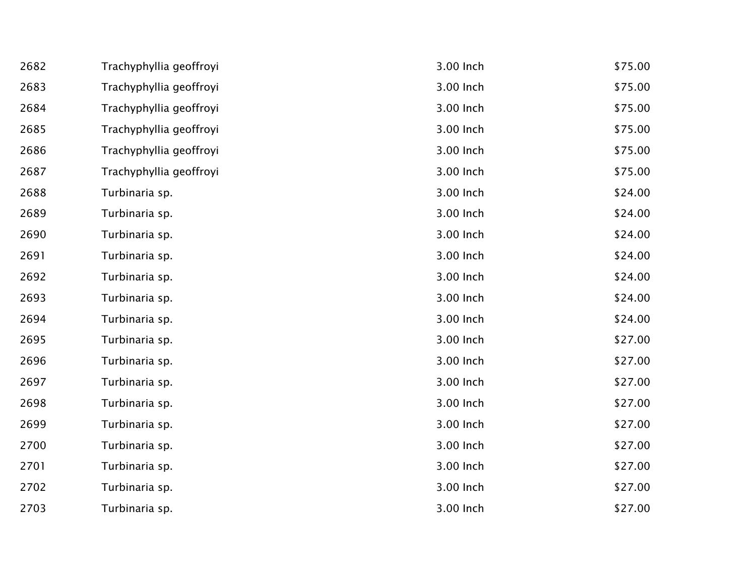| | | | |
|---|---|---|---|
| 2682 | Trachyphyllia geoffroyi | 3.00 Inch | $75.00 |
| 2683 | Trachyphyllia geoffroyi | 3.00 Inch | $75.00 |
| 2684 | Trachyphyllia geoffroyi | 3.00 Inch | $75.00 |
| 2685 | Trachyphyllia geoffroyi | 3.00 Inch | $75.00 |
| 2686 | Trachyphyllia geoffroyi | 3.00 Inch | $75.00 |
| 2687 | Trachyphyllia geoffroyi | 3.00 Inch | $75.00 |
| 2688 | Turbinaria sp. | 3.00 Inch | $24.00 |
| 2689 | Turbinaria sp. | 3.00 Inch | $24.00 |
| 2690 | Turbinaria sp. | 3.00 Inch | $24.00 |
| 2691 | Turbinaria sp. | 3.00 Inch | $24.00 |
| 2692 | Turbinaria sp. | 3.00 Inch | $24.00 |
| 2693 | Turbinaria sp. | 3.00 Inch | $24.00 |
| 2694 | Turbinaria sp. | 3.00 Inch | $24.00 |
| 2695 | Turbinaria sp. | 3.00 Inch | $27.00 |
| 2696 | Turbinaria sp. | 3.00 Inch | $27.00 |
| 2697 | Turbinaria sp. | 3.00 Inch | $27.00 |
| 2698 | Turbinaria sp. | 3.00 Inch | $27.00 |
| 2699 | Turbinaria sp. | 3.00 Inch | $27.00 |
| 2700 | Turbinaria sp. | 3.00 Inch | $27.00 |
| 2701 | Turbinaria sp. | 3.00 Inch | $27.00 |
| 2702 | Turbinaria sp. | 3.00 Inch | $27.00 |
| 2703 | Turbinaria sp. | 3.00 Inch | $27.00 |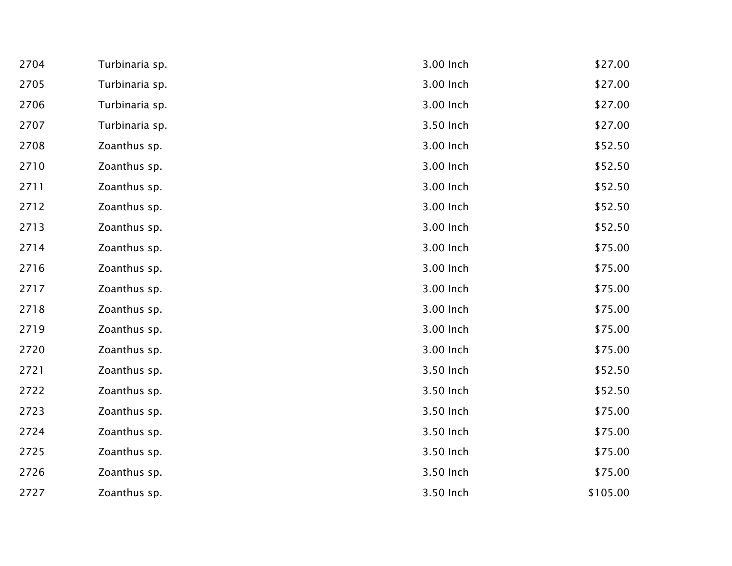| | | | |
|---|---|---|---|
| 2704 | Turbinaria sp. | 3.00 Inch | $27.00 |
| 2705 | Turbinaria sp. | 3.00 Inch | $27.00 |
| 2706 | Turbinaria sp. | 3.00 Inch | $27.00 |
| 2707 | Turbinaria sp. | 3.50 Inch | $27.00 |
| 2708 | Zoanthus sp. | 3.00 Inch | $52.50 |
| 2710 | Zoanthus sp. | 3.00 Inch | $52.50 |
| 2711 | Zoanthus sp. | 3.00 Inch | $52.50 |
| 2712 | Zoanthus sp. | 3.00 Inch | $52.50 |
| 2713 | Zoanthus sp. | 3.00 Inch | $52.50 |
| 2714 | Zoanthus sp. | 3.00 Inch | $75.00 |
| 2716 | Zoanthus sp. | 3.00 Inch | $75.00 |
| 2717 | Zoanthus sp. | 3.00 Inch | $75.00 |
| 2718 | Zoanthus sp. | 3.00 Inch | $75.00 |
| 2719 | Zoanthus sp. | 3.00 Inch | $75.00 |
| 2720 | Zoanthus sp. | 3.00 Inch | $75.00 |
| 2721 | Zoanthus sp. | 3.50 Inch | $52.50 |
| 2722 | Zoanthus sp. | 3.50 Inch | $52.50 |
| 2723 | Zoanthus sp. | 3.50 Inch | $75.00 |
| 2724 | Zoanthus sp. | 3.50 Inch | $75.00 |
| 2725 | Zoanthus sp. | 3.50 Inch | $75.00 |
| 2726 | Zoanthus sp. | 3.50 Inch | $75.00 |
| 2727 | Zoanthus sp. | 3.50 Inch | $105.00 |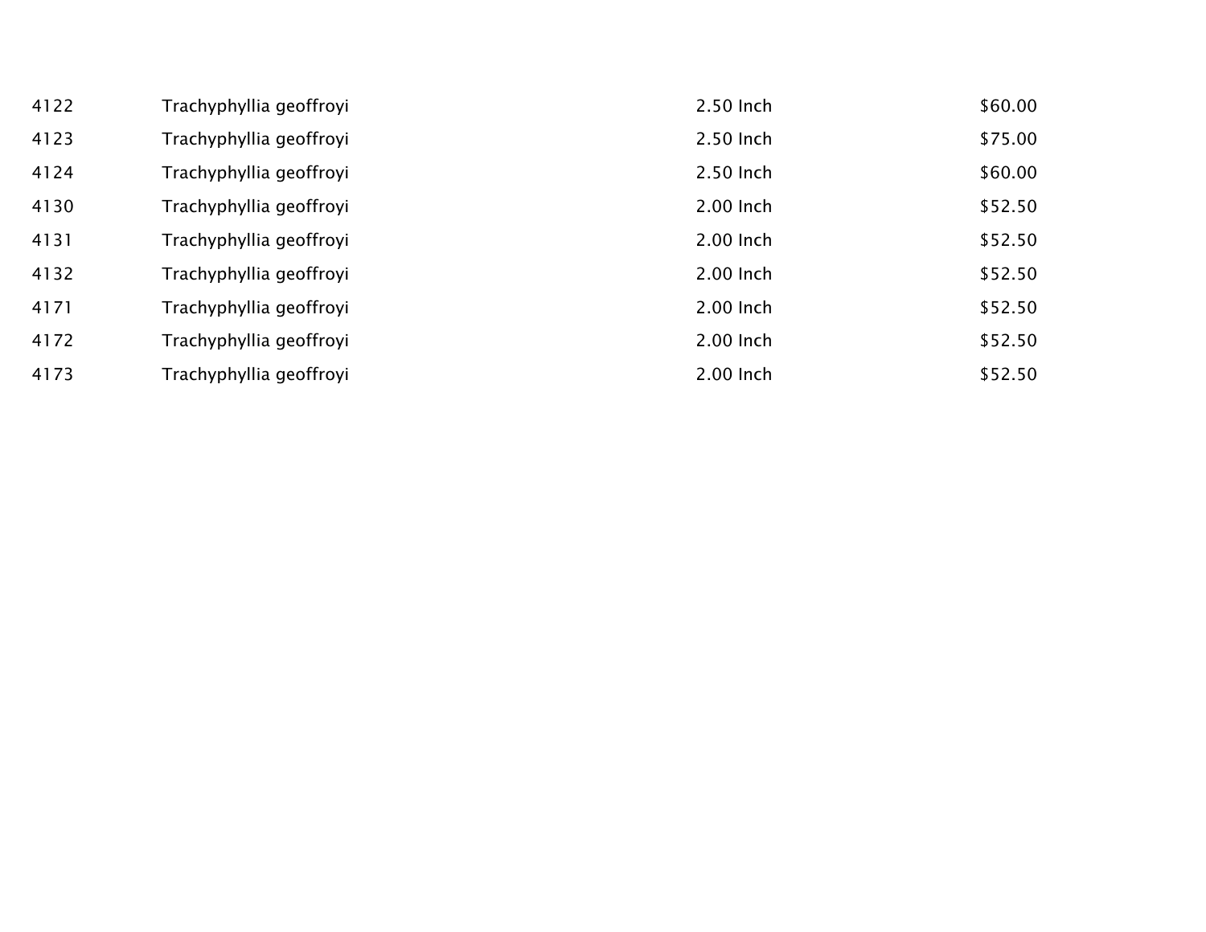| | | | |
|---|---|---|---|
| 4122 | Trachyphyllia geoffroyi | 2.50 Inch | $60.00 |
| 4123 | Trachyphyllia geoffroyi | 2.50 Inch | $75.00 |
| 4124 | Trachyphyllia geoffroyi | 2.50 Inch | $60.00 |
| 4130 | Trachyphyllia geoffroyi | 2.00 Inch | $52.50 |
| 4131 | Trachyphyllia geoffroyi | 2.00 Inch | $52.50 |
| 4132 | Trachyphyllia geoffroyi | 2.00 Inch | $52.50 |
| 4171 | Trachyphyllia geoffroyi | 2.00 Inch | $52.50 |
| 4172 | Trachyphyllia geoffroyi | 2.00 Inch | $52.50 |
| 4173 | Trachyphyllia geoffroyi | 2.00 Inch | $52.50 |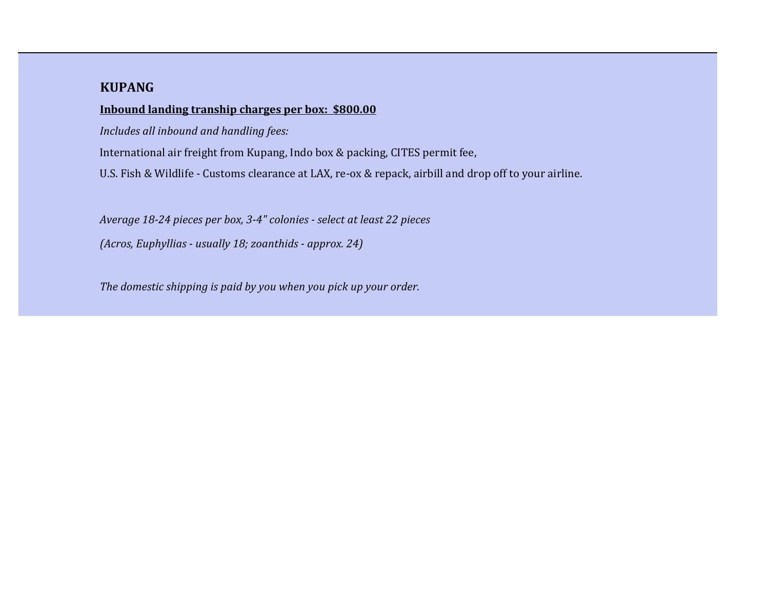## KUPANG

**Inbound landing tranship charges per box: $800.00**

*Includes all inbound and handling fees:*

International air freight from Kupang, Indo box & packing, CITES permit fee,

U.S. Fish & Wildlife - Customs clearance at LAX, re-ox & repack, airbill and drop off to your airline.

*Average 18-24 pieces per box, 3-4" colonies - select at least 22 pieces*

*(Acros, Euphyllias - usually 18; zoanthids - approx. 24)*

*The domestic shipping is paid by you when you pick up your order.*